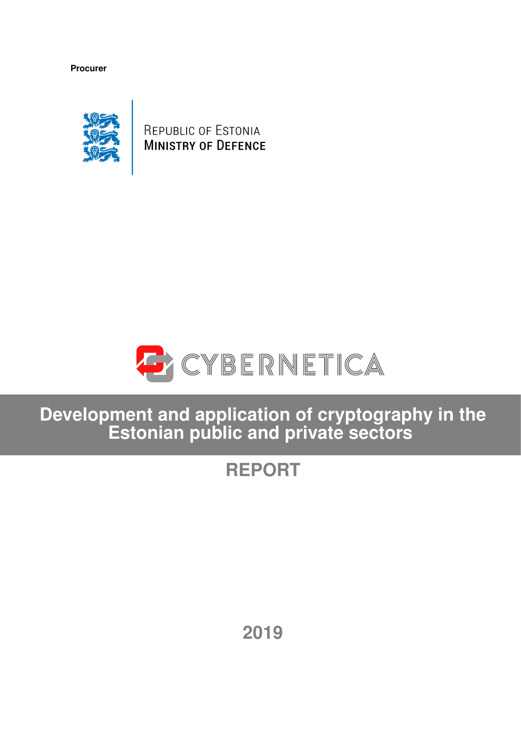**Procurer**

REPUBLIC OF ESTONIA
MINISTRY OF DEFENCE

CYBERNETICA

# Development and application of cryptography in the Estonian public and private sectors

## REPORT

2019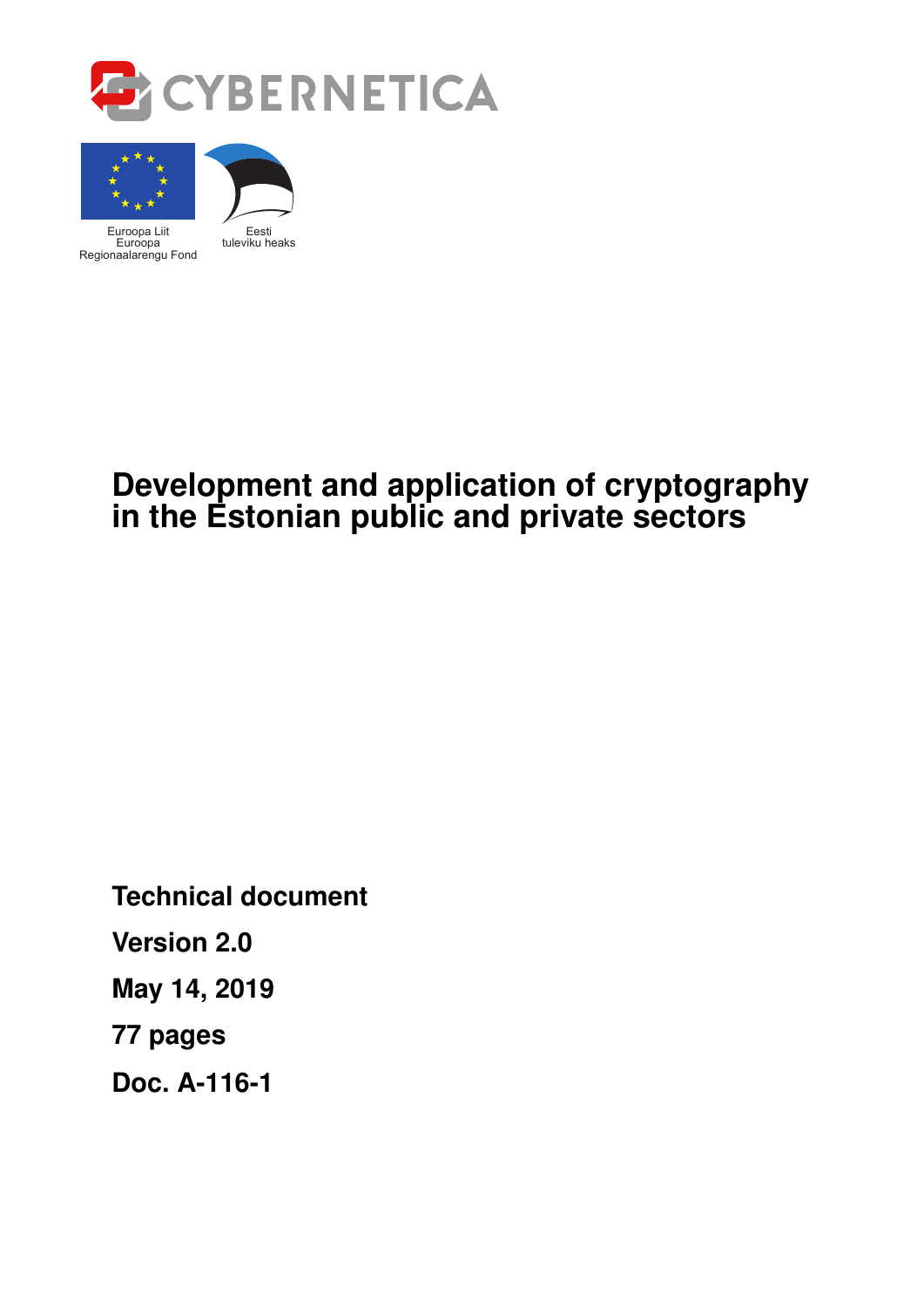CYBERNETICA

Euroopa Liit
Euroopa
Regionaalarengu Fond

Eesti
tuleviku heaks

# Development and application of cryptography in the Estonian public and private sectors

**Technical document**

**Version 2.0**

**May 14, 2019**

**77 pages**

**Doc. A-116-1**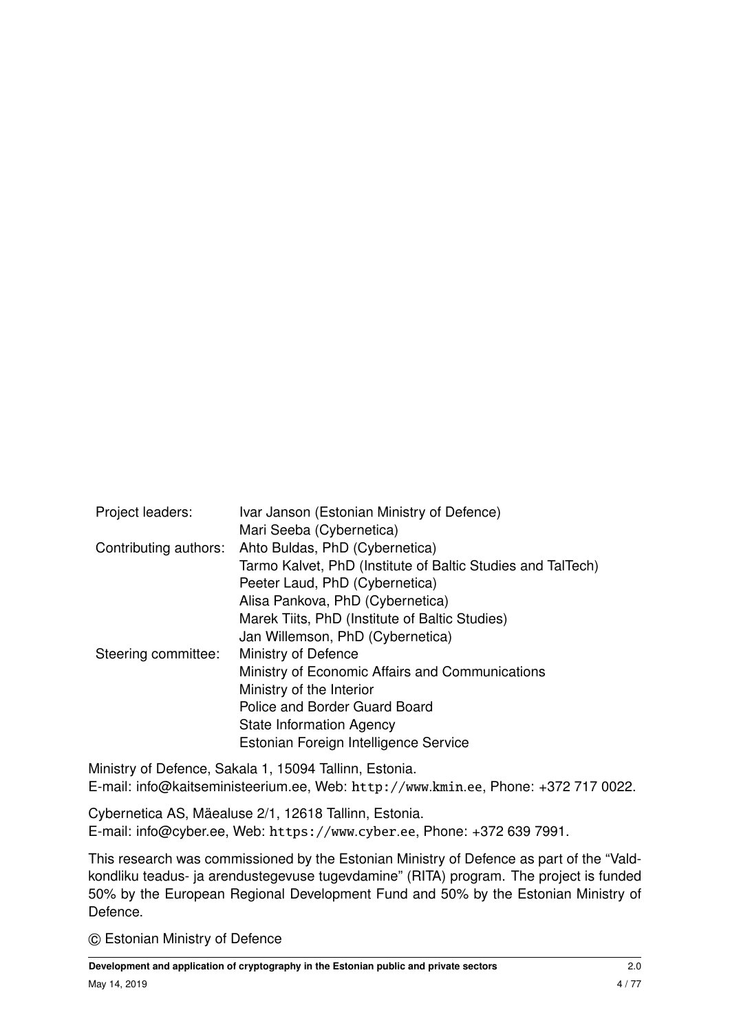| | |
|---|---|
| Project leaders: | Ivar Janson (Estonian Ministry of Defence) |
| | Mari Seeba (Cybernetica) |
| Contributing authors: | Ahto Buldas, PhD (Cybernetica) |
| | Tarmo Kalvet, PhD (Institute of Baltic Studies and TalTech) |
| | Peeter Laud, PhD (Cybernetica) |
| | Alisa Pankova, PhD (Cybernetica) |
| | Marek Tiits, PhD (Institute of Baltic Studies) |
| | Jan Willemson, PhD (Cybernetica) |
| Steering committee: | Ministry of Defence |
| | Ministry of Economic Affairs and Communications |
| | Ministry of the Interior |
| | Police and Border Guard Board |
| | State Information Agency |
| | Estonian Foreign Intelligence Service |

Ministry of Defence, Sakala 1, 15094 Tallinn, Estonia.
E-mail: info@kaitseministeerium.ee, Web: http://www.kmin.ee, Phone: +372 717 0022.

Cybernetica AS, Mäealuse 2/1, 12618 Tallinn, Estonia.
E-mail: info@cyber.ee, Web: https://www.cyber.ee, Phone: +372 639 7991.

This research was commissioned by the Estonian Ministry of Defence as part of the "Valdkondliku teadus- ja arendustegevuse tugevdamine" (RITA) program. The project is funded 50% by the European Regional Development Fund and 50% by the Estonian Ministry of Defence.

© Estonian Ministry of Defence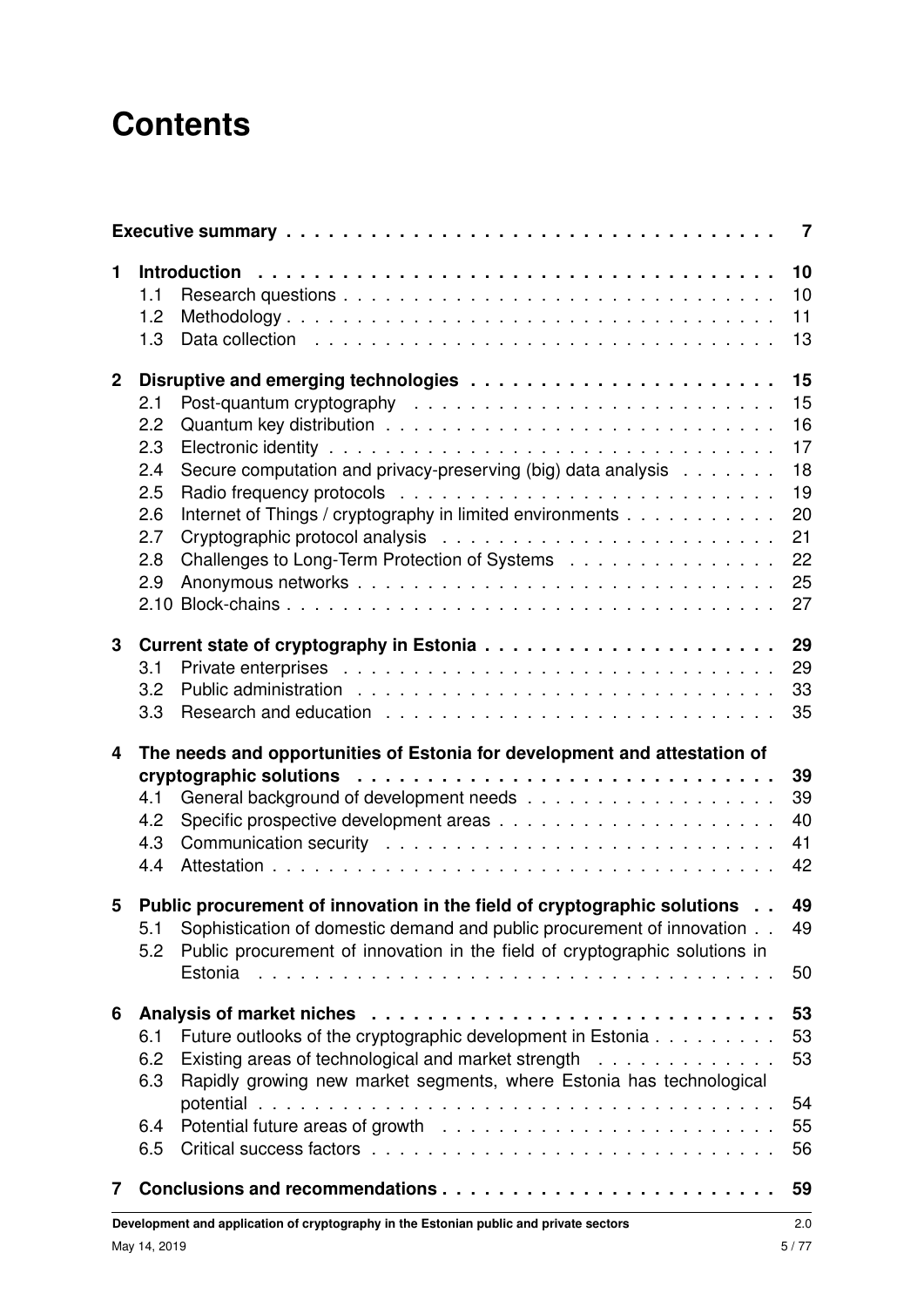# Contents

- **Executive summary** — 7
- **1 Introduction** — 10
  - 1.1 Research questions — 10
  - 1.2 Methodology — 11
  - 1.3 Data collection — 13
- **2 Disruptive and emerging technologies** — 15
  - 2.1 Post-quantum cryptography — 15
  - 2.2 Quantum key distribution — 16
  - 2.3 Electronic identity — 17
  - 2.4 Secure computation and privacy-preserving (big) data analysis — 18
  - 2.5 Radio frequency protocols — 19
  - 2.6 Internet of Things / cryptography in limited environments — 20
  - 2.7 Cryptographic protocol analysis — 21
  - 2.8 Challenges to Long-Term Protection of Systems — 22
  - 2.9 Anonymous networks — 25
  - 2.10 Block-chains — 27
- **3 Current state of cryptography in Estonia** — 29
  - 3.1 Private enterprises — 29
  - 3.2 Public administration — 33
  - 3.3 Research and education — 35
- **4 The needs and opportunities of Estonia for development and attestation of cryptographic solutions** — 39
  - 4.1 General background of development needs — 39
  - 4.2 Specific prospective development areas — 40
  - 4.3 Communication security — 41
  - 4.4 Attestation — 42
- **5 Public procurement of innovation in the field of cryptographic solutions** — 49
  - 5.1 Sophistication of domestic demand and public procurement of innovation — 49
  - 5.2 Public procurement of innovation in the field of cryptographic solutions in Estonia — 50
- **6 Analysis of market niches** — 53
  - 6.1 Future outlooks of the cryptographic development in Estonia — 53
  - 6.2 Existing areas of technological and market strength — 53
  - 6.3 Rapidly growing new market segments, where Estonia has technological potential — 54
  - 6.4 Potential future areas of growth — 55
  - 6.5 Critical success factors — 56
- **7 Conclusions and recommendations** — 59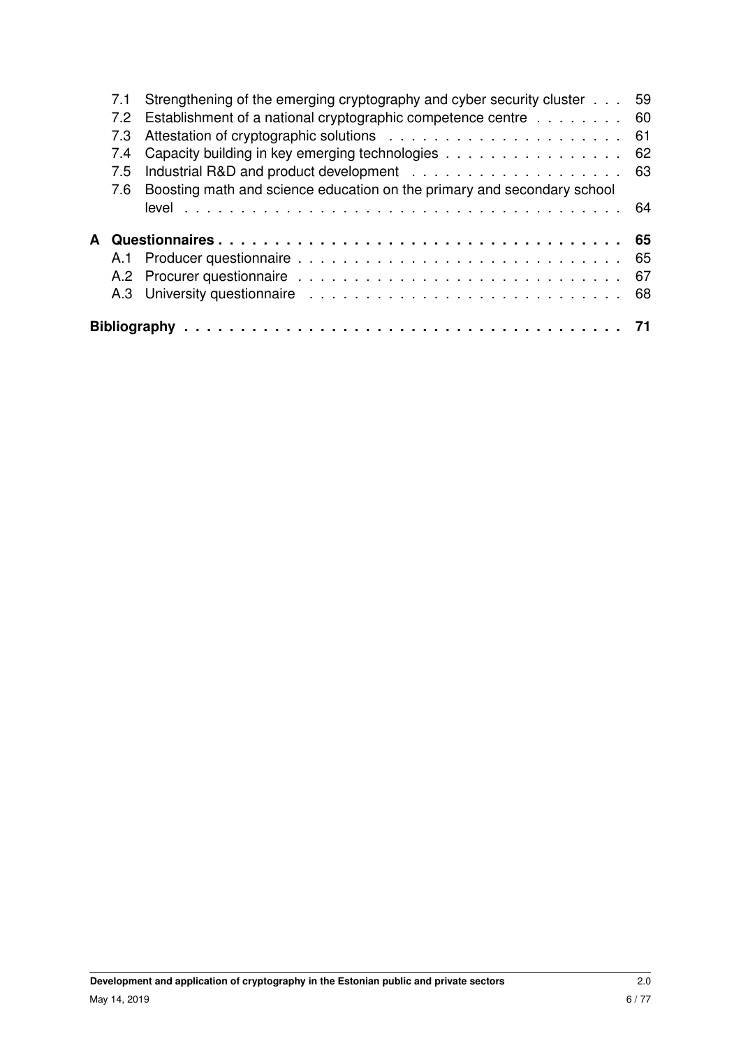- 7.1 Strengthening of the emerging cryptography and cyber security cluster . . . 59
- 7.2 Establishment of a national cryptographic competence centre . . . . . . . . 60
- 7.3 Attestation of cryptographic solutions . . . . . . . . . . . . . . . . . . . . 61
- 7.4 Capacity building in key emerging technologies . . . . . . . . . . . . . . . . 62
- 7.5 Industrial R&D and product development . . . . . . . . . . . . . . . . . . . 63
- 7.6 Boosting math and science education on the primary and secondary school level . . . . . . . . . . . . . . . . . . . . . . . . . . . . . . . . . . . . . 64

**A Questionnaires . . . . . . . . . . . . . . . . . . . . . . . . . . . . . . . . . . 65**

- A.1 Producer questionnaire . . . . . . . . . . . . . . . . . . . . . . . . . . . . 65
- A.2 Procurer questionnaire . . . . . . . . . . . . . . . . . . . . . . . . . . . . 67
- A.3 University questionnaire . . . . . . . . . . . . . . . . . . . . . . . . . . . 68

**Bibliography . . . . . . . . . . . . . . . . . . . . . . . . . . . . . . . . . . . . 71**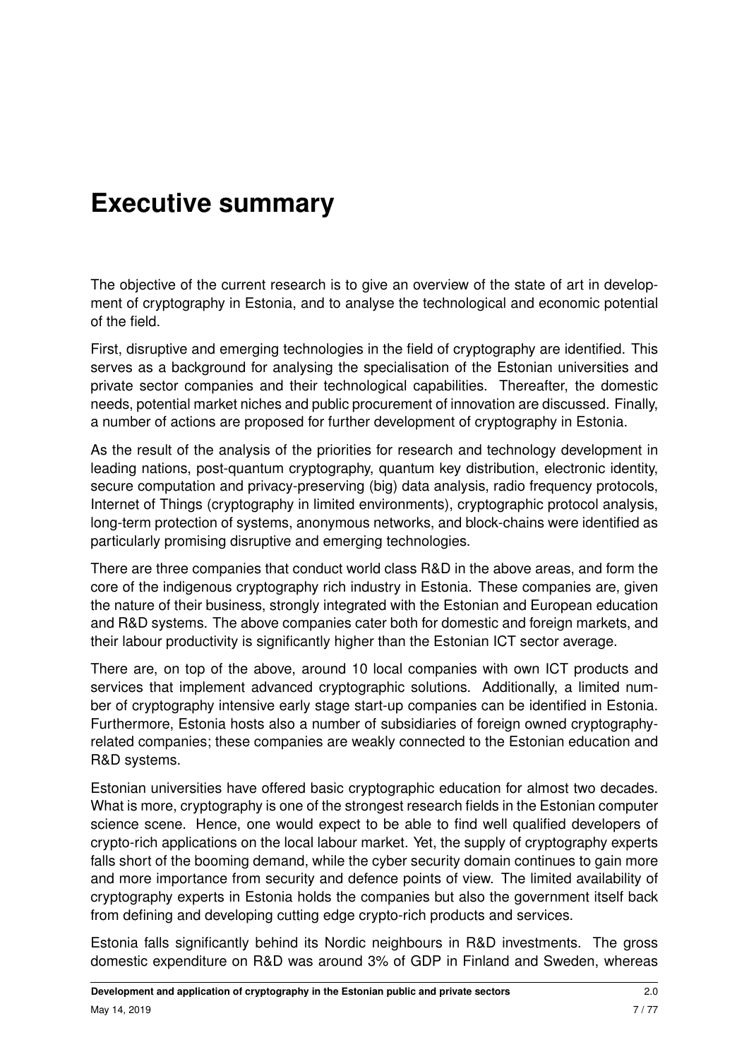# Executive summary

The objective of the current research is to give an overview of the state of art in development of cryptography in Estonia, and to analyse the technological and economic potential of the field.

First, disruptive and emerging technologies in the field of cryptography are identified. This serves as a background for analysing the specialisation of the Estonian universities and private sector companies and their technological capabilities. Thereafter, the domestic needs, potential market niches and public procurement of innovation are discussed. Finally, a number of actions are proposed for further development of cryptography in Estonia.

As the result of the analysis of the priorities for research and technology development in leading nations, post-quantum cryptography, quantum key distribution, electronic identity, secure computation and privacy-preserving (big) data analysis, radio frequency protocols, Internet of Things (cryptography in limited environments), cryptographic protocol analysis, long-term protection of systems, anonymous networks, and block-chains were identified as particularly promising disruptive and emerging technologies.

There are three companies that conduct world class R&D in the above areas, and form the core of the indigenous cryptography rich industry in Estonia. These companies are, given the nature of their business, strongly integrated with the Estonian and European education and R&D systems. The above companies cater both for domestic and foreign markets, and their labour productivity is significantly higher than the Estonian ICT sector average.

There are, on top of the above, around 10 local companies with own ICT products and services that implement advanced cryptographic solutions. Additionally, a limited number of cryptography intensive early stage start-up companies can be identified in Estonia. Furthermore, Estonia hosts also a number of subsidiaries of foreign owned cryptography-related companies; these companies are weakly connected to the Estonian education and R&D systems.

Estonian universities have offered basic cryptographic education for almost two decades. What is more, cryptography is one of the strongest research fields in the Estonian computer science scene. Hence, one would expect to be able to find well qualified developers of crypto-rich applications on the local labour market. Yet, the supply of cryptography experts falls short of the booming demand, while the cyber security domain continues to gain more and more importance from security and defence points of view. The limited availability of cryptography experts in Estonia holds the companies but also the government itself back from defining and developing cutting edge crypto-rich products and services.

Estonia falls significantly behind its Nordic neighbours in R&D investments. The gross domestic expenditure on R&D was around 3% of GDP in Finland and Sweden, whereas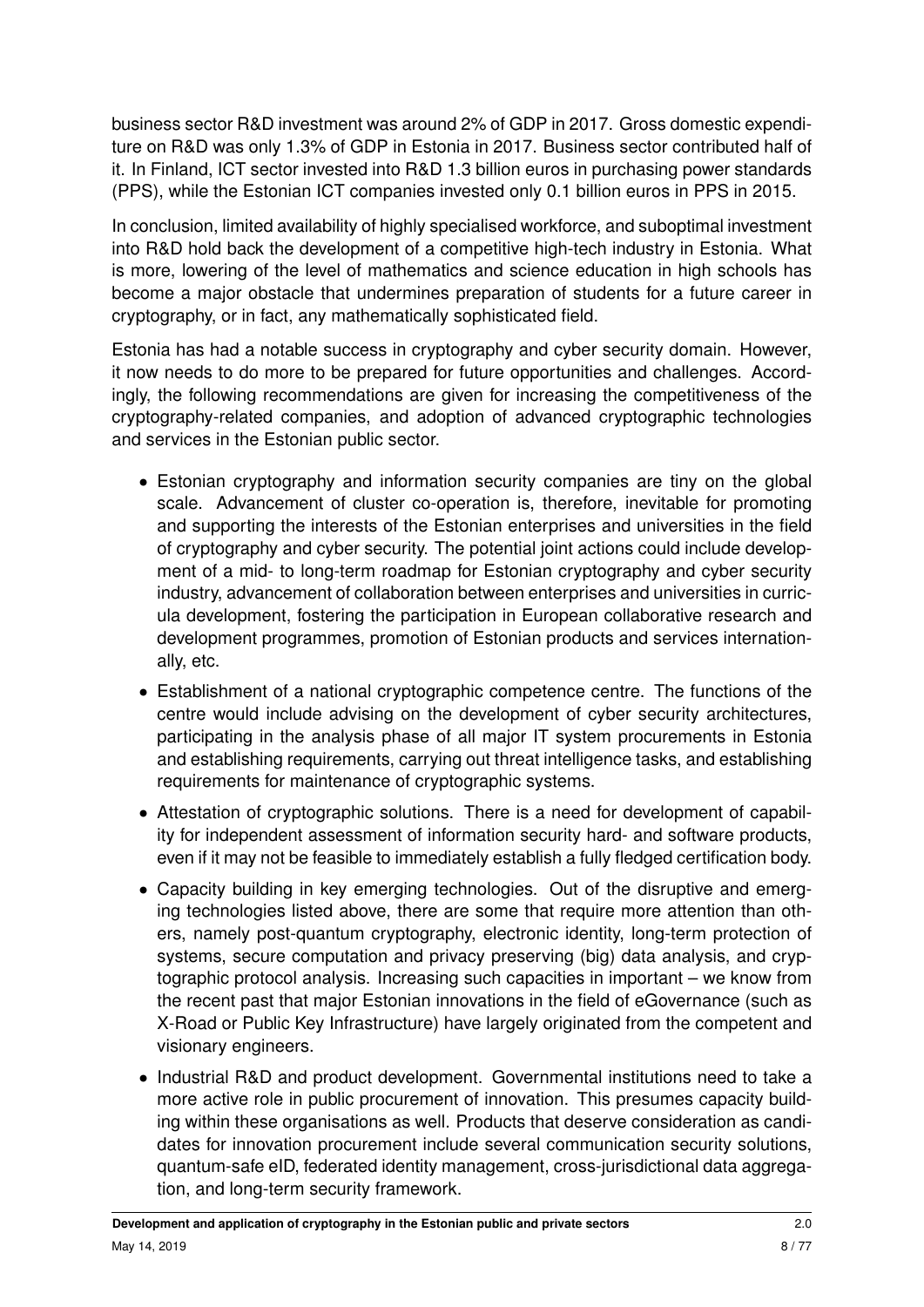business sector R&D investment was around 2% of GDP in 2017. Gross domestic expenditure on R&D was only 1.3% of GDP in Estonia in 2017. Business sector contributed half of it. In Finland, ICT sector invested into R&D 1.3 billion euros in purchasing power standards (PPS), while the Estonian ICT companies invested only 0.1 billion euros in PPS in 2015.

In conclusion, limited availability of highly specialised workforce, and suboptimal investment into R&D hold back the development of a competitive high-tech industry in Estonia. What is more, lowering of the level of mathematics and science education in high schools has become a major obstacle that undermines preparation of students for a future career in cryptography, or in fact, any mathematically sophisticated field.

Estonia has had a notable success in cryptography and cyber security domain. However, it now needs to do more to be prepared for future opportunities and challenges. Accordingly, the following recommendations are given for increasing the competitiveness of the cryptography-related companies, and adoption of advanced cryptographic technologies and services in the Estonian public sector.

- Estonian cryptography and information security companies are tiny on the global scale. Advancement of cluster co-operation is, therefore, inevitable for promoting and supporting the interests of the Estonian enterprises and universities in the field of cryptography and cyber security. The potential joint actions could include development of a mid- to long-term roadmap for Estonian cryptography and cyber security industry, advancement of collaboration between enterprises and universities in curricula development, fostering the participation in European collaborative research and development programmes, promotion of Estonian products and services internationally, etc.
- Establishment of a national cryptographic competence centre. The functions of the centre would include advising on the development of cyber security architectures, participating in the analysis phase of all major IT system procurements in Estonia and establishing requirements, carrying out threat intelligence tasks, and establishing requirements for maintenance of cryptographic systems.
- Attestation of cryptographic solutions. There is a need for development of capability for independent assessment of information security hard- and software products, even if it may not be feasible to immediately establish a fully fledged certification body.
- Capacity building in key emerging technologies. Out of the disruptive and emerging technologies listed above, there are some that require more attention than others, namely post-quantum cryptography, electronic identity, long-term protection of systems, secure computation and privacy preserving (big) data analysis, and cryptographic protocol analysis. Increasing such capacities in important – we know from the recent past that major Estonian innovations in the field of eGovernance (such as X-Road or Public Key Infrastructure) have largely originated from the competent and visionary engineers.
- Industrial R&D and product development. Governmental institutions need to take a more active role in public procurement of innovation. This presumes capacity building within these organisations as well. Products that deserve consideration as candidates for innovation procurement include several communication security solutions, quantum-safe eID, federated identity management, cross-jurisdictional data aggregation, and long-term security framework.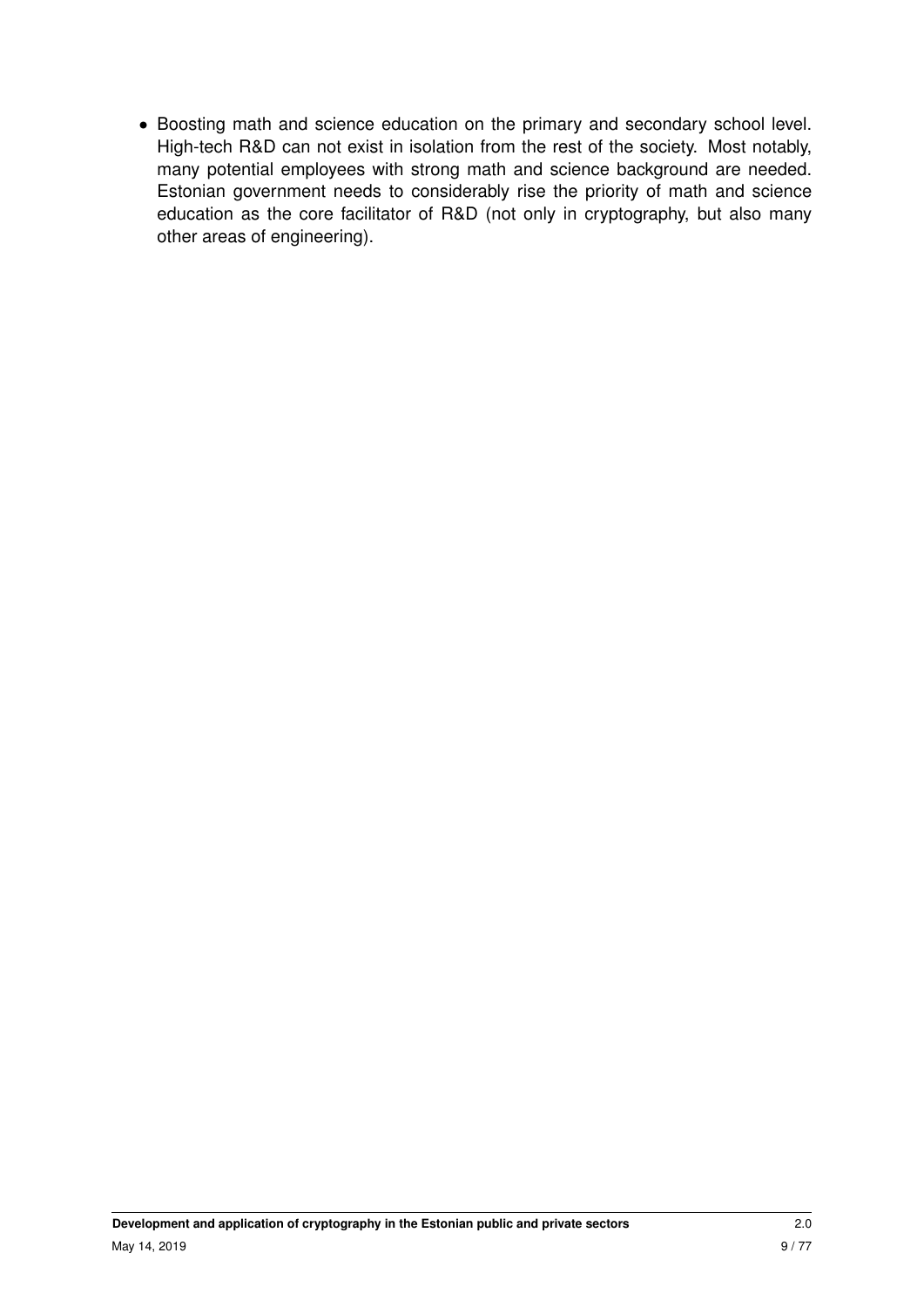- Boosting math and science education on the primary and secondary school level. High-tech R&D can not exist in isolation from the rest of the society. Most notably, many potential employees with strong math and science background are needed. Estonian government needs to considerably rise the priority of math and science education as the core facilitator of R&D (not only in cryptography, but also many other areas of engineering).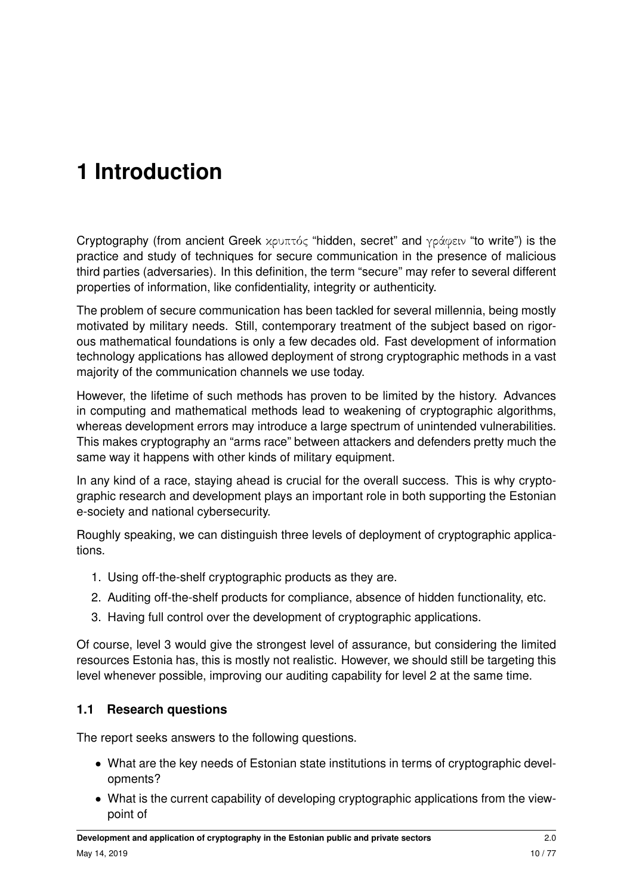# 1 Introduction

Cryptography (from ancient Greek κρυπτός "hidden, secret" and γράφειν "to write") is the practice and study of techniques for secure communication in the presence of malicious third parties (adversaries). In this definition, the term "secure" may refer to several different properties of information, like confidentiality, integrity or authenticity.

The problem of secure communication has been tackled for several millennia, being mostly motivated by military needs. Still, contemporary treatment of the subject based on rigorous mathematical foundations is only a few decades old. Fast development of information technology applications has allowed deployment of strong cryptographic methods in a vast majority of the communication channels we use today.

However, the lifetime of such methods has proven to be limited by the history. Advances in computing and mathematical methods lead to weakening of cryptographic algorithms, whereas development errors may introduce a large spectrum of unintended vulnerabilities. This makes cryptography an "arms race" between attackers and defenders pretty much the same way it happens with other kinds of military equipment.

In any kind of a race, staying ahead is crucial for the overall success. This is why cryptographic research and development plays an important role in both supporting the Estonian e-society and national cybersecurity.

Roughly speaking, we can distinguish three levels of deployment of cryptographic applications.

1. Using off-the-shelf cryptographic products as they are.
2. Auditing off-the-shelf products for compliance, absence of hidden functionality, etc.
3. Having full control over the development of cryptographic applications.

Of course, level 3 would give the strongest level of assurance, but considering the limited resources Estonia has, this is mostly not realistic. However, we should still be targeting this level whenever possible, improving our auditing capability for level 2 at the same time.

## 1.1 Research questions

The report seeks answers to the following questions.

- What are the key needs of Estonian state institutions in terms of cryptographic developments?
- What is the current capability of developing cryptographic applications from the viewpoint of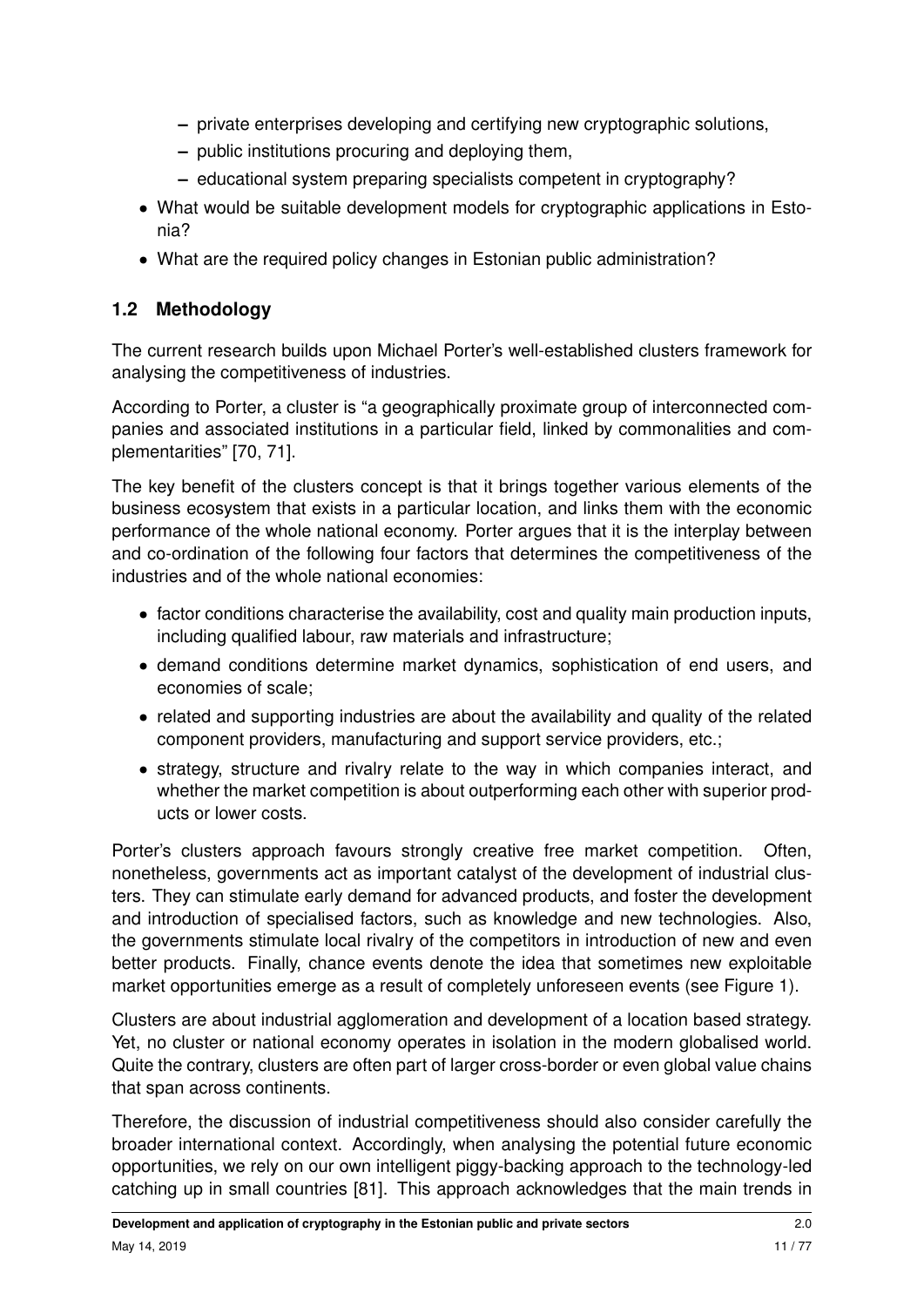- private enterprises developing and certifying new cryptographic solutions,
  - public institutions procuring and deploying them,
  - educational system preparing specialists competent in cryptography?
- What would be suitable development models for cryptographic applications in Estonia?
- What are the required policy changes in Estonian public administration?

## 1.2 Methodology

The current research builds upon Michael Porter's well-established clusters framework for analysing the competitiveness of industries.

According to Porter, a cluster is "a geographically proximate group of interconnected companies and associated institutions in a particular field, linked by commonalities and complementarities" [70, 71].

The key benefit of the clusters concept is that it brings together various elements of the business ecosystem that exists in a particular location, and links them with the economic performance of the whole national economy. Porter argues that it is the interplay between and co-ordination of the following four factors that determines the competitiveness of the industries and of the whole national economies:

- factor conditions characterise the availability, cost and quality main production inputs, including qualified labour, raw materials and infrastructure;
- demand conditions determine market dynamics, sophistication of end users, and economies of scale;
- related and supporting industries are about the availability and quality of the related component providers, manufacturing and support service providers, etc.;
- strategy, structure and rivalry relate to the way in which companies interact, and whether the market competition is about outperforming each other with superior products or lower costs.

Porter's clusters approach favours strongly creative free market competition. Often, nonetheless, governments act as important catalyst of the development of industrial clusters. They can stimulate early demand for advanced products, and foster the development and introduction of specialised factors, such as knowledge and new technologies. Also, the governments stimulate local rivalry of the competitors in introduction of new and even better products. Finally, chance events denote the idea that sometimes new exploitable market opportunities emerge as a result of completely unforeseen events (see Figure 1).

Clusters are about industrial agglomeration and development of a location based strategy. Yet, no cluster or national economy operates in isolation in the modern globalised world. Quite the contrary, clusters are often part of larger cross-border or even global value chains that span across continents.

Therefore, the discussion of industrial competitiveness should also consider carefully the broader international context. Accordingly, when analysing the potential future economic opportunities, we rely on our own intelligent piggy-backing approach to the technology-led catching up in small countries [81]. This approach acknowledges that the main trends in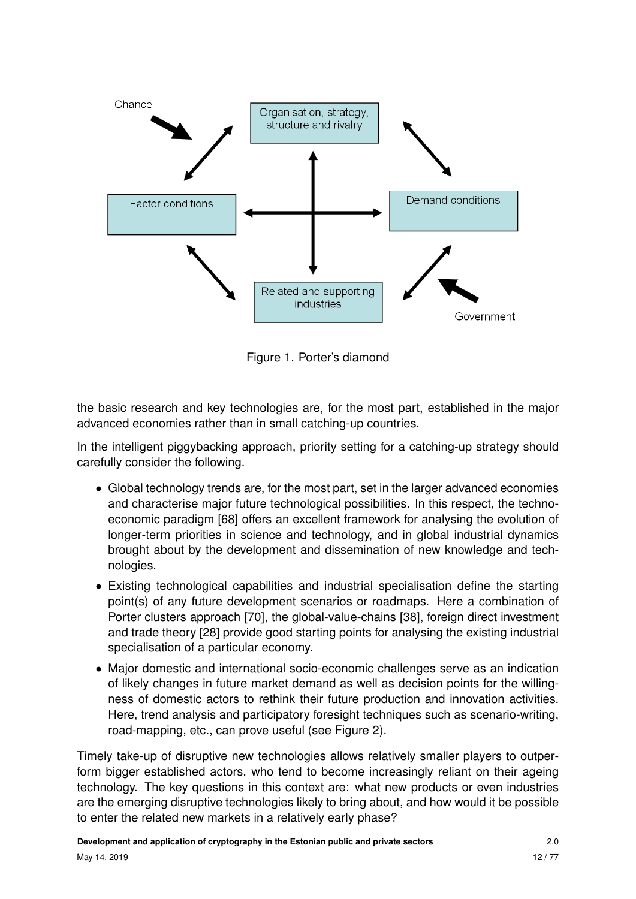Figure 1. Porter's diamond

the basic research and key technologies are, for the most part, established in the major advanced economies rather than in small catching-up countries.

In the intelligent piggybacking approach, priority setting for a catching-up strategy should carefully consider the following.

- Global technology trends are, for the most part, set in the larger advanced economies and characterise major future technological possibilities. In this respect, the techno-economic paradigm [68] offers an excellent framework for analysing the evolution of longer-term priorities in science and technology, and in global industrial dynamics brought about by the development and dissemination of new knowledge and technologies.
- Existing technological capabilities and industrial specialisation define the starting point(s) of any future development scenarios or roadmaps. Here a combination of Porter clusters approach [70], the global-value-chains [38], foreign direct investment and trade theory [28] provide good starting points for analysing the existing industrial specialisation of a particular economy.
- Major domestic and international socio-economic challenges serve as an indication of likely changes in future market demand as well as decision points for the willingness of domestic actors to rethink their future production and innovation activities. Here, trend analysis and participatory foresight techniques such as scenario-writing, road-mapping, etc., can prove useful (see Figure 2).

Timely take-up of disruptive new technologies allows relatively smaller players to outperform bigger established actors, who tend to become increasingly reliant on their ageing technology. The key questions in this context are: what new products or even industries are the emerging disruptive technologies likely to bring about, and how would it be possible to enter the related new markets in a relatively early phase?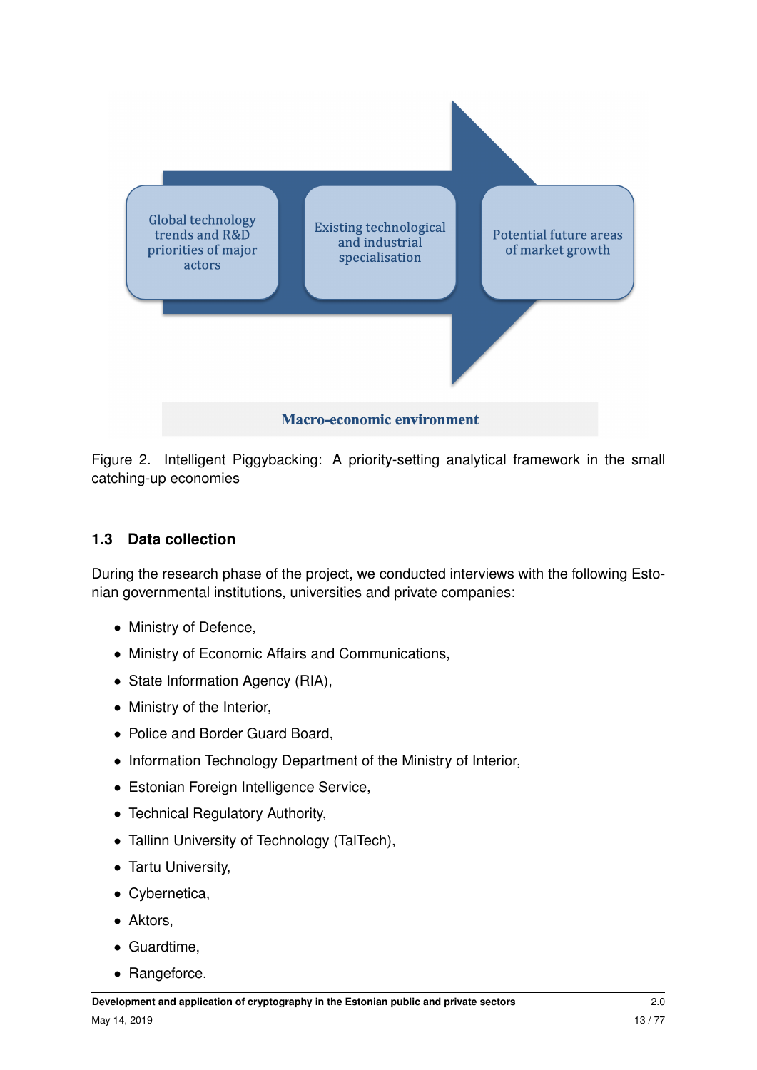Global technology trends and R&D priorities of major actors

Existing technological and industrial specialisation

Potential future areas of market growth

Macro-economic environment

Figure 2. Intelligent Piggybacking: A priority-setting analytical framework in the small catching-up economies

## 1.3 Data collection

During the research phase of the project, we conducted interviews with the following Estonian governmental institutions, universities and private companies:

- Ministry of Defence,
- Ministry of Economic Affairs and Communications,
- State Information Agency (RIA),
- Ministry of the Interior,
- Police and Border Guard Board,
- Information Technology Department of the Ministry of Interior,
- Estonian Foreign Intelligence Service,
- Technical Regulatory Authority,
- Tallinn University of Technology (TalTech),
- Tartu University,
- Cybernetica,
- Aktors,
- Guardtime,
- Rangeforce.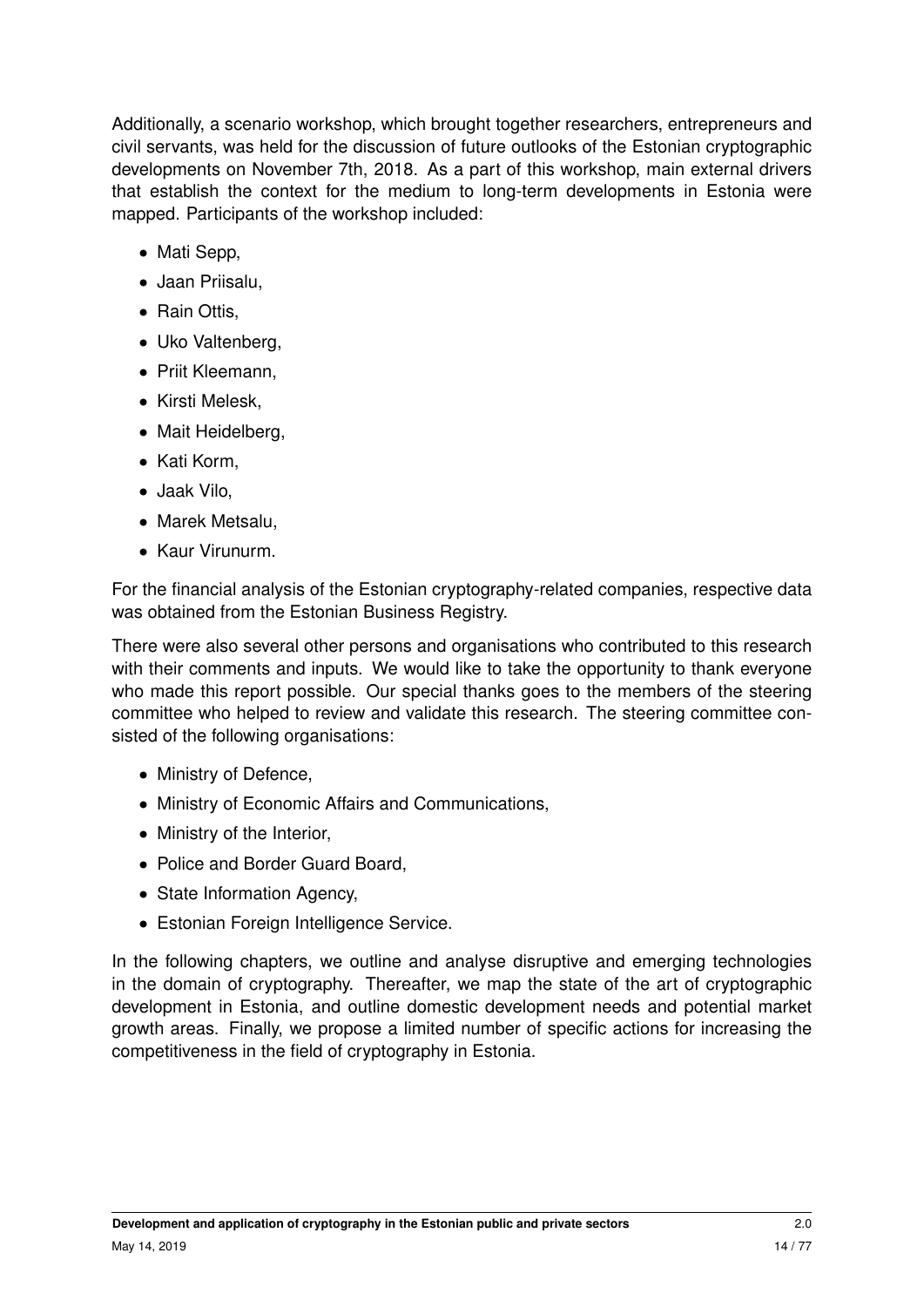Additionally, a scenario workshop, which brought together researchers, entrepreneurs and civil servants, was held for the discussion of future outlooks of the Estonian cryptographic developments on November 7th, 2018. As a part of this workshop, main external drivers that establish the context for the medium to long-term developments in Estonia were mapped. Participants of the workshop included:

- Mati Sepp,
- Jaan Priisalu,
- Rain Ottis,
- Uko Valtenberg,
- Priit Kleemann,
- Kirsti Melesk,
- Mait Heidelberg,
- Kati Korm,
- Jaak Vilo,
- Marek Metsalu,
- Kaur Virunurm.

For the financial analysis of the Estonian cryptography-related companies, respective data was obtained from the Estonian Business Registry.

There were also several other persons and organisations who contributed to this research with their comments and inputs. We would like to take the opportunity to thank everyone who made this report possible. Our special thanks goes to the members of the steering committee who helped to review and validate this research. The steering committee consisted of the following organisations:

- Ministry of Defence,
- Ministry of Economic Affairs and Communications,
- Ministry of the Interior,
- Police and Border Guard Board,
- State Information Agency,
- Estonian Foreign Intelligence Service.

In the following chapters, we outline and analyse disruptive and emerging technologies in the domain of cryptography. Thereafter, we map the state of the art of cryptographic development in Estonia, and outline domestic development needs and potential market growth areas. Finally, we propose a limited number of specific actions for increasing the competitiveness in the field of cryptography in Estonia.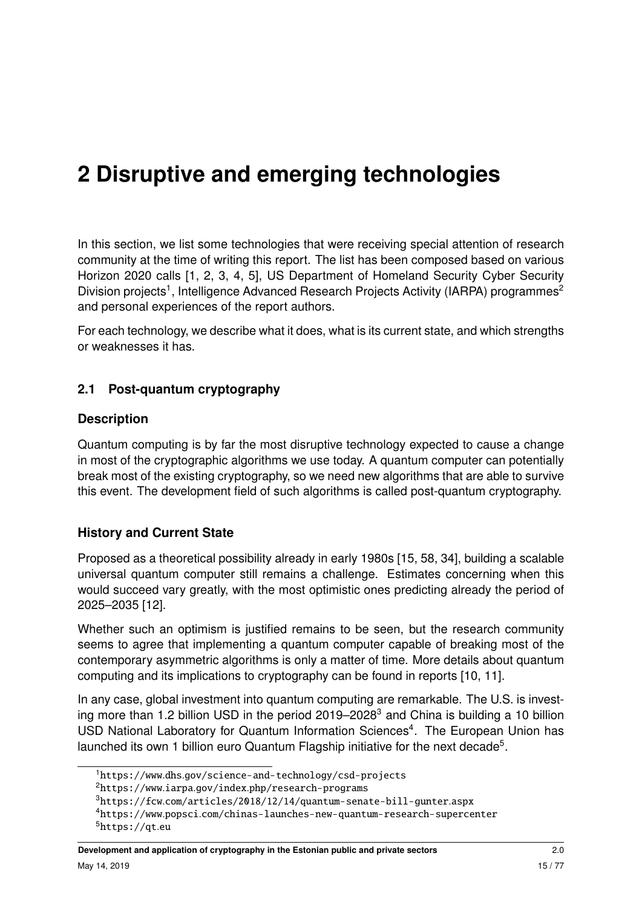# 2 Disruptive and emerging technologies

In this section, we list some technologies that were receiving special attention of research community at the time of writing this report. The list has been composed based on various Horizon 2020 calls [1, 2, 3, 4, 5], US Department of Homeland Security Cyber Security Division projects[1], Intelligence Advanced Research Projects Activity (IARPA) programmes[2] and personal experiences of the report authors.

For each technology, we describe what it does, what is its current state, and which strengths or weaknesses it has.

## 2.1 Post-quantum cryptography

### Description

Quantum computing is by far the most disruptive technology expected to cause a change in most of the cryptographic algorithms we use today. A quantum computer can potentially break most of the existing cryptography, so we need new algorithms that are able to survive this event. The development field of such algorithms is called post-quantum cryptography.

### History and Current State

Proposed as a theoretical possibility already in early 1980s [15, 58, 34], building a scalable universal quantum computer still remains a challenge. Estimates concerning when this would succeed vary greatly, with the most optimistic ones predicting already the period of 2025–2035 [12].

Whether such an optimism is justified remains to be seen, but the research community seems to agree that implementing a quantum computer capable of breaking most of the contemporary asymmetric algorithms is only a matter of time. More details about quantum computing and its implications to cryptography can be found in reports [10, 11].

In any case, global investment into quantum computing are remarkable. The U.S. is investing more than 1.2 billion USD in the period 2019–2028[3] and China is building a 10 billion USD National Laboratory for Quantum Information Sciences[4]. The European Union has launched its own 1 billion euro Quantum Flagship initiative for the next decade[5].

[1] https://www.dhs.gov/science-and-technology/csd-projects

[2] https://www.iarpa.gov/index.php/research-programs

[3] https://fcw.com/articles/2018/12/14/quantum-senate-bill-gunter.aspx

[4] https://www.popsci.com/chinas-launches-new-quantum-research-supercenter

[5] https://qt.eu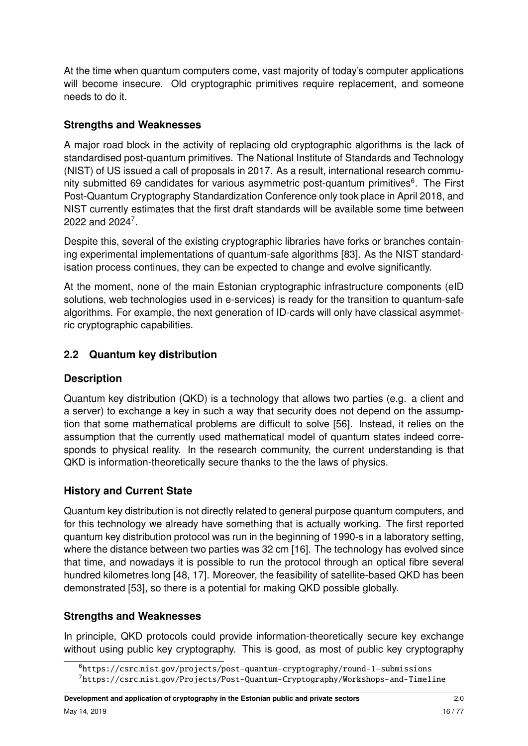At the time when quantum computers come, vast majority of today's computer applications will become insecure. Old cryptographic primitives require replacement, and someone needs to do it.

### Strengths and Weaknesses

A major road block in the activity of replacing old cryptographic algorithms is the lack of standardised post-quantum primitives. The National Institute of Standards and Technology (NIST) of US issued a call of proposals in 2017. As a result, international research community submitted 69 candidates for various asymmetric post-quantum primitives[6]. The First Post-Quantum Cryptography Standardization Conference only took place in April 2018, and NIST currently estimates that the first draft standards will be available some time between 2022 and 2024[7].

Despite this, several of the existing cryptographic libraries have forks or branches containing experimental implementations of quantum-safe algorithms [83]. As the NIST standardisation process continues, they can be expected to change and evolve significantly.

At the moment, none of the main Estonian cryptographic infrastructure components (eID solutions, web technologies used in e-services) is ready for the transition to quantum-safe algorithms. For example, the next generation of ID-cards will only have classical asymmetric cryptographic capabilities.

## 2.2 Quantum key distribution

### Description

Quantum key distribution (QKD) is a technology that allows two parties (e.g. a client and a server) to exchange a key in such a way that security does not depend on the assumption that some mathematical problems are difficult to solve [56]. Instead, it relies on the assumption that the currently used mathematical model of quantum states indeed corresponds to physical reality. In the research community, the current understanding is that QKD is information-theoretically secure thanks to the the laws of physics.

### History and Current State

Quantum key distribution is not directly related to general purpose quantum computers, and for this technology we already have something that is actually working. The first reported quantum key distribution protocol was run in the beginning of 1990-s in a laboratory setting, where the distance between two parties was 32 cm [16]. The technology has evolved since that time, and nowadays it is possible to run the protocol through an optical fibre several hundred kilometres long [48, 17]. Moreover, the feasibility of satellite-based QKD has been demonstrated [53], so there is a potential for making QKD possible globally.

### Strengths and Weaknesses

In principle, QKD protocols could provide information-theoretically secure key exchange without using public key cryptography. This is good, as most of public key cryptography

[6] https://csrc.nist.gov/projects/post-quantum-cryptography/round-1-submissions

[7] https://csrc.nist.gov/Projects/Post-Quantum-Cryptography/Workshops-and-Timeline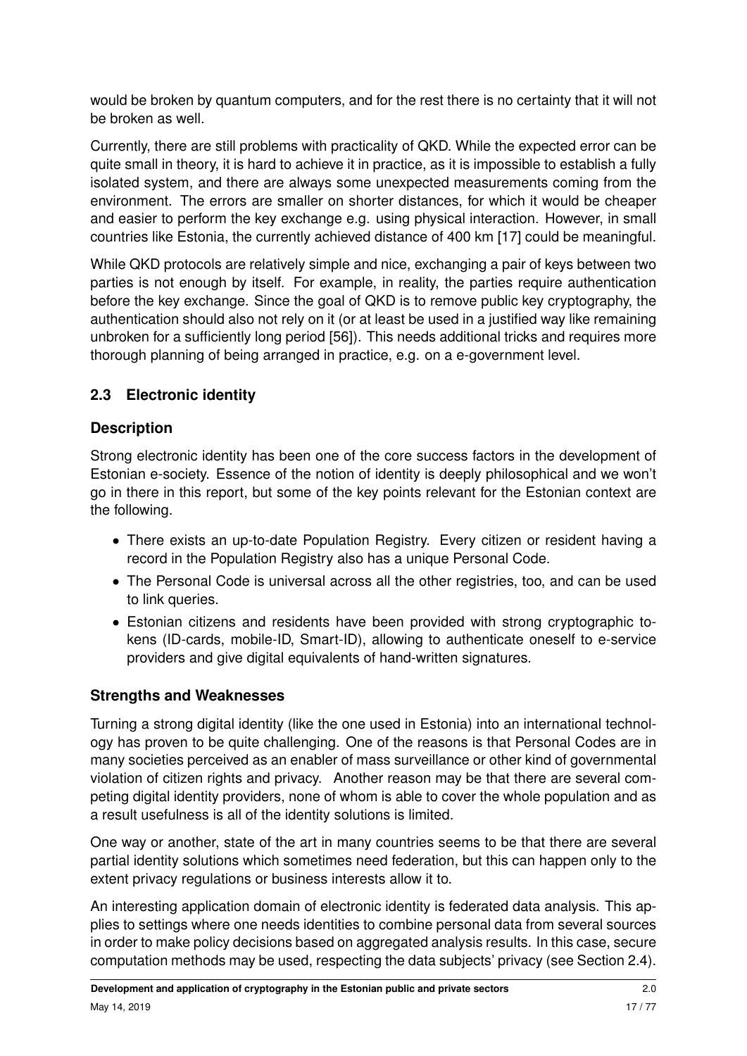would be broken by quantum computers, and for the rest there is no certainty that it will not be broken as well.

Currently, there are still problems with practicality of QKD. While the expected error can be quite small in theory, it is hard to achieve it in practice, as it is impossible to establish a fully isolated system, and there are always some unexpected measurements coming from the environment. The errors are smaller on shorter distances, for which it would be cheaper and easier to perform the key exchange e.g. using physical interaction. However, in small countries like Estonia, the currently achieved distance of 400 km [17] could be meaningful.

While QKD protocols are relatively simple and nice, exchanging a pair of keys between two parties is not enough by itself. For example, in reality, the parties require authentication before the key exchange. Since the goal of QKD is to remove public key cryptography, the authentication should also not rely on it (or at least be used in a justified way like remaining unbroken for a sufficiently long period [56]). This needs additional tricks and requires more thorough planning of being arranged in practice, e.g. on a e-government level.

## 2.3 Electronic identity

### Description

Strong electronic identity has been one of the core success factors in the development of Estonian e-society. Essence of the notion of identity is deeply philosophical and we won't go in there in this report, but some of the key points relevant for the Estonian context are the following.

- There exists an up-to-date Population Registry. Every citizen or resident having a record in the Population Registry also has a unique Personal Code.
- The Personal Code is universal across all the other registries, too, and can be used to link queries.
- Estonian citizens and residents have been provided with strong cryptographic tokens (ID-cards, mobile-ID, Smart-ID), allowing to authenticate oneself to e-service providers and give digital equivalents of hand-written signatures.

### Strengths and Weaknesses

Turning a strong digital identity (like the one used in Estonia) into an international technology has proven to be quite challenging. One of the reasons is that Personal Codes are in many societies perceived as an enabler of mass surveillance or other kind of governmental violation of citizen rights and privacy. Another reason may be that there are several competing digital identity providers, none of whom is able to cover the whole population and as a result usefulness is all of the identity solutions is limited.

One way or another, state of the art in many countries seems to be that there are several partial identity solutions which sometimes need federation, but this can happen only to the extent privacy regulations or business interests allow it to.

An interesting application domain of electronic identity is federated data analysis. This applies to settings where one needs identities to combine personal data from several sources in order to make policy decisions based on aggregated analysis results. In this case, secure computation methods may be used, respecting the data subjects' privacy (see Section 2.4).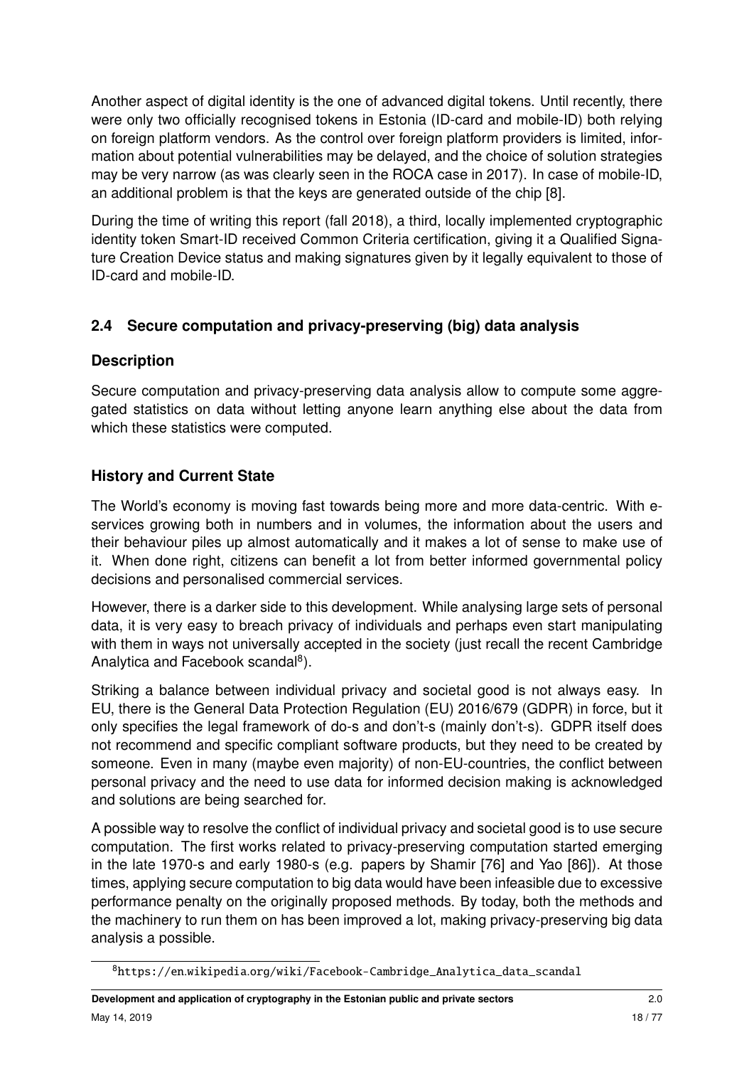Another aspect of digital identity is the one of advanced digital tokens. Until recently, there were only two officially recognised tokens in Estonia (ID-card and mobile-ID) both relying on foreign platform vendors. As the control over foreign platform providers is limited, information about potential vulnerabilities may be delayed, and the choice of solution strategies may be very narrow (as was clearly seen in the ROCA case in 2017). In case of mobile-ID, an additional problem is that the keys are generated outside of the chip [8].

During the time of writing this report (fall 2018), a third, locally implemented cryptographic identity token Smart-ID received Common Criteria certification, giving it a Qualified Signature Creation Device status and making signatures given by it legally equivalent to those of ID-card and mobile-ID.

## 2.4 Secure computation and privacy-preserving (big) data analysis

### Description

Secure computation and privacy-preserving data analysis allow to compute some aggregated statistics on data without letting anyone learn anything else about the data from which these statistics were computed.

### History and Current State

The World's economy is moving fast towards being more and more data-centric. With e-services growing both in numbers and in volumes, the information about the users and their behaviour piles up almost automatically and it makes a lot of sense to make use of it. When done right, citizens can benefit a lot from better informed governmental policy decisions and personalised commercial services.

However, there is a darker side to this development. While analysing large sets of personal data, it is very easy to breach privacy of individuals and perhaps even start manipulating with them in ways not universally accepted in the society (just recall the recent Cambridge Analytica and Facebook scandal[8]).

Striking a balance between individual privacy and societal good is not always easy. In EU, there is the General Data Protection Regulation (EU) 2016/679 (GDPR) in force, but it only specifies the legal framework of do-s and don't-s (mainly don't-s). GDPR itself does not recommend and specific compliant software products, but they need to be created by someone. Even in many (maybe even majority) of non-EU-countries, the conflict between personal privacy and the need to use data for informed decision making is acknowledged and solutions are being searched for.

A possible way to resolve the conflict of individual privacy and societal good is to use secure computation. The first works related to privacy-preserving computation started emerging in the late 1970-s and early 1980-s (e.g. papers by Shamir [76] and Yao [86]). At those times, applying secure computation to big data would have been infeasible due to excessive performance penalty on the originally proposed methods. By today, both the methods and the machinery to run them on has been improved a lot, making privacy-preserving big data analysis a possible.

[8] https://en.wikipedia.org/wiki/Facebook-Cambridge_Analytica_data_scandal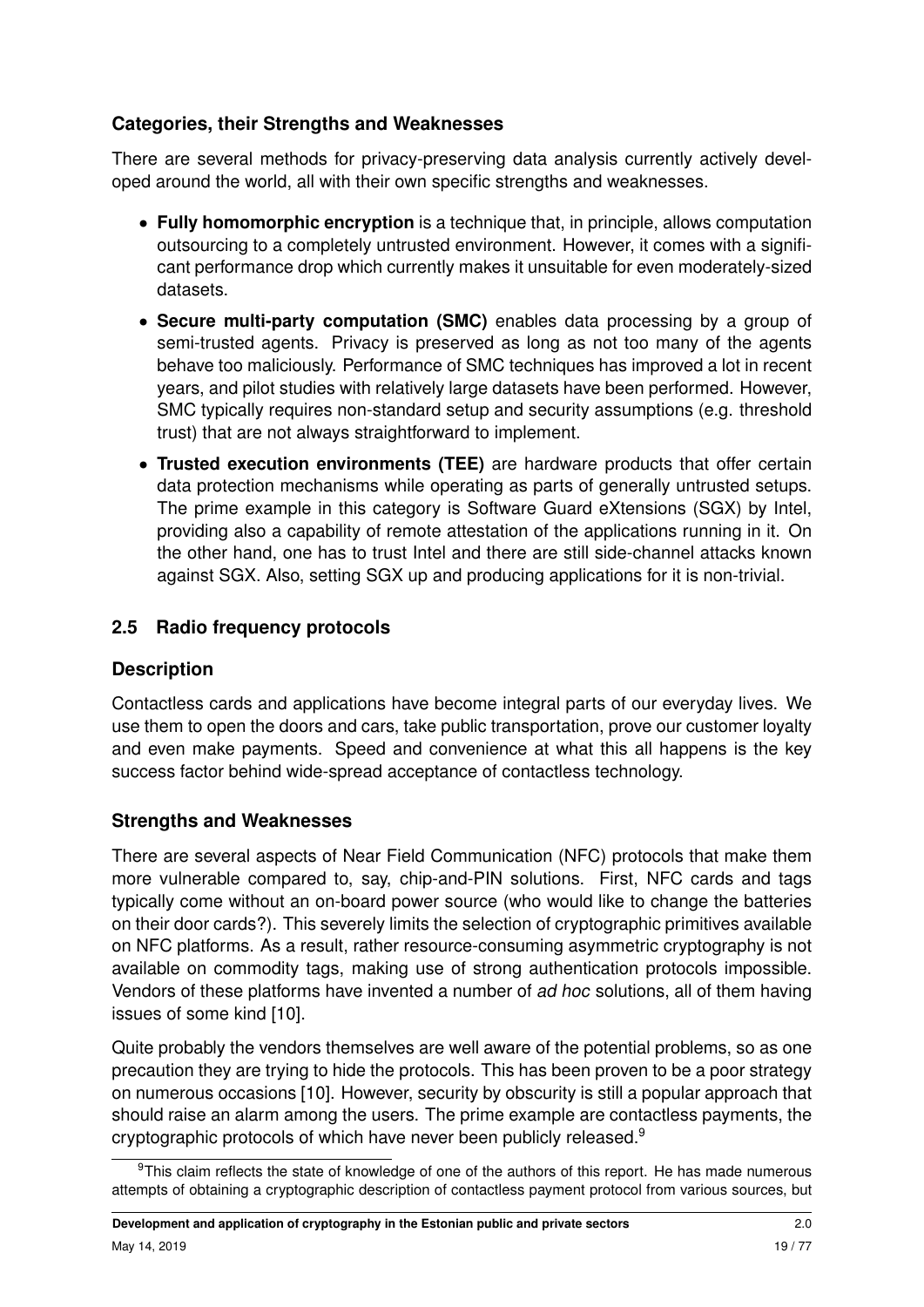### Categories, their Strengths and Weaknesses

There are several methods for privacy-preserving data analysis currently actively developed around the world, all with their own specific strengths and weaknesses.

- **Fully homomorphic encryption** is a technique that, in principle, allows computation outsourcing to a completely untrusted environment. However, it comes with a significant performance drop which currently makes it unsuitable for even moderately-sized datasets.
- **Secure multi-party computation (SMC)** enables data processing by a group of semi-trusted agents. Privacy is preserved as long as not too many of the agents behave too maliciously. Performance of SMC techniques has improved a lot in recent years, and pilot studies with relatively large datasets have been performed. However, SMC typically requires non-standard setup and security assumptions (e.g. threshold trust) that are not always straightforward to implement.
- **Trusted execution environments (TEE)** are hardware products that offer certain data protection mechanisms while operating as parts of generally untrusted setups. The prime example in this category is Software Guard eXtensions (SGX) by Intel, providing also a capability of remote attestation of the applications running in it. On the other hand, one has to trust Intel and there are still side-channel attacks known against SGX. Also, setting SGX up and producing applications for it is non-trivial.

## 2.5 Radio frequency protocols

### Description

Contactless cards and applications have become integral parts of our everyday lives. We use them to open the doors and cars, take public transportation, prove our customer loyalty and even make payments. Speed and convenience at what this all happens is the key success factor behind wide-spread acceptance of contactless technology.

### Strengths and Weaknesses

There are several aspects of Near Field Communication (NFC) protocols that make them more vulnerable compared to, say, chip-and-PIN solutions. First, NFC cards and tags typically come without an on-board power source (who would like to change the batteries on their door cards?). This severely limits the selection of cryptographic primitives available on NFC platforms. As a result, rather resource-consuming asymmetric cryptography is not available on commodity tags, making use of strong authentication protocols impossible. Vendors of these platforms have invented a number of *ad hoc* solutions, all of them having issues of some kind [10].

Quite probably the vendors themselves are well aware of the potential problems, so as one precaution they are trying to hide the protocols. This has been proven to be a poor strategy on numerous occasions [10]. However, security by obscurity is still a popular approach that should raise an alarm among the users. The prime example are contactless payments, the cryptographic protocols of which have never been publicly released.[9]

[9] This claim reflects the state of knowledge of one of the authors of this report. He has made numerous attempts of obtaining a cryptographic description of contactless payment protocol from various sources, but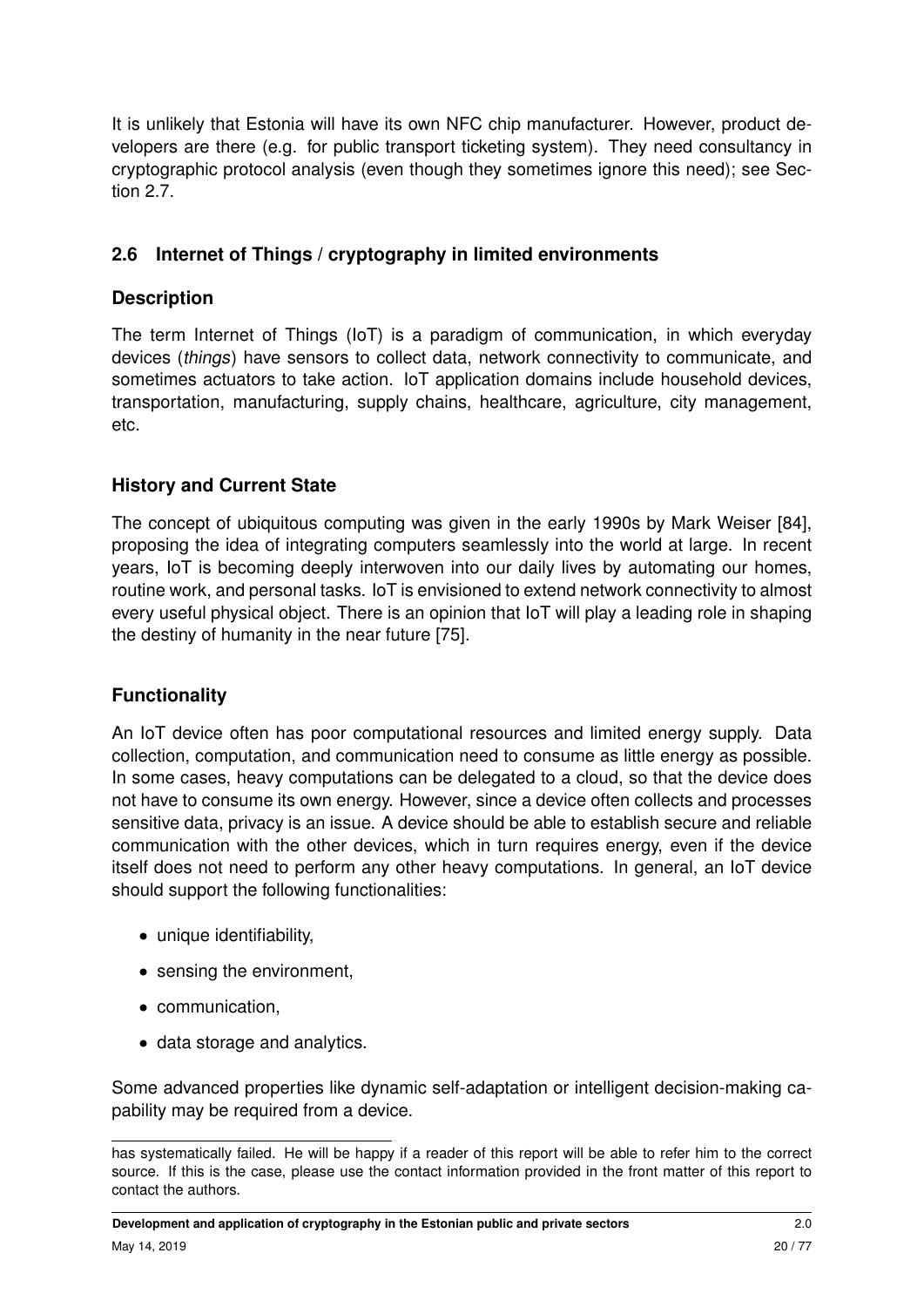It is unlikely that Estonia will have its own NFC chip manufacturer. However, product developers are there (e.g. for public transport ticketing system). They need consultancy in cryptographic protocol analysis (even though they sometimes ignore this need); see Section 2.7.

## 2.6 Internet of Things / cryptography in limited environments

### Description

The term Internet of Things (IoT) is a paradigm of communication, in which everyday devices (*things*) have sensors to collect data, network connectivity to communicate, and sometimes actuators to take action. IoT application domains include household devices, transportation, manufacturing, supply chains, healthcare, agriculture, city management, etc.

### History and Current State

The concept of ubiquitous computing was given in the early 1990s by Mark Weiser [84], proposing the idea of integrating computers seamlessly into the world at large. In recent years, IoT is becoming deeply interwoven into our daily lives by automating our homes, routine work, and personal tasks. IoT is envisioned to extend network connectivity to almost every useful physical object. There is an opinion that IoT will play a leading role in shaping the destiny of humanity in the near future [75].

### Functionality

An IoT device often has poor computational resources and limited energy supply. Data collection, computation, and communication need to consume as little energy as possible. In some cases, heavy computations can be delegated to a cloud, so that the device does not have to consume its own energy. However, since a device often collects and processes sensitive data, privacy is an issue. A device should be able to establish secure and reliable communication with the other devices, which in turn requires energy, even if the device itself does not need to perform any other heavy computations. In general, an IoT device should support the following functionalities:

- unique identifiability,
- sensing the environment,
- communication,
- data storage and analytics.

Some advanced properties like dynamic self-adaptation or intelligent decision-making capability may be required from a device.

has systematically failed. He will be happy if a reader of this report will be able to refer him to the correct source. If this is the case, please use the contact information provided in the front matter of this report to contact the authors.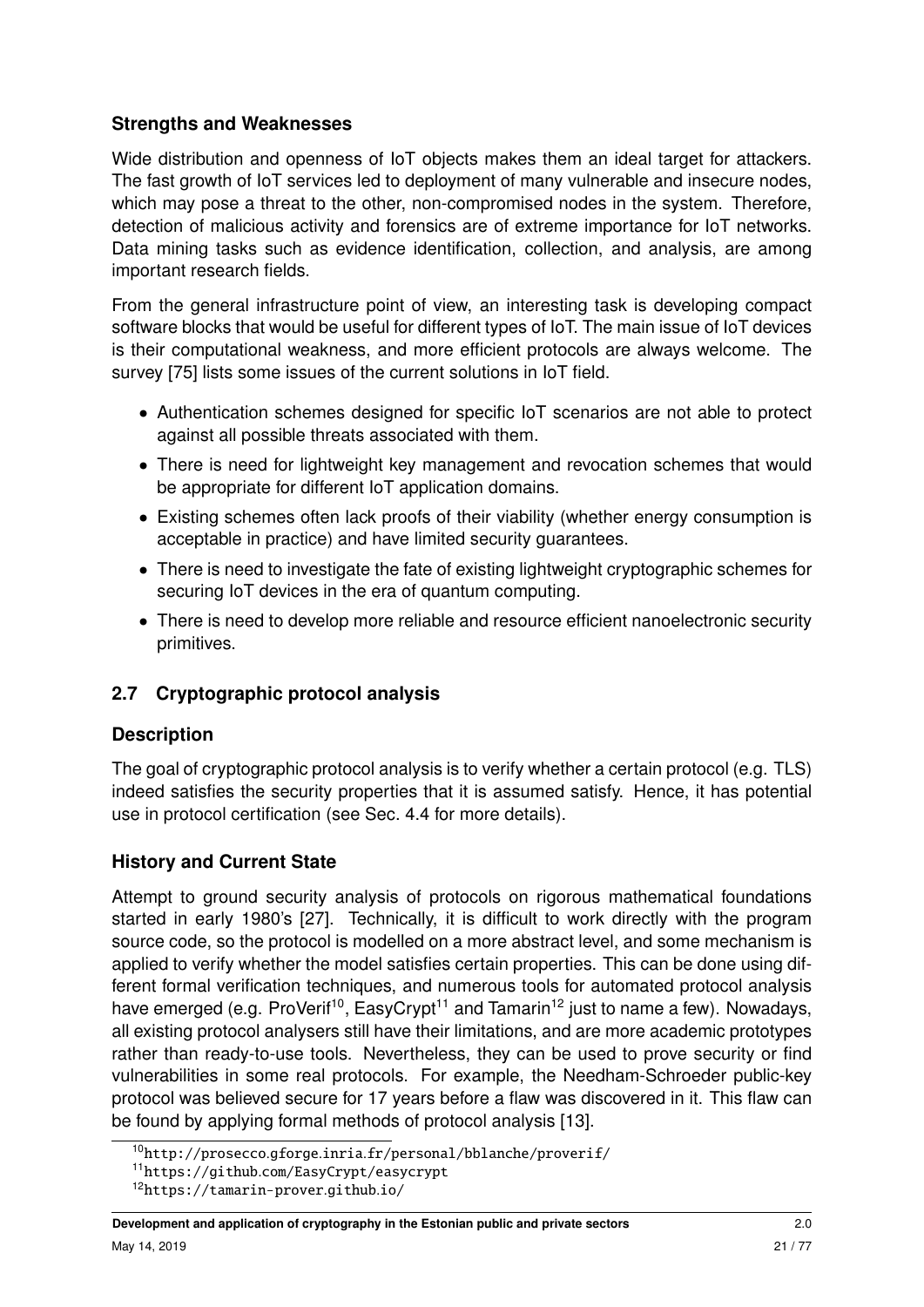### Strengths and Weaknesses

Wide distribution and openness of IoT objects makes them an ideal target for attackers. The fast growth of IoT services led to deployment of many vulnerable and insecure nodes, which may pose a threat to the other, non-compromised nodes in the system. Therefore, detection of malicious activity and forensics are of extreme importance for IoT networks. Data mining tasks such as evidence identification, collection, and analysis, are among important research fields.

From the general infrastructure point of view, an interesting task is developing compact software blocks that would be useful for different types of IoT. The main issue of IoT devices is their computational weakness, and more efficient protocols are always welcome. The survey [75] lists some issues of the current solutions in IoT field.

- Authentication schemes designed for specific IoT scenarios are not able to protect against all possible threats associated with them.
- There is need for lightweight key management and revocation schemes that would be appropriate for different IoT application domains.
- Existing schemes often lack proofs of their viability (whether energy consumption is acceptable in practice) and have limited security guarantees.
- There is need to investigate the fate of existing lightweight cryptographic schemes for securing IoT devices in the era of quantum computing.
- There is need to develop more reliable and resource efficient nanoelectronic security primitives.

## 2.7 Cryptographic protocol analysis

### Description

The goal of cryptographic protocol analysis is to verify whether a certain protocol (e.g. TLS) indeed satisfies the security properties that it is assumed satisfy. Hence, it has potential use in protocol certification (see Sec. 4.4 for more details).

### History and Current State

Attempt to ground security analysis of protocols on rigorous mathematical foundations started in early 1980's [27]. Technically, it is difficult to work directly with the program source code, so the protocol is modelled on a more abstract level, and some mechanism is applied to verify whether the model satisfies certain properties. This can be done using different formal verification techniques, and numerous tools for automated protocol analysis have emerged (e.g. ProVerif[10], EasyCrypt[11] and Tamarin[12] just to name a few). Nowadays, all existing protocol analysers still have their limitations, and are more academic prototypes rather than ready-to-use tools. Nevertheless, they can be used to prove security or find vulnerabilities in some real protocols. For example, the Needham-Schroeder public-key protocol was believed secure for 17 years before a flaw was discovered in it. This flaw can be found by applying formal methods of protocol analysis [13].

[10] http://prosecco.gforge.inria.fr/personal/bblanche/proverif/

[11] https://github.com/EasyCrypt/easycrypt

[12] https://tamarin-prover.github.io/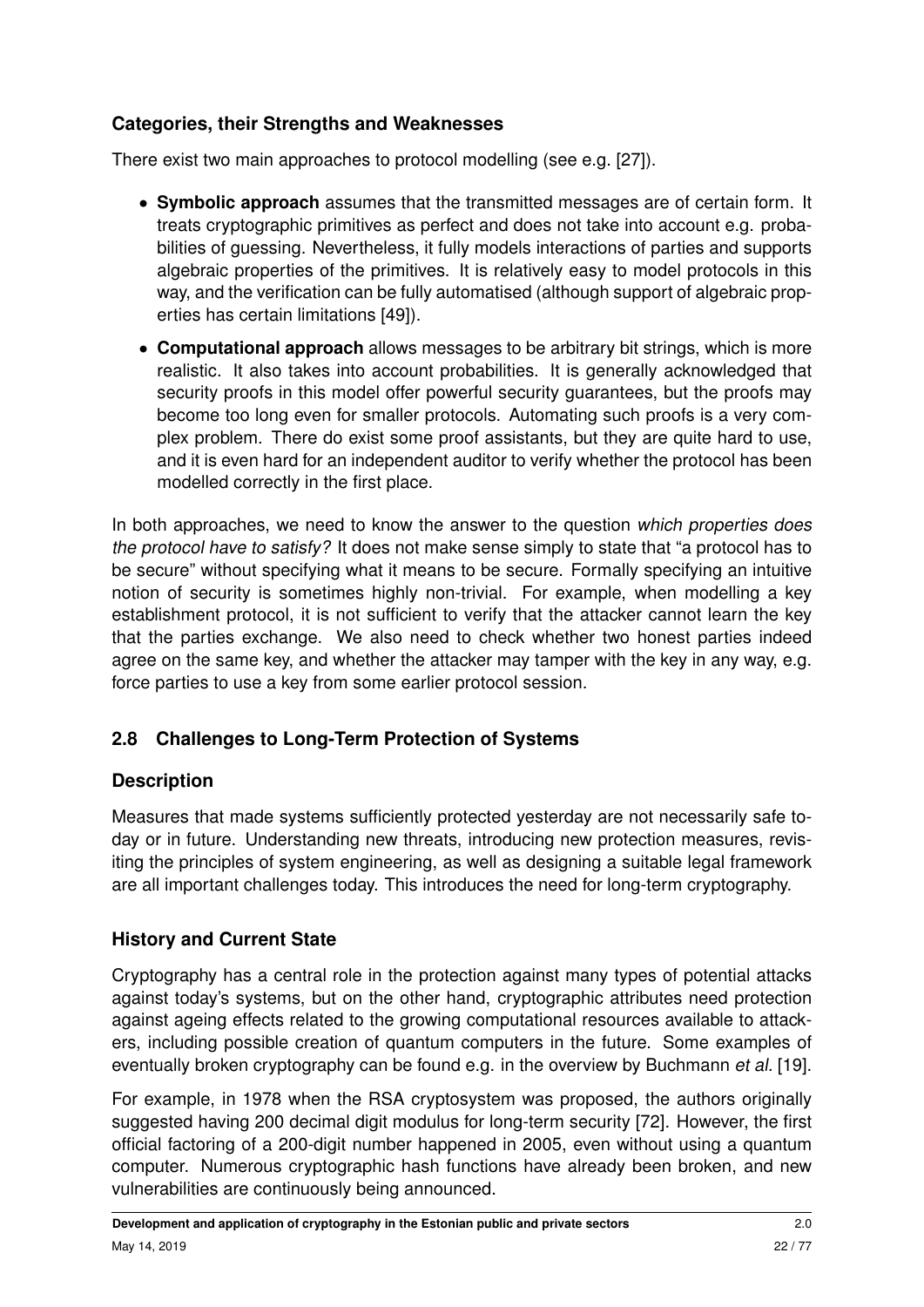### Categories, their Strengths and Weaknesses

There exist two main approaches to protocol modelling (see e.g. [27]).

- **Symbolic approach** assumes that the transmitted messages are of certain form. It treats cryptographic primitives as perfect and does not take into account e.g. probabilities of guessing. Nevertheless, it fully models interactions of parties and supports algebraic properties of the primitives. It is relatively easy to model protocols in this way, and the verification can be fully automatised (although support of algebraic properties has certain limitations [49]).
- **Computational approach** allows messages to be arbitrary bit strings, which is more realistic. It also takes into account probabilities. It is generally acknowledged that security proofs in this model offer powerful security guarantees, but the proofs may become too long even for smaller protocols. Automating such proofs is a very complex problem. There do exist some proof assistants, but they are quite hard to use, and it is even hard for an independent auditor to verify whether the protocol has been modelled correctly in the first place.

In both approaches, we need to know the answer to the question *which properties does the protocol have to satisfy?* It does not make sense simply to state that "a protocol has to be secure" without specifying what it means to be secure. Formally specifying an intuitive notion of security is sometimes highly non-trivial. For example, when modelling a key establishment protocol, it is not sufficient to verify that the attacker cannot learn the key that the parties exchange. We also need to check whether two honest parties indeed agree on the same key, and whether the attacker may tamper with the key in any way, e.g. force parties to use a key from some earlier protocol session.

## 2.8 Challenges to Long-Term Protection of Systems

### Description

Measures that made systems sufficiently protected yesterday are not necessarily safe today or in future. Understanding new threats, introducing new protection measures, revisiting the principles of system engineering, as well as designing a suitable legal framework are all important challenges today. This introduces the need for long-term cryptography.

### History and Current State

Cryptography has a central role in the protection against many types of potential attacks against today's systems, but on the other hand, cryptographic attributes need protection against ageing effects related to the growing computational resources available to attackers, including possible creation of quantum computers in the future. Some examples of eventually broken cryptography can be found e.g. in the overview by Buchmann *et al.* [19].

For example, in 1978 when the RSA cryptosystem was proposed, the authors originally suggested having 200 decimal digit modulus for long-term security [72]. However, the first official factoring of a 200-digit number happened in 2005, even without using a quantum computer. Numerous cryptographic hash functions have already been broken, and new vulnerabilities are continuously being announced.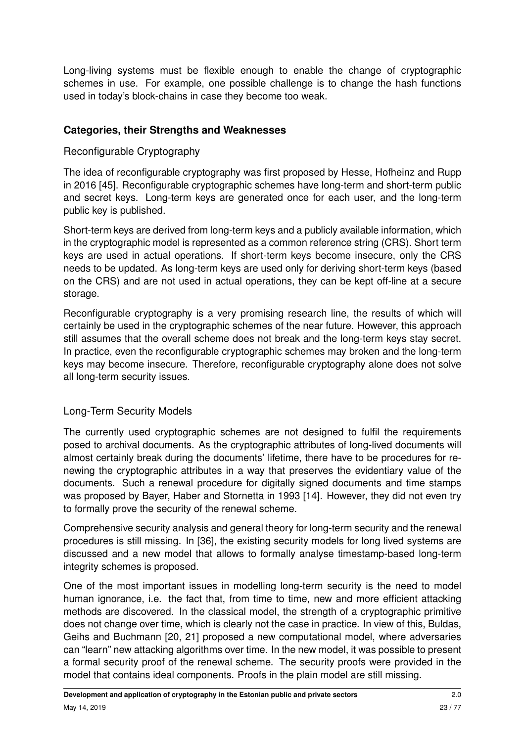Long-living systems must be flexible enough to enable the change of cryptographic schemes in use. For example, one possible challenge is to change the hash functions used in today's block-chains in case they become too weak.

### Categories, their Strengths and Weaknesses

#### Reconfigurable Cryptography

The idea of reconfigurable cryptography was first proposed by Hesse, Hofheinz and Rupp in 2016 [45]. Reconfigurable cryptographic schemes have long-term and short-term public and secret keys. Long-term keys are generated once for each user, and the long-term public key is published.

Short-term keys are derived from long-term keys and a publicly available information, which in the cryptographic model is represented as a common reference string (CRS). Short term keys are used in actual operations. If short-term keys become insecure, only the CRS needs to be updated. As long-term keys are used only for deriving short-term keys (based on the CRS) and are not used in actual operations, they can be kept off-line at a secure storage.

Reconfigurable cryptography is a very promising research line, the results of which will certainly be used in the cryptographic schemes of the near future. However, this approach still assumes that the overall scheme does not break and the long-term keys stay secret. In practice, even the reconfigurable cryptographic schemes may broken and the long-term keys may become insecure. Therefore, reconfigurable cryptography alone does not solve all long-term security issues.

#### Long-Term Security Models

The currently used cryptographic schemes are not designed to fulfil the requirements posed to archival documents. As the cryptographic attributes of long-lived documents will almost certainly break during the documents' lifetime, there have to be procedures for renewing the cryptographic attributes in a way that preserves the evidentiary value of the documents. Such a renewal procedure for digitally signed documents and time stamps was proposed by Bayer, Haber and Stornetta in 1993 [14]. However, they did not even try to formally prove the security of the renewal scheme.

Comprehensive security analysis and general theory for long-term security and the renewal procedures is still missing. In [36], the existing security models for long lived systems are discussed and a new model that allows to formally analyse timestamp-based long-term integrity schemes is proposed.

One of the most important issues in modelling long-term security is the need to model human ignorance, i.e. the fact that, from time to time, new and more efficient attacking methods are discovered. In the classical model, the strength of a cryptographic primitive does not change over time, which is clearly not the case in practice. In view of this, Buldas, Geihs and Buchmann [20, 21] proposed a new computational model, where adversaries can "learn" new attacking algorithms over time. In the new model, it was possible to present a formal security proof of the renewal scheme. The security proofs were provided in the model that contains ideal components. Proofs in the plain model are still missing.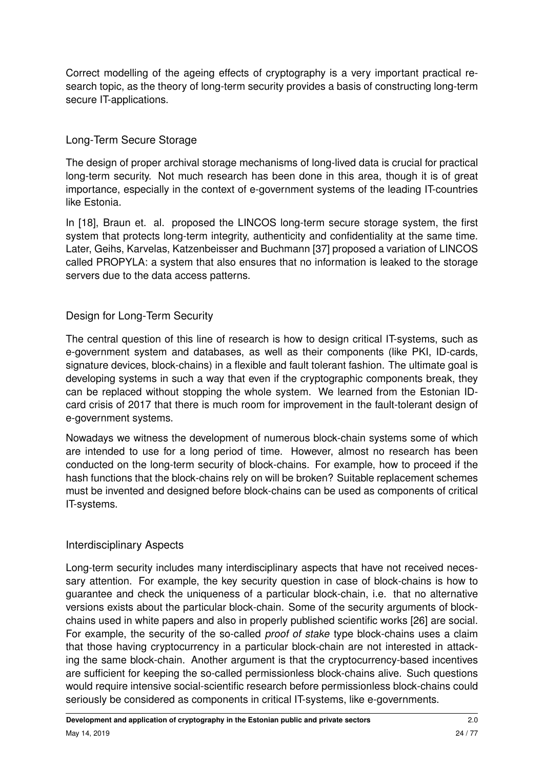Correct modelling of the ageing effects of cryptography is a very important practical research topic, as the theory of long-term security provides a basis of constructing long-term secure IT-applications.

### Long-Term Secure Storage

The design of proper archival storage mechanisms of long-lived data is crucial for practical long-term security. Not much research has been done in this area, though it is of great importance, especially in the context of e-government systems of the leading IT-countries like Estonia.

In [18], Braun et. al. proposed the LINCOS long-term secure storage system, the first system that protects long-term integrity, authenticity and confidentiality at the same time. Later, Geihs, Karvelas, Katzenbeisser and Buchmann [37] proposed a variation of LINCOS called PROPYLA: a system that also ensures that no information is leaked to the storage servers due to the data access patterns.

### Design for Long-Term Security

The central question of this line of research is how to design critical IT-systems, such as e-government system and databases, as well as their components (like PKI, ID-cards, signature devices, block-chains) in a flexible and fault tolerant fashion. The ultimate goal is developing systems in such a way that even if the cryptographic components break, they can be replaced without stopping the whole system. We learned from the Estonian ID-card crisis of 2017 that there is much room for improvement in the fault-tolerant design of e-government systems.

Nowadays we witness the development of numerous block-chain systems some of which are intended to use for a long period of time. However, almost no research has been conducted on the long-term security of block-chains. For example, how to proceed if the hash functions that the block-chains rely on will be broken? Suitable replacement schemes must be invented and designed before block-chains can be used as components of critical IT-systems.

### Interdisciplinary Aspects

Long-term security includes many interdisciplinary aspects that have not received necessary attention. For example, the key security question in case of block-chains is how to guarantee and check the uniqueness of a particular block-chain, i.e. that no alternative versions exists about the particular block-chain. Some of the security arguments of block-chains used in white papers and also in properly published scientific works [26] are social. For example, the security of the so-called *proof of stake* type block-chains uses a claim that those having cryptocurrency in a particular block-chain are not interested in attacking the same block-chain. Another argument is that the cryptocurrency-based incentives are sufficient for keeping the so-called permissionless block-chains alive. Such questions would require intensive social-scientific research before permissionless block-chains could seriously be considered as components in critical IT-systems, like e-governments.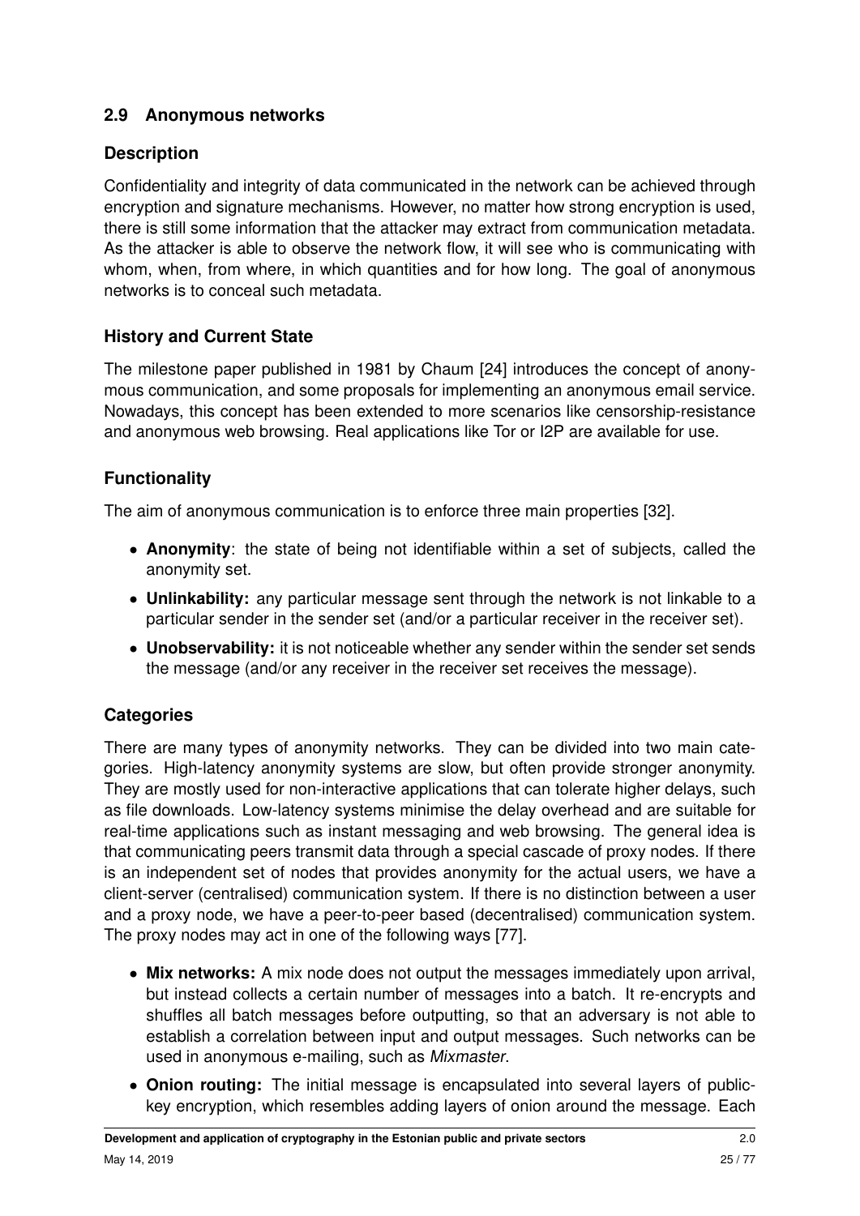## 2.9 Anonymous networks

### Description

Confidentiality and integrity of data communicated in the network can be achieved through encryption and signature mechanisms. However, no matter how strong encryption is used, there is still some information that the attacker may extract from communication metadata. As the attacker is able to observe the network flow, it will see who is communicating with whom, when, from where, in which quantities and for how long. The goal of anonymous networks is to conceal such metadata.

### History and Current State

The milestone paper published in 1981 by Chaum [24] introduces the concept of anonymous communication, and some proposals for implementing an anonymous email service. Nowadays, this concept has been extended to more scenarios like censorship-resistance and anonymous web browsing. Real applications like Tor or I2P are available for use.

### Functionality

The aim of anonymous communication is to enforce three main properties [32].

- **Anonymity**: the state of being not identifiable within a set of subjects, called the anonymity set.
- **Unlinkability:** any particular message sent through the network is not linkable to a particular sender in the sender set (and/or a particular receiver in the receiver set).
- **Unobservability:** it is not noticeable whether any sender within the sender set sends the message (and/or any receiver in the receiver set receives the message).

### Categories

There are many types of anonymity networks. They can be divided into two main categories. High-latency anonymity systems are slow, but often provide stronger anonymity. They are mostly used for non-interactive applications that can tolerate higher delays, such as file downloads. Low-latency systems minimise the delay overhead and are suitable for real-time applications such as instant messaging and web browsing. The general idea is that communicating peers transmit data through a special cascade of proxy nodes. If there is an independent set of nodes that provides anonymity for the actual users, we have a client-server (centralised) communication system. If there is no distinction between a user and a proxy node, we have a peer-to-peer based (decentralised) communication system. The proxy nodes may act in one of the following ways [77].

- **Mix networks:** A mix node does not output the messages immediately upon arrival, but instead collects a certain number of messages into a batch. It re-encrypts and shuffles all batch messages before outputting, so that an adversary is not able to establish a correlation between input and output messages. Such networks can be used in anonymous e-mailing, such as *Mixmaster*.
- **Onion routing:** The initial message is encapsulated into several layers of public-key encryption, which resembles adding layers of onion around the message. Each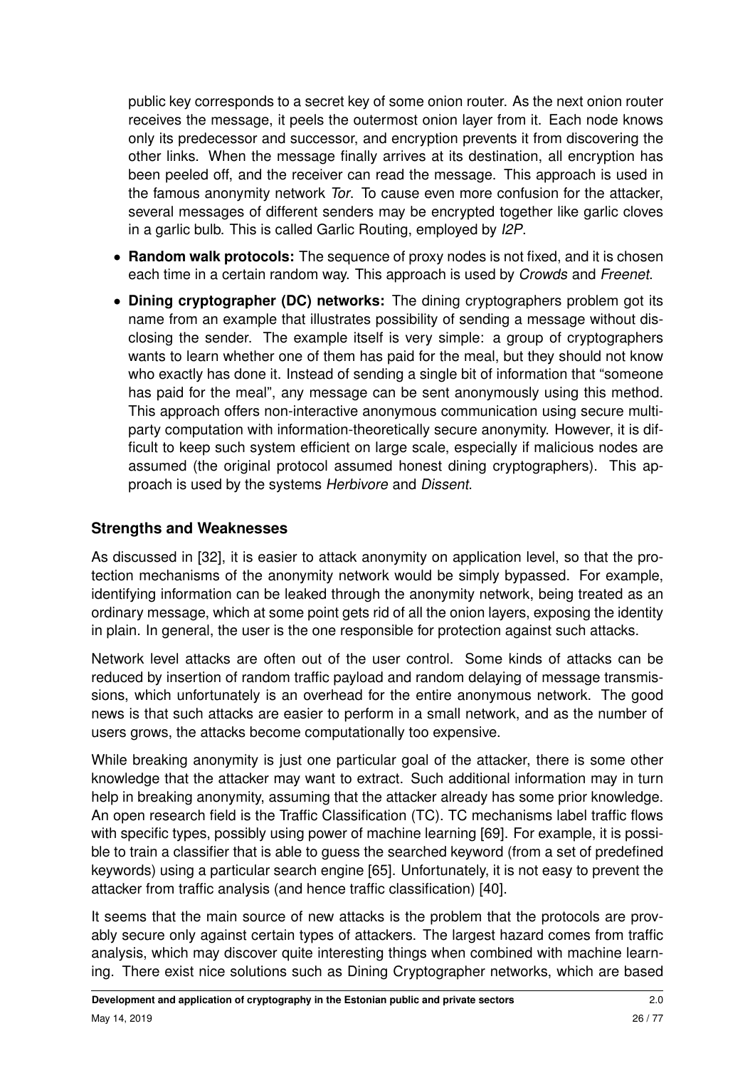public key corresponds to a secret key of some onion router. As the next onion router receives the message, it peels the outermost onion layer from it. Each node knows only its predecessor and successor, and encryption prevents it from discovering the other links. When the message finally arrives at its destination, all encryption has been peeled off, and the receiver can read the message. This approach is used in the famous anonymity network *Tor*. To cause even more confusion for the attacker, several messages of different senders may be encrypted together like garlic cloves in a garlic bulb. This is called Garlic Routing, employed by *I2P*.

- **Random walk protocols:** The sequence of proxy nodes is not fixed, and it is chosen each time in a certain random way. This approach is used by *Crowds* and *Freenet*.
- **Dining cryptographer (DC) networks:** The dining cryptographers problem got its name from an example that illustrates possibility of sending a message without disclosing the sender. The example itself is very simple: a group of cryptographers wants to learn whether one of them has paid for the meal, but they should not know who exactly has done it. Instead of sending a single bit of information that "someone has paid for the meal", any message can be sent anonymously using this method. This approach offers non-interactive anonymous communication using secure multiparty computation with information-theoretically secure anonymity. However, it is difficult to keep such system efficient on large scale, especially if malicious nodes are assumed (the original protocol assumed honest dining cryptographers). This approach is used by the systems *Herbivore* and *Dissent*.

### Strengths and Weaknesses

As discussed in [32], it is easier to attack anonymity on application level, so that the protection mechanisms of the anonymity network would be simply bypassed. For example, identifying information can be leaked through the anonymity network, being treated as an ordinary message, which at some point gets rid of all the onion layers, exposing the identity in plain. In general, the user is the one responsible for protection against such attacks.

Network level attacks are often out of the user control. Some kinds of attacks can be reduced by insertion of random traffic payload and random delaying of message transmissions, which unfortunately is an overhead for the entire anonymous network. The good news is that such attacks are easier to perform in a small network, and as the number of users grows, the attacks become computationally too expensive.

While breaking anonymity is just one particular goal of the attacker, there is some other knowledge that the attacker may want to extract. Such additional information may in turn help in breaking anonymity, assuming that the attacker already has some prior knowledge. An open research field is the Traffic Classification (TC). TC mechanisms label traffic flows with specific types, possibly using power of machine learning [69]. For example, it is possible to train a classifier that is able to guess the searched keyword (from a set of predefined keywords) using a particular search engine [65]. Unfortunately, it is not easy to prevent the attacker from traffic analysis (and hence traffic classification) [40].

It seems that the main source of new attacks is the problem that the protocols are provably secure only against certain types of attackers. The largest hazard comes from traffic analysis, which may discover quite interesting things when combined with machine learning. There exist nice solutions such as Dining Cryptographer networks, which are based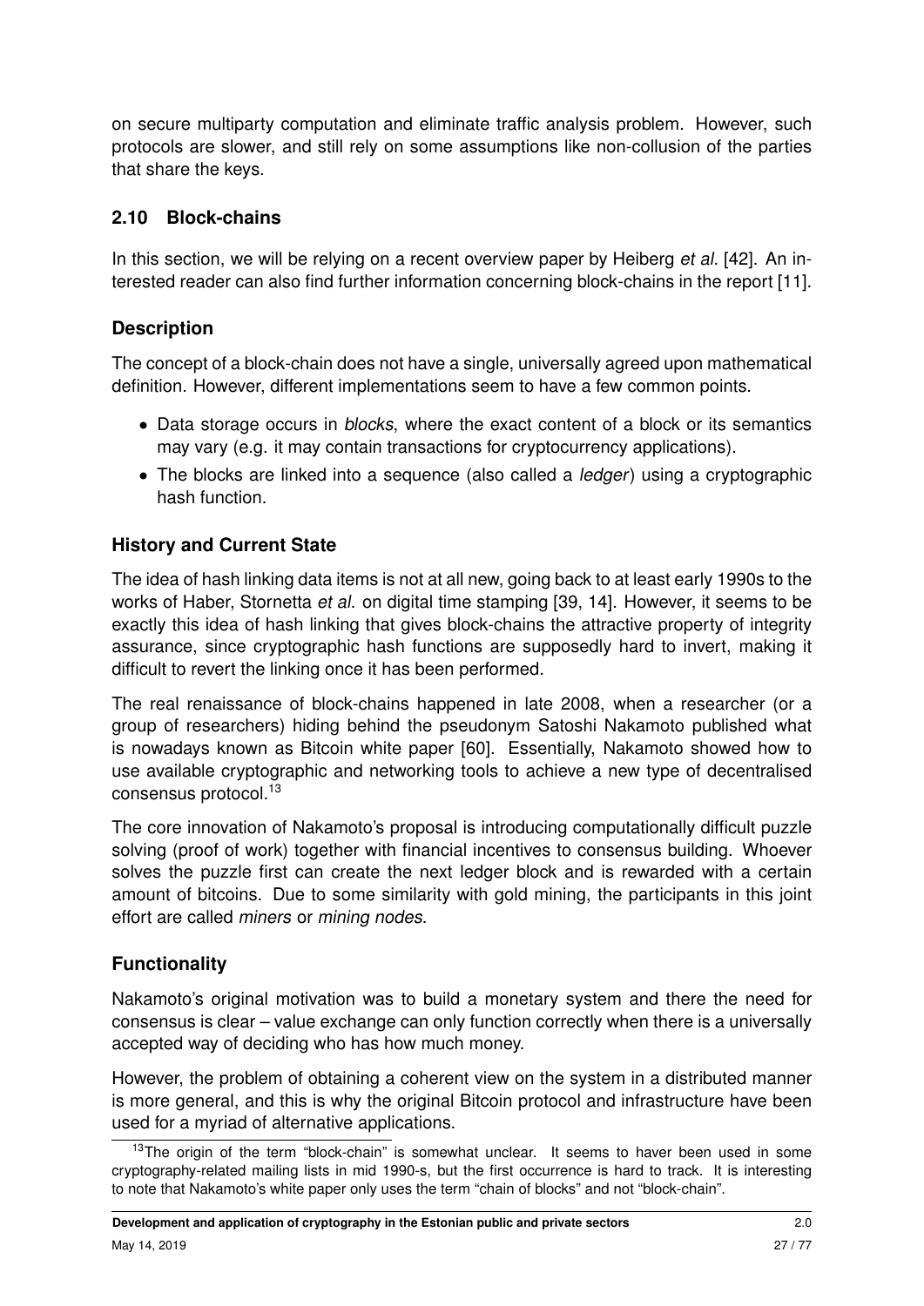on secure multiparty computation and eliminate traffic analysis problem. However, such protocols are slower, and still rely on some assumptions like non-collusion of the parties that share the keys.

## 2.10 Block-chains

In this section, we will be relying on a recent overview paper by Heiberg *et al.* [42]. An interested reader can also find further information concerning block-chains in the report [11].

### Description

The concept of a block-chain does not have a single, universally agreed upon mathematical definition. However, different implementations seem to have a few common points.

- Data storage occurs in *blocks*, where the exact content of a block or its semantics may vary (e.g. it may contain transactions for cryptocurrency applications).
- The blocks are linked into a sequence (also called a *ledger*) using a cryptographic hash function.

### History and Current State

The idea of hash linking data items is not at all new, going back to at least early 1990s to the works of Haber, Stornetta *et al.* on digital time stamping [39, 14]. However, it seems to be exactly this idea of hash linking that gives block-chains the attractive property of integrity assurance, since cryptographic hash functions are supposedly hard to invert, making it difficult to revert the linking once it has been performed.

The real renaissance of block-chains happened in late 2008, when a researcher (or a group of researchers) hiding behind the pseudonym Satoshi Nakamoto published what is nowadays known as Bitcoin white paper [60]. Essentially, Nakamoto showed how to use available cryptographic and networking tools to achieve a new type of decentralised consensus protocol.[13]

The core innovation of Nakamoto's proposal is introducing computationally difficult puzzle solving (proof of work) together with financial incentives to consensus building. Whoever solves the puzzle first can create the next ledger block and is rewarded with a certain amount of bitcoins. Due to some similarity with gold mining, the participants in this joint effort are called *miners* or *mining nodes*.

### Functionality

Nakamoto's original motivation was to build a monetary system and there the need for consensus is clear – value exchange can only function correctly when there is a universally accepted way of deciding who has how much money.

However, the problem of obtaining a coherent view on the system in a distributed manner is more general, and this is why the original Bitcoin protocol and infrastructure have been used for a myriad of alternative applications.

[13] The origin of the term "block-chain" is somewhat unclear. It seems to haver been used in some cryptography-related mailing lists in mid 1990-s, but the first occurrence is hard to track. It is interesting to note that Nakamoto's white paper only uses the term "chain of blocks" and not "block-chain".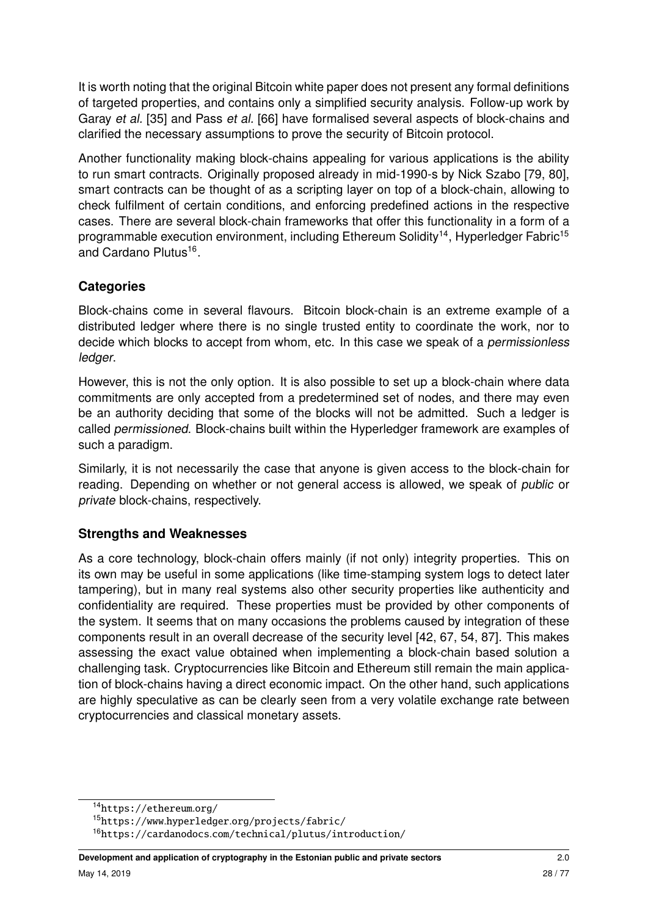It is worth noting that the original Bitcoin white paper does not present any formal definitions of targeted properties, and contains only a simplified security analysis. Follow-up work by Garay *et al.* [35] and Pass *et al.* [66] have formalised several aspects of block-chains and clarified the necessary assumptions to prove the security of Bitcoin protocol.

Another functionality making block-chains appealing for various applications is the ability to run smart contracts. Originally proposed already in mid-1990-s by Nick Szabo [79, 80], smart contracts can be thought of as a scripting layer on top of a block-chain, allowing to check fulfilment of certain conditions, and enforcing predefined actions in the respective cases. There are several block-chain frameworks that offer this functionality in a form of a programmable execution environment, including Ethereum Solidity[14], Hyperledger Fabric[15] and Cardano Plutus[16].

### Categories

Block-chains come in several flavours. Bitcoin block-chain is an extreme example of a distributed ledger where there is no single trusted entity to coordinate the work, nor to decide which blocks to accept from whom, etc. In this case we speak of a *permissionless ledger*.

However, this is not the only option. It is also possible to set up a block-chain where data commitments are only accepted from a predetermined set of nodes, and there may even be an authority deciding that some of the blocks will not be admitted. Such a ledger is called *permissioned*. Block-chains built within the Hyperledger framework are examples of such a paradigm.

Similarly, it is not necessarily the case that anyone is given access to the block-chain for reading. Depending on whether or not general access is allowed, we speak of *public* or *private* block-chains, respectively.

### Strengths and Weaknesses

As a core technology, block-chain offers mainly (if not only) integrity properties. This on its own may be useful in some applications (like time-stamping system logs to detect later tampering), but in many real systems also other security properties like authenticity and confidentiality are required. These properties must be provided by other components of the system. It seems that on many occasions the problems caused by integration of these components result in an overall decrease of the security level [42, 67, 54, 87]. This makes assessing the exact value obtained when implementing a block-chain based solution a challenging task. Cryptocurrencies like Bitcoin and Ethereum still remain the main application of block-chains having a direct economic impact. On the other hand, such applications are highly speculative as can be clearly seen from a very volatile exchange rate between cryptocurrencies and classical monetary assets.

[14] https://ethereum.org/

[15] https://www.hyperledger.org/projects/fabric/

[16] https://cardanodocs.com/technical/plutus/introduction/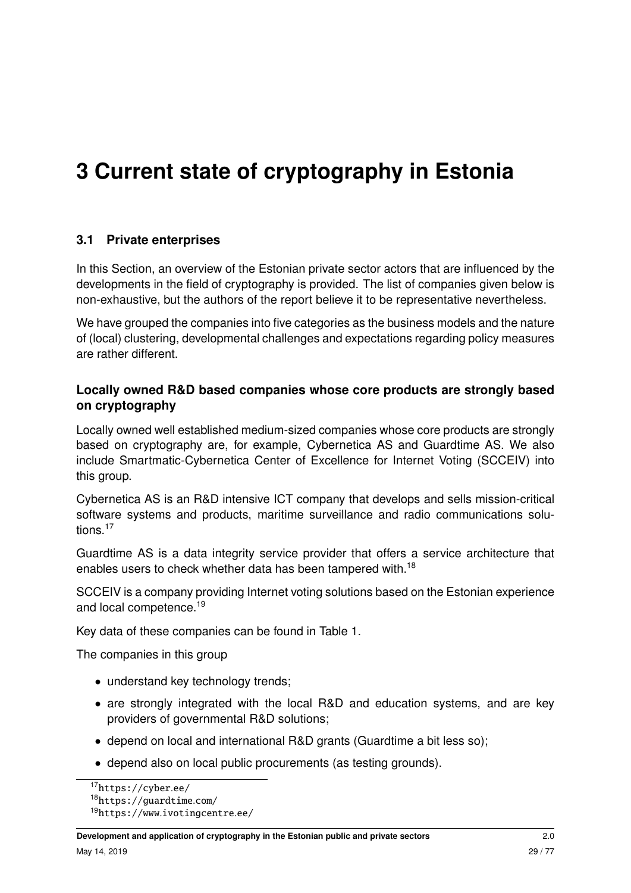# 3 Current state of cryptography in Estonia

## 3.1 Private enterprises

In this Section, an overview of the Estonian private sector actors that are influenced by the developments in the field of cryptography is provided. The list of companies given below is non-exhaustive, but the authors of the report believe it to be representative nevertheless.

We have grouped the companies into five categories as the business models and the nature of (local) clustering, developmental challenges and expectations regarding policy measures are rather different.

### Locally owned R&D based companies whose core products are strongly based on cryptography

Locally owned well established medium-sized companies whose core products are strongly based on cryptography are, for example, Cybernetica AS and Guardtime AS. We also include Smartmatic-Cybernetica Center of Excellence for Internet Voting (SCCEIV) into this group.

Cybernetica AS is an R&D intensive ICT company that develops and sells mission-critical software systems and products, maritime surveillance and radio communications solutions.[17]

Guardtime AS is a data integrity service provider that offers a service architecture that enables users to check whether data has been tampered with.[18]

SCCEIV is a company providing Internet voting solutions based on the Estonian experience and local competence.[19]

Key data of these companies can be found in Table 1.

The companies in this group

- understand key technology trends;
- are strongly integrated with the local R&D and education systems, and are key providers of governmental R&D solutions;
- depend on local and international R&D grants (Guardtime a bit less so);
- depend also on local public procurements (as testing grounds).

[17] https://cyber.ee/

[18] https://guardtime.com/

[19] https://www.ivotingcentre.ee/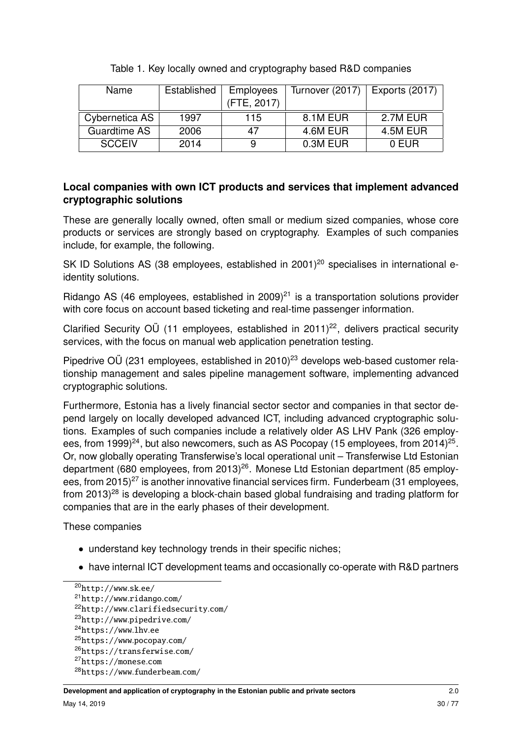Table 1. Key locally owned and cryptography based R&D companies

| Name | Established | Employees (FTE, 2017) | Turnover (2017) | Exports (2017) |
|---|---|---|---|---|
| Cybernetica AS | 1997 | 115 | 8.1M EUR | 2.7M EUR |
| Guardtime AS | 2006 | 47 | 4.6M EUR | 4.5M EUR |
| SCCEIV | 2014 | 9 | 0.3M EUR | 0 EUR |

### Local companies with own ICT products and services that implement advanced cryptographic solutions

These are generally locally owned, often small or medium sized companies, whose core products or services are strongly based on cryptography. Examples of such companies include, for example, the following.

SK ID Solutions AS (38 employees, established in 2001)[20] specialises in international e-identity solutions.

Ridango AS (46 employees, established in 2009)[21] is a transportation solutions provider with core focus on account based ticketing and real-time passenger information.

Clarified Security OÜ (11 employees, established in 2011)[22], delivers practical security services, with the focus on manual web application penetration testing.

Pipedrive OÜ (231 employees, established in 2010)[23] develops web-based customer relationship management and sales pipeline management software, implementing advanced cryptographic solutions.

Furthermore, Estonia has a lively financial sector sector and companies in that sector depend largely on locally developed advanced ICT, including advanced cryptographic solutions. Examples of such companies include a relatively older AS LHV Pank (326 employees, from 1999)[24], but also newcomers, such as AS Pocopay (15 employees, from 2014)[25]. Or, now globally operating Transferwise's local operational unit – Transferwise Ltd Estonian department (680 employees, from 2013)[26]. Monese Ltd Estonian department (85 employees, from 2015)[27] is another innovative financial services firm. Funderbeam (31 employees, from 2013)[28] is developing a block-chain based global fundraising and trading platform for companies that are in the early phases of their development.

These companies

- understand key technology trends in their specific niches;
- have internal ICT development teams and occasionally co-operate with R&D partners

[20] http://www.sk.ee/
[21] http://www.ridango.com/
[22] http://www.clarifiedsecurity.com/
[23] http://www.pipedrive.com/
[24] https://www.lhv.ee
[25] https://www.pocopay.com/
[26] https://transferwise.com/
[27] https://monese.com
[28] https://www.funderbeam.com/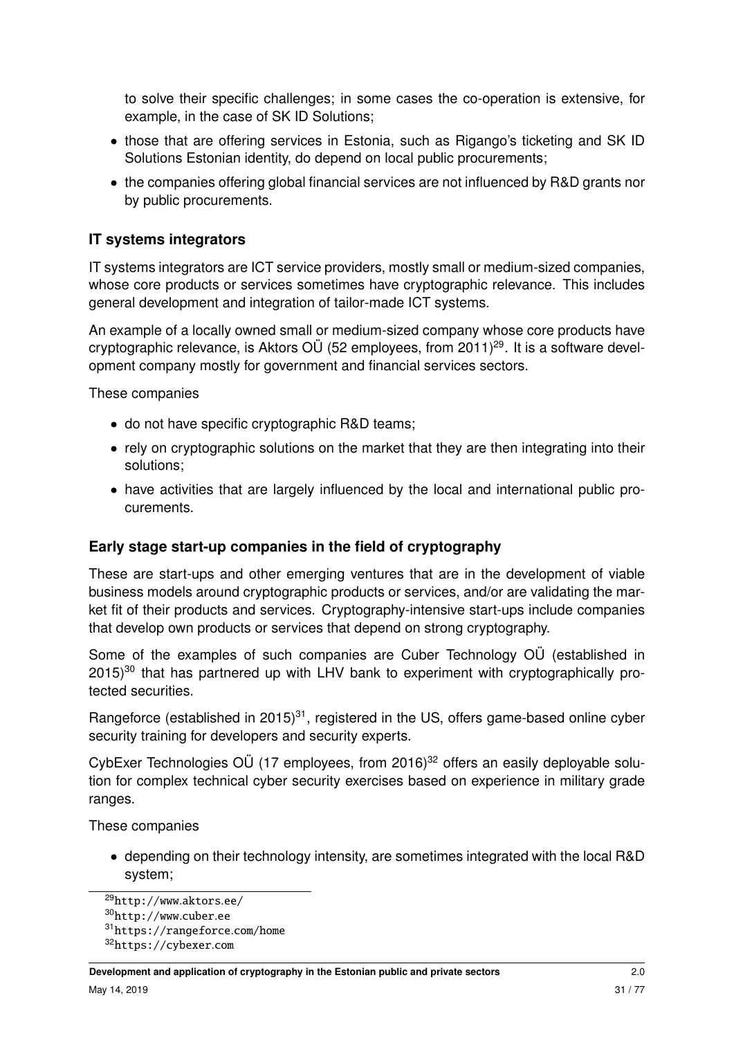to solve their specific challenges; in some cases the co-operation is extensive, for example, in the case of SK ID Solutions;

- those that are offering services in Estonia, such as Rigango's ticketing and SK ID Solutions Estonian identity, do depend on local public procurements;
- the companies offering global financial services are not influenced by R&D grants nor by public procurements.

### IT systems integrators

IT systems integrators are ICT service providers, mostly small or medium-sized companies, whose core products or services sometimes have cryptographic relevance. This includes general development and integration of tailor-made ICT systems.

An example of a locally owned small or medium-sized company whose core products have cryptographic relevance, is Aktors OÜ (52 employees, from 2011)[29]. It is a software development company mostly for government and financial services sectors.

These companies

- do not have specific cryptographic R&D teams;
- rely on cryptographic solutions on the market that they are then integrating into their solutions;
- have activities that are largely influenced by the local and international public procurements.

### Early stage start-up companies in the field of cryptography

These are start-ups and other emerging ventures that are in the development of viable business models around cryptographic products or services, and/or are validating the market fit of their products and services. Cryptography-intensive start-ups include companies that develop own products or services that depend on strong cryptography.

Some of the examples of such companies are Cuber Technology OÜ (established in 2015)[30] that has partnered up with LHV bank to experiment with cryptographically protected securities.

Rangeforce (established in 2015)[31], registered in the US, offers game-based online cyber security training for developers and security experts.

CybExer Technologies OÜ (17 employees, from 2016)[32] offers an easily deployable solution for complex technical cyber security exercises based on experience in military grade ranges.

These companies

- depending on their technology intensity, are sometimes integrated with the local R&D system;

[29] http://www.aktors.ee/

[30] http://www.cuber.ee

[31] https://rangeforce.com/home

[32] https://cybexer.com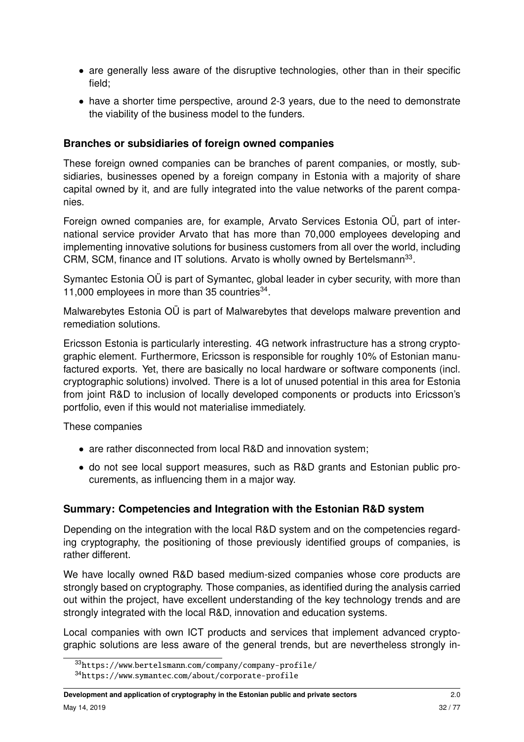- are generally less aware of the disruptive technologies, other than in their specific field;
- have a shorter time perspective, around 2-3 years, due to the need to demonstrate the viability of the business model to the funders.

### Branches or subsidiaries of foreign owned companies

These foreign owned companies can be branches of parent companies, or mostly, subsidiaries, businesses opened by a foreign company in Estonia with a majority of share capital owned by it, and are fully integrated into the value networks of the parent companies.

Foreign owned companies are, for example, Arvato Services Estonia OÜ, part of international service provider Arvato that has more than 70,000 employees developing and implementing innovative solutions for business customers from all over the world, including CRM, SCM, finance and IT solutions. Arvato is wholly owned by Bertelsmann[33].

Symantec Estonia OÜ is part of Symantec, global leader in cyber security, with more than 11,000 employees in more than 35 countries[34].

Malwarebytes Estonia OÜ is part of Malwarebytes that develops malware prevention and remediation solutions.

Ericsson Estonia is particularly interesting. 4G network infrastructure has a strong cryptographic element. Furthermore, Ericsson is responsible for roughly 10% of Estonian manufactured exports. Yet, there are basically no local hardware or software components (incl. cryptographic solutions) involved. There is a lot of unused potential in this area for Estonia from joint R&D to inclusion of locally developed components or products into Ericsson's portfolio, even if this would not materialise immediately.

These companies

- are rather disconnected from local R&D and innovation system;
- do not see local support measures, such as R&D grants and Estonian public procurements, as influencing them in a major way.

### Summary: Competencies and Integration with the Estonian R&D system

Depending on the integration with the local R&D system and on the competencies regarding cryptography, the positioning of those previously identified groups of companies, is rather different.

We have locally owned R&D based medium-sized companies whose core products are strongly based on cryptography. Those companies, as identified during the analysis carried out within the project, have excellent understanding of the key technology trends and are strongly integrated with the local R&D, innovation and education systems.

Local companies with own ICT products and services that implement advanced cryptographic solutions are less aware of the general trends, but are nevertheless strongly in-

[33] https://www.bertelsmann.com/company/company-profile/

[34] https://www.symantec.com/about/corporate-profile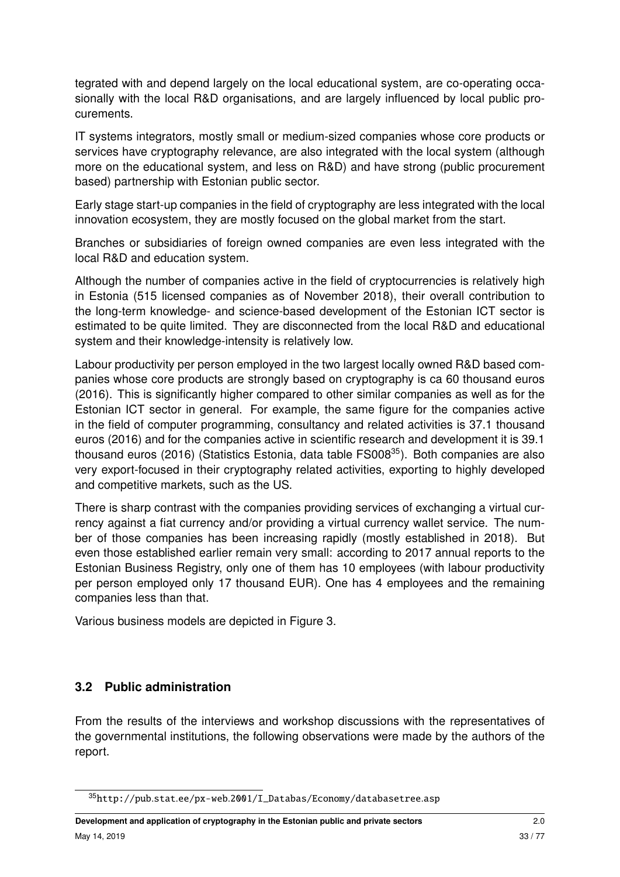tegrated with and depend largely on the local educational system, are co-operating occasionally with the local R&D organisations, and are largely influenced by local public procurements.

IT systems integrators, mostly small or medium-sized companies whose core products or services have cryptography relevance, are also integrated with the local system (although more on the educational system, and less on R&D) and have strong (public procurement based) partnership with Estonian public sector.

Early stage start-up companies in the field of cryptography are less integrated with the local innovation ecosystem, they are mostly focused on the global market from the start.

Branches or subsidiaries of foreign owned companies are even less integrated with the local R&D and education system.

Although the number of companies active in the field of cryptocurrencies is relatively high in Estonia (515 licensed companies as of November 2018), their overall contribution to the long-term knowledge- and science-based development of the Estonian ICT sector is estimated to be quite limited. They are disconnected from the local R&D and educational system and their knowledge-intensity is relatively low.

Labour productivity per person employed in the two largest locally owned R&D based companies whose core products are strongly based on cryptography is ca 60 thousand euros (2016). This is significantly higher compared to other similar companies as well as for the Estonian ICT sector in general. For example, the same figure for the companies active in the field of computer programming, consultancy and related activities is 37.1 thousand euros (2016) and for the companies active in scientific research and development it is 39.1 thousand euros (2016) (Statistics Estonia, data table FS008[35]). Both companies are also very export-focused in their cryptography related activities, exporting to highly developed and competitive markets, such as the US.

There is sharp contrast with the companies providing services of exchanging a virtual currency against a fiat currency and/or providing a virtual currency wallet service. The number of those companies has been increasing rapidly (mostly established in 2018). But even those established earlier remain very small: according to 2017 annual reports to the Estonian Business Registry, only one of them has 10 employees (with labour productivity per person employed only 17 thousand EUR). One has 4 employees and the remaining companies less than that.

Various business models are depicted in Figure 3.

## 3.2 Public administration

From the results of the interviews and workshop discussions with the representatives of the governmental institutions, the following observations were made by the authors of the report.

[35] http://pub.stat.ee/px-web.2001/I_Databas/Economy/databasetree.asp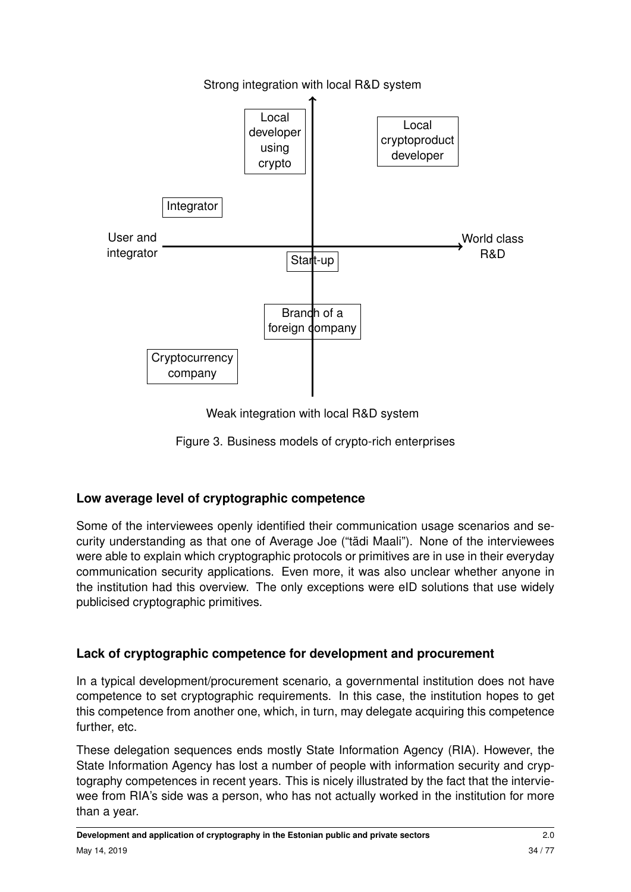Strong integration with local R&D system

Local developer using crypto

Local cryptoproduct developer

Integrator

User and integrator

World class R&D

Start-up

Branch of a foreign company

Cryptocurrency company

Weak integration with local R&D system

Figure 3. Business models of crypto-rich enterprises

### Low average level of cryptographic competence

Some of the interviewees openly identified their communication usage scenarios and security understanding as that one of Average Joe ("tädi Maali"). None of the interviewees were able to explain which cryptographic protocols or primitives are in use in their everyday communication security applications. Even more, it was also unclear whether anyone in the institution had this overview. The only exceptions were eID solutions that use widely publicised cryptographic primitives.

### Lack of cryptographic competence for development and procurement

In a typical development/procurement scenario, a governmental institution does not have competence to set cryptographic requirements. In this case, the institution hopes to get this competence from another one, which, in turn, may delegate acquiring this competence further, etc.

These delegation sequences ends mostly State Information Agency (RIA). However, the State Information Agency has lost a number of people with information security and cryptography competences in recent years. This is nicely illustrated by the fact that the interviewee from RIA's side was a person, who has not actually worked in the institution for more than a year.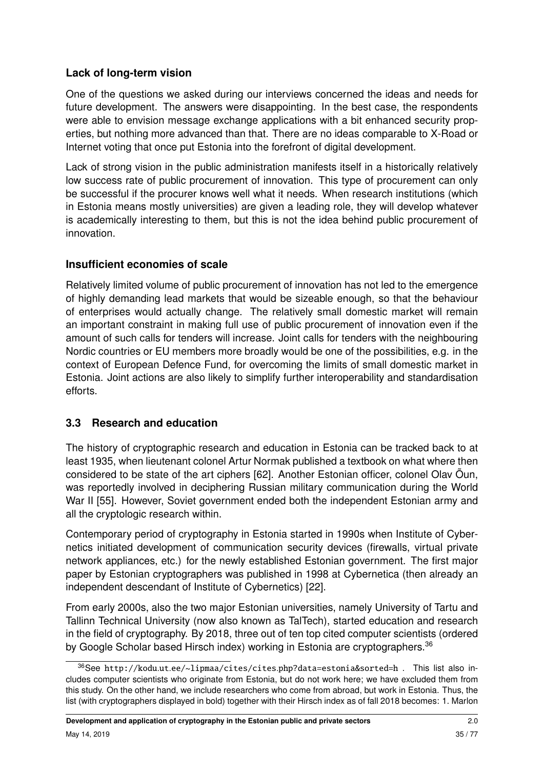### Lack of long-term vision

One of the questions we asked during our interviews concerned the ideas and needs for future development. The answers were disappointing. In the best case, the respondents were able to envision message exchange applications with a bit enhanced security properties, but nothing more advanced than that. There are no ideas comparable to X-Road or Internet voting that once put Estonia into the forefront of digital development.

Lack of strong vision in the public administration manifests itself in a historically relatively low success rate of public procurement of innovation. This type of procurement can only be successful if the procurer knows well what it needs. When research institutions (which in Estonia means mostly universities) are given a leading role, they will develop whatever is academically interesting to them, but this is not the idea behind public procurement of innovation.

### Insufficient economies of scale

Relatively limited volume of public procurement of innovation has not led to the emergence of highly demanding lead markets that would be sizeable enough, so that the behaviour of enterprises would actually change. The relatively small domestic market will remain an important constraint in making full use of public procurement of innovation even if the amount of such calls for tenders will increase. Joint calls for tenders with the neighbouring Nordic countries or EU members more broadly would be one of the possibilities, e.g. in the context of European Defence Fund, for overcoming the limits of small domestic market in Estonia. Joint actions are also likely to simplify further interoperability and standardisation efforts.

## 3.3 Research and education

The history of cryptographic research and education in Estonia can be tracked back to at least 1935, when lieutenant colonel Artur Normak published a textbook on what where then considered to be state of the art ciphers [62]. Another Estonian officer, colonel Olav Õun, was reportedly involved in deciphering Russian military communication during the World War II [55]. However, Soviet government ended both the independent Estonian army and all the cryptologic research within.

Contemporary period of cryptography in Estonia started in 1990s when Institute of Cybernetics initiated development of communication security devices (firewalls, virtual private network appliances, etc.) for the newly established Estonian government. The first major paper by Estonian cryptographers was published in 1998 at Cybernetica (then already an independent descendant of Institute of Cybernetics) [22].

From early 2000s, also the two major Estonian universities, namely University of Tartu and Tallinn Technical University (now also known as TalTech), started education and research in the field of cryptography. By 2018, three out of ten top cited computer scientists (ordered by Google Scholar based Hirsch index) working in Estonia are cryptographers.[36]

[36] See http://kodu.ut.ee/~lipmaa/cites/cites.php?data=estonia&sorted=h . This list also includes computer scientists who originate from Estonia, but do not work here; we have excluded them from this study. On the other hand, we include researchers who come from abroad, but work in Estonia. Thus, the list (with cryptographers displayed in bold) together with their Hirsch index as of fall 2018 becomes: 1. Marlon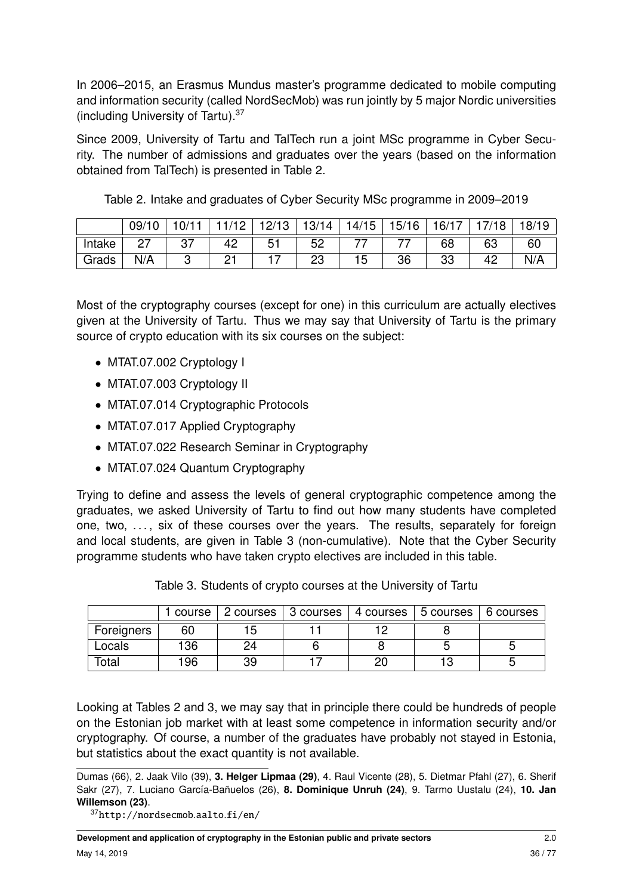In 2006–2015, an Erasmus Mundus master's programme dedicated to mobile computing and information security (called NordSecMob) was run jointly by 5 major Nordic universities (including University of Tartu).[37]

Since 2009, University of Tartu and TalTech run a joint MSc programme in Cyber Security. The number of admissions and graduates over the years (based on the information obtained from TalTech) is presented in Table 2.

Table 2. Intake and graduates of Cyber Security MSc programme in 2009–2019

| | 09/10 | 10/11 | 11/12 | 12/13 | 13/14 | 14/15 | 15/16 | 16/17 | 17/18 | 18/19 |
|---|---|---|---|---|---|---|---|---|---|---|
| Intake | 27 | 37 | 42 | 51 | 52 | 77 | 77 | 68 | 63 | 60 |
| Grads | N/A | 3 | 21 | 17 | 23 | 15 | 36 | 33 | 42 | N/A |

Most of the cryptography courses (except for one) in this curriculum are actually electives given at the University of Tartu. Thus we may say that University of Tartu is the primary source of crypto education with its six courses on the subject:

- MTAT.07.002 Cryptology I
- MTAT.07.003 Cryptology II
- MTAT.07.014 Cryptographic Protocols
- MTAT.07.017 Applied Cryptography
- MTAT.07.022 Research Seminar in Cryptography
- MTAT.07.024 Quantum Cryptography

Trying to define and assess the levels of general cryptographic competence among the graduates, we asked University of Tartu to find out how many students have completed one, two, ..., six of these courses over the years. The results, separately for foreign and local students, are given in Table 3 (non-cumulative). Note that the Cyber Security programme students who have taken crypto electives are included in this table.

Table 3. Students of crypto courses at the University of Tartu

| | 1 course | 2 courses | 3 courses | 4 courses | 5 courses | 6 courses |
|---|---|---|---|---|---|---|
| Foreigners | 60 | 15 | 11 | 12 | 8 | |
| Locals | 136 | 24 | 6 | 8 | 5 | 5 |
| Total | 196 | 39 | 17 | 20 | 13 | 5 |

Looking at Tables 2 and 3, we may say that in principle there could be hundreds of people on the Estonian job market with at least some competence in information security and/or cryptography. Of course, a number of the graduates have probably not stayed in Estonia, but statistics about the exact quantity is not available.

---

Dumas (66), 2. Jaak Vilo (39), **3. Helger Lipmaa (29)**, 4. Raul Vicente (28), 5. Dietmar Pfahl (27), 6. Sherif Sakr (27), 7. Luciano García-Bañuelos (26), **8. Dominique Unruh (24)**, 9. Tarmo Uustalu (24), **10. Jan Willemson (23)**.

[37] http://nordsecmob.aalto.fi/en/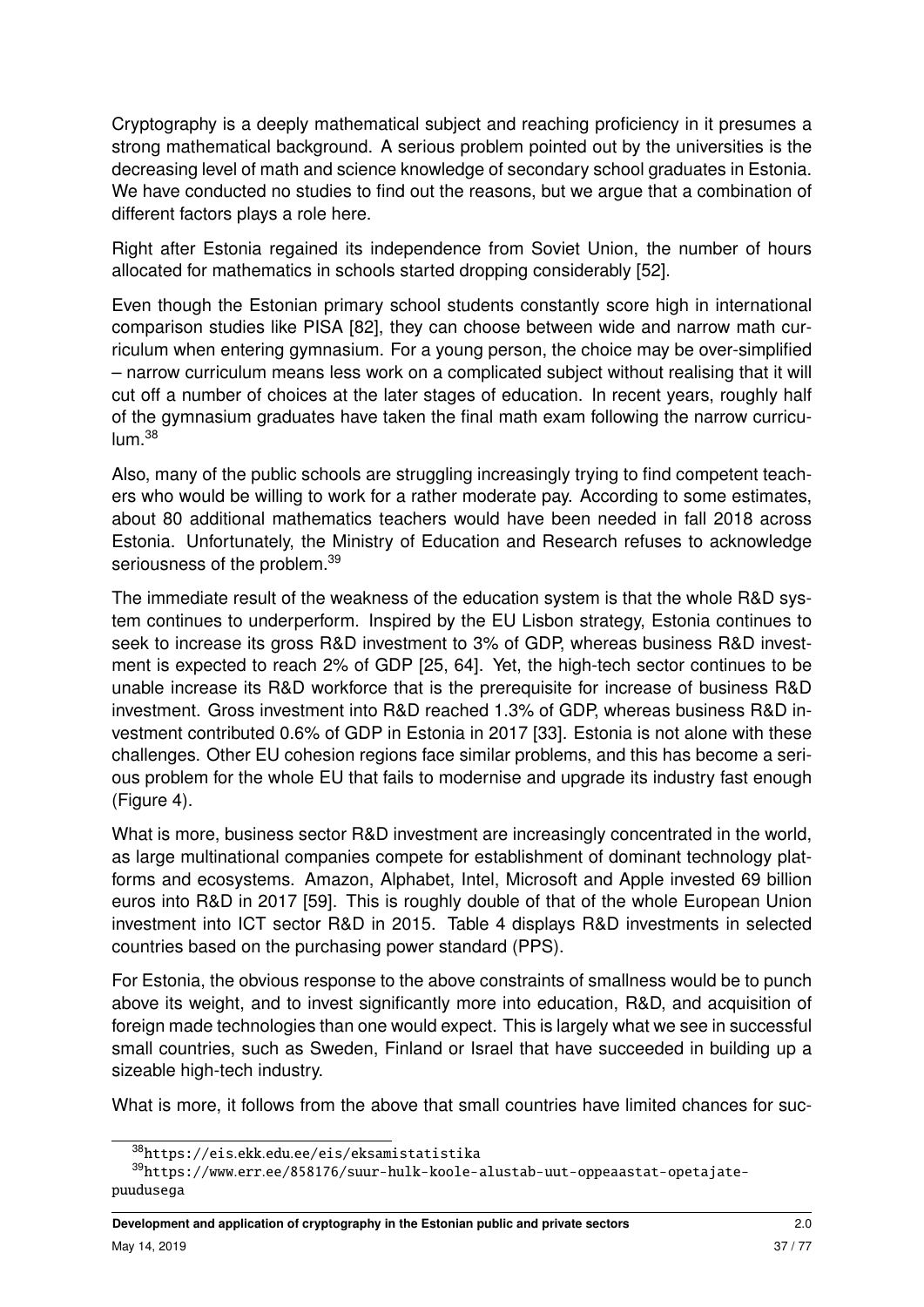Cryptography is a deeply mathematical subject and reaching proficiency in it presumes a strong mathematical background. A serious problem pointed out by the universities is the decreasing level of math and science knowledge of secondary school graduates in Estonia. We have conducted no studies to find out the reasons, but we argue that a combination of different factors plays a role here.

Right after Estonia regained its independence from Soviet Union, the number of hours allocated for mathematics in schools started dropping considerably [52].

Even though the Estonian primary school students constantly score high in international comparison studies like PISA [82], they can choose between wide and narrow math curriculum when entering gymnasium. For a young person, the choice may be over-simplified – narrow curriculum means less work on a complicated subject without realising that it will cut off a number of choices at the later stages of education. In recent years, roughly half of the gymnasium graduates have taken the final math exam following the narrow curriculum.[38]

Also, many of the public schools are struggling increasingly trying to find competent teachers who would be willing to work for a rather moderate pay. According to some estimates, about 80 additional mathematics teachers would have been needed in fall 2018 across Estonia. Unfortunately, the Ministry of Education and Research refuses to acknowledge seriousness of the problem.[39]

The immediate result of the weakness of the education system is that the whole R&D system continues to underperform. Inspired by the EU Lisbon strategy, Estonia continues to seek to increase its gross R&D investment to 3% of GDP, whereas business R&D investment is expected to reach 2% of GDP [25, 64]. Yet, the high-tech sector continues to be unable increase its R&D workforce that is the prerequisite for increase of business R&D investment. Gross investment into R&D reached 1.3% of GDP, whereas business R&D investment contributed 0.6% of GDP in Estonia in 2017 [33]. Estonia is not alone with these challenges. Other EU cohesion regions face similar problems, and this has become a serious problem for the whole EU that fails to modernise and upgrade its industry fast enough (Figure 4).

What is more, business sector R&D investment are increasingly concentrated in the world, as large multinational companies compete for establishment of dominant technology platforms and ecosystems. Amazon, Alphabet, Intel, Microsoft and Apple invested 69 billion euros into R&D in 2017 [59]. This is roughly double of that of the whole European Union investment into ICT sector R&D in 2015. Table 4 displays R&D investments in selected countries based on the purchasing power standard (PPS).

For Estonia, the obvious response to the above constraints of smallness would be to punch above its weight, and to invest significantly more into education, R&D, and acquisition of foreign made technologies than one would expect. This is largely what we see in successful small countries, such as Sweden, Finland or Israel that have succeeded in building up a sizeable high-tech industry.

What is more, it follows from the above that small countries have limited chances for suc-

[38] https://eis.ekk.edu.ee/eis/eksamistatistika

[39] https://www.err.ee/858176/suur-hulk-koole-alustab-uut-oppeaastat-opetajate-puudusega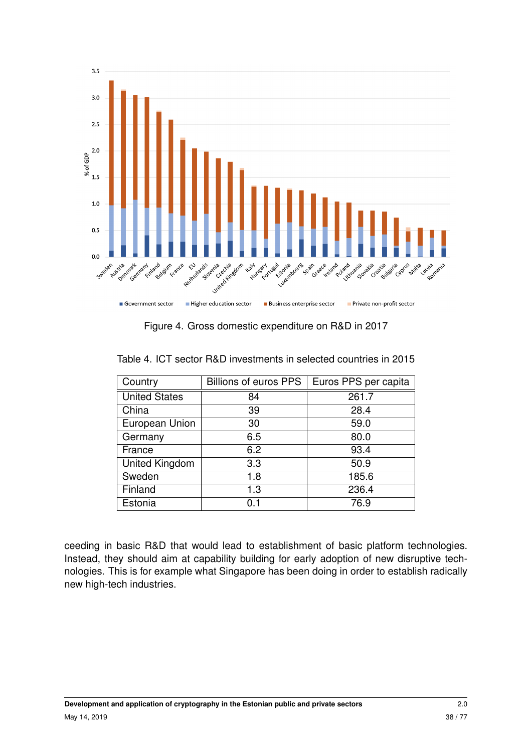Figure 4. Gross domestic expenditure on R&D in 2017

Table 4. ICT sector R&D investments in selected countries in 2015

| Country | Billions of euros PPS | Euros PPS per capita |
|---|---|---|
| United States | 84 | 261.7 |
| China | 39 | 28.4 |
| European Union | 30 | 59.0 |
| Germany | 6.5 | 80.0 |
| France | 6.2 | 93.4 |
| United Kingdom | 3.3 | 50.9 |
| Sweden | 1.8 | 185.6 |
| Finland | 1.3 | 236.4 |
| Estonia | 0.1 | 76.9 |

ceeding in basic R&D that would lead to establishment of basic platform technologies. Instead, they should aim at capability building for early adoption of new disruptive technologies. This is for example what Singapore has been doing in order to establish radically new high-tech industries.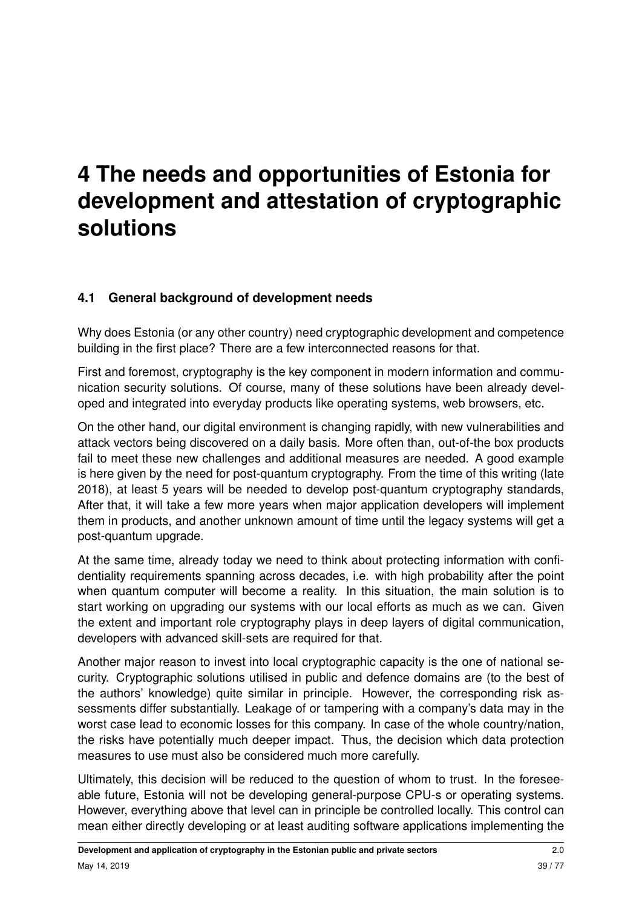# 4 The needs and opportunities of Estonia for development and attestation of cryptographic solutions

## 4.1 General background of development needs

Why does Estonia (or any other country) need cryptographic development and competence building in the first place? There are a few interconnected reasons for that.

First and foremost, cryptography is the key component in modern information and communication security solutions. Of course, many of these solutions have been already developed and integrated into everyday products like operating systems, web browsers, etc.

On the other hand, our digital environment is changing rapidly, with new vulnerabilities and attack vectors being discovered on a daily basis. More often than, out-of-the box products fail to meet these new challenges and additional measures are needed. A good example is here given by the need for post-quantum cryptography. From the time of this writing (late 2018), at least 5 years will be needed to develop post-quantum cryptography standards, After that, it will take a few more years when major application developers will implement them in products, and another unknown amount of time until the legacy systems will get a post-quantum upgrade.

At the same time, already today we need to think about protecting information with confidentiality requirements spanning across decades, i.e. with high probability after the point when quantum computer will become a reality. In this situation, the main solution is to start working on upgrading our systems with our local efforts as much as we can. Given the extent and important role cryptography plays in deep layers of digital communication, developers with advanced skill-sets are required for that.

Another major reason to invest into local cryptographic capacity is the one of national security. Cryptographic solutions utilised in public and defence domains are (to the best of the authors' knowledge) quite similar in principle. However, the corresponding risk assessments differ substantially. Leakage of or tampering with a company's data may in the worst case lead to economic losses for this company. In case of the whole country/nation, the risks have potentially much deeper impact. Thus, the decision which data protection measures to use must also be considered much more carefully.

Ultimately, this decision will be reduced to the question of whom to trust. In the foreseeable future, Estonia will not be developing general-purpose CPU-s or operating systems. However, everything above that level can in principle be controlled locally. This control can mean either directly developing or at least auditing software applications implementing the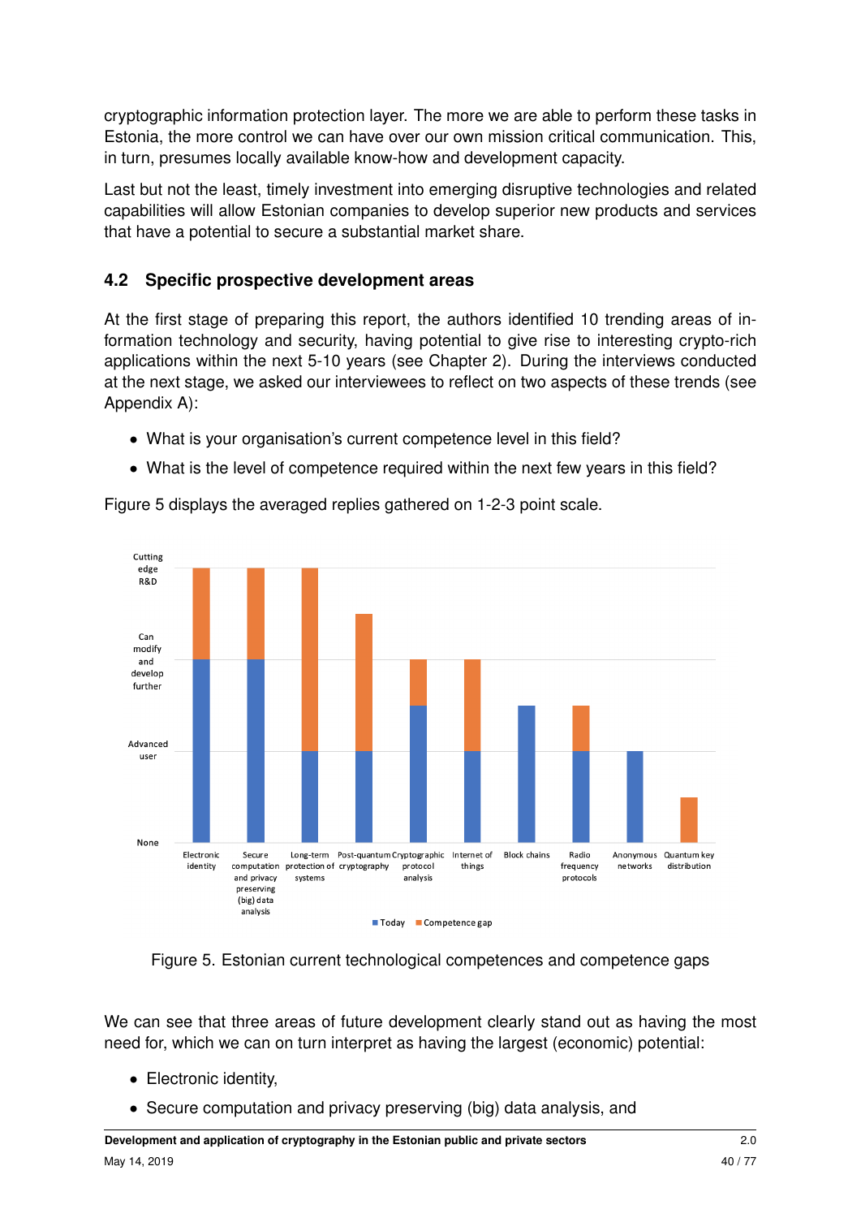cryptographic information protection layer. The more we are able to perform these tasks in Estonia, the more control we can have over our own mission critical communication. This, in turn, presumes locally available know-how and development capacity.

Last but not the least, timely investment into emerging disruptive technologies and related capabilities will allow Estonian companies to develop superior new products and services that have a potential to secure a substantial market share.

### 4.2 Specific prospective development areas

At the first stage of preparing this report, the authors identified 10 trending areas of information technology and security, having potential to give rise to interesting crypto-rich applications within the next 5-10 years (see Chapter 2). During the interviews conducted at the next stage, we asked our interviewees to reflect on two aspects of these trends (see Appendix A):

- What is your organisation's current competence level in this field?
- What is the level of competence required within the next few years in this field?

Figure 5 displays the averaged replies gathered on 1-2-3 point scale.

Figure 5. Estonian current technological competences and competence gaps

We can see that three areas of future development clearly stand out as having the most need for, which we can on turn interpret as having the largest (economic) potential:

- Electronic identity,
- Secure computation and privacy preserving (big) data analysis, and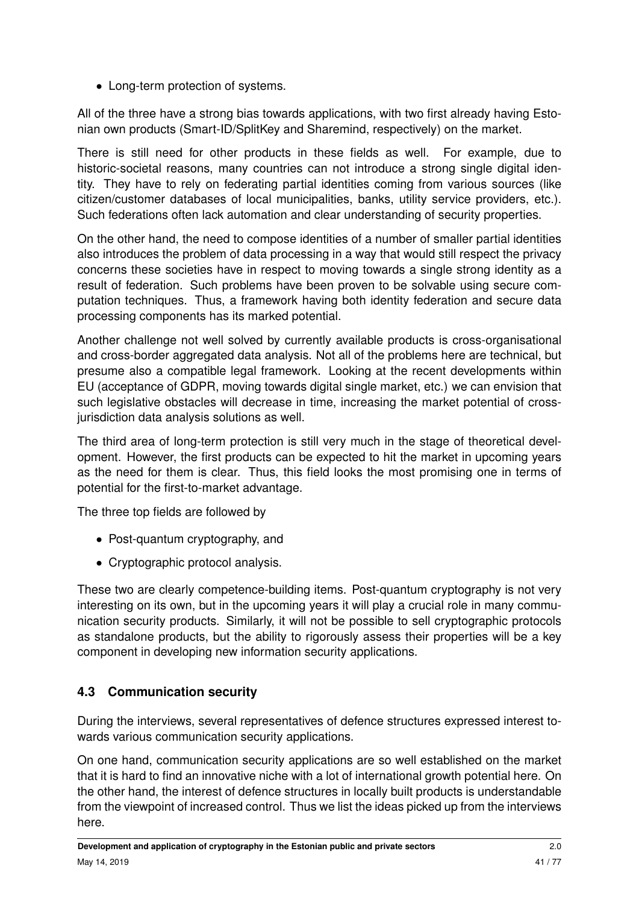- Long-term protection of systems.

All of the three have a strong bias towards applications, with two first already having Estonian own products (Smart-ID/SplitKey and Sharemind, respectively) on the market.

There is still need for other products in these fields as well. For example, due to historic-societal reasons, many countries can not introduce a strong single digital identity. They have to rely on federating partial identities coming from various sources (like citizen/customer databases of local municipalities, banks, utility service providers, etc.). Such federations often lack automation and clear understanding of security properties.

On the other hand, the need to compose identities of a number of smaller partial identities also introduces the problem of data processing in a way that would still respect the privacy concerns these societies have in respect to moving towards a single strong identity as a result of federation. Such problems have been proven to be solvable using secure computation techniques. Thus, a framework having both identity federation and secure data processing components has its marked potential.

Another challenge not well solved by currently available products is cross-organisational and cross-border aggregated data analysis. Not all of the problems here are technical, but presume also a compatible legal framework. Looking at the recent developments within EU (acceptance of GDPR, moving towards digital single market, etc.) we can envision that such legislative obstacles will decrease in time, increasing the market potential of cross-jurisdiction data analysis solutions as well.

The third area of long-term protection is still very much in the stage of theoretical development. However, the first products can be expected to hit the market in upcoming years as the need for them is clear. Thus, this field looks the most promising one in terms of potential for the first-to-market advantage.

The three top fields are followed by

- Post-quantum cryptography, and
- Cryptographic protocol analysis.

These two are clearly competence-building items. Post-quantum cryptography is not very interesting on its own, but in the upcoming years it will play a crucial role in many communication security products. Similarly, it will not be possible to sell cryptographic protocols as standalone products, but the ability to rigorously assess their properties will be a key component in developing new information security applications.

## 4.3 Communication security

During the interviews, several representatives of defence structures expressed interest towards various communication security applications.

On one hand, communication security applications are so well established on the market that it is hard to find an innovative niche with a lot of international growth potential here. On the other hand, the interest of defence structures in locally built products is understandable from the viewpoint of increased control. Thus we list the ideas picked up from the interviews here.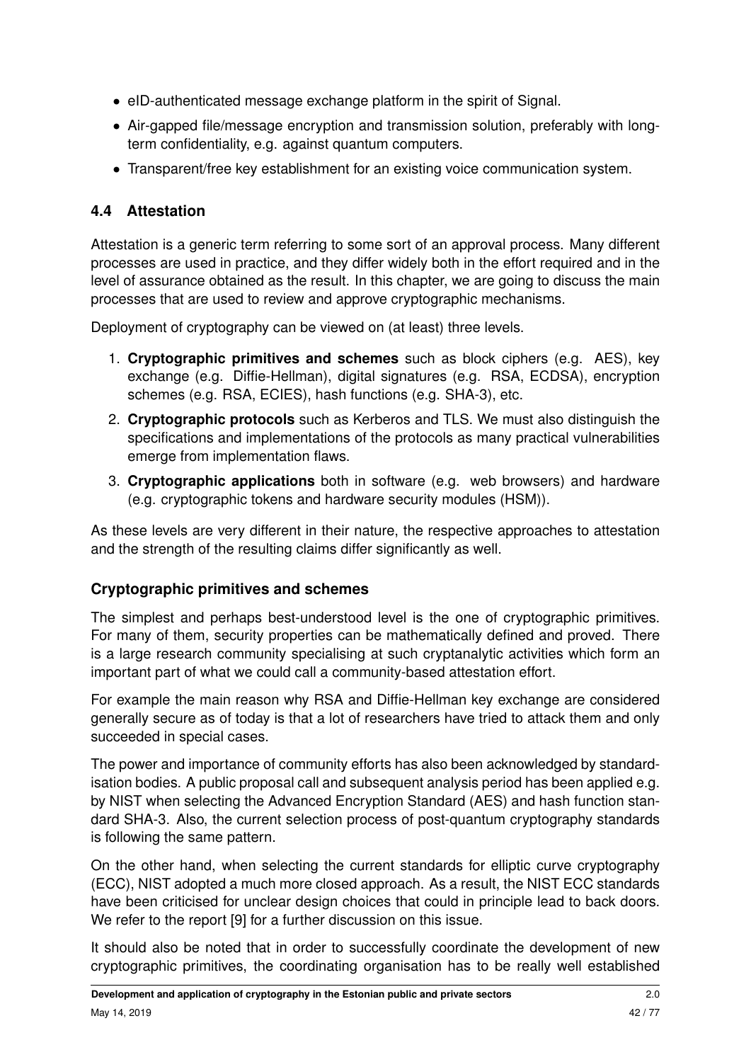- eID-authenticated message exchange platform in the spirit of Signal.
- Air-gapped file/message encryption and transmission solution, preferably with long-term confidentiality, e.g. against quantum computers.
- Transparent/free key establishment for an existing voice communication system.

## 4.4 Attestation

Attestation is a generic term referring to some sort of an approval process. Many different processes are used in practice, and they differ widely both in the effort required and in the level of assurance obtained as the result. In this chapter, we are going to discuss the main processes that are used to review and approve cryptographic mechanisms.

Deployment of cryptography can be viewed on (at least) three levels.

1. **Cryptographic primitives and schemes** such as block ciphers (e.g. AES), key exchange (e.g. Diffie-Hellman), digital signatures (e.g. RSA, ECDSA), encryption schemes (e.g. RSA, ECIES), hash functions (e.g. SHA-3), etc.
2. **Cryptographic protocols** such as Kerberos and TLS. We must also distinguish the specifications and implementations of the protocols as many practical vulnerabilities emerge from implementation flaws.
3. **Cryptographic applications** both in software (e.g. web browsers) and hardware (e.g. cryptographic tokens and hardware security modules (HSM)).

As these levels are very different in their nature, the respective approaches to attestation and the strength of the resulting claims differ significantly as well.

### Cryptographic primitives and schemes

The simplest and perhaps best-understood level is the one of cryptographic primitives. For many of them, security properties can be mathematically defined and proved. There is a large research community specialising at such cryptanalytic activities which form an important part of what we could call a community-based attestation effort.

For example the main reason why RSA and Diffie-Hellman key exchange are considered generally secure as of today is that a lot of researchers have tried to attack them and only succeeded in special cases.

The power and importance of community efforts has also been acknowledged by standardisation bodies. A public proposal call and subsequent analysis period has been applied e.g. by NIST when selecting the Advanced Encryption Standard (AES) and hash function standard SHA-3. Also, the current selection process of post-quantum cryptography standards is following the same pattern.

On the other hand, when selecting the current standards for elliptic curve cryptography (ECC), NIST adopted a much more closed approach. As a result, the NIST ECC standards have been criticised for unclear design choices that could in principle lead to back doors. We refer to the report [9] for a further discussion on this issue.

It should also be noted that in order to successfully coordinate the development of new cryptographic primitives, the coordinating organisation has to be really well established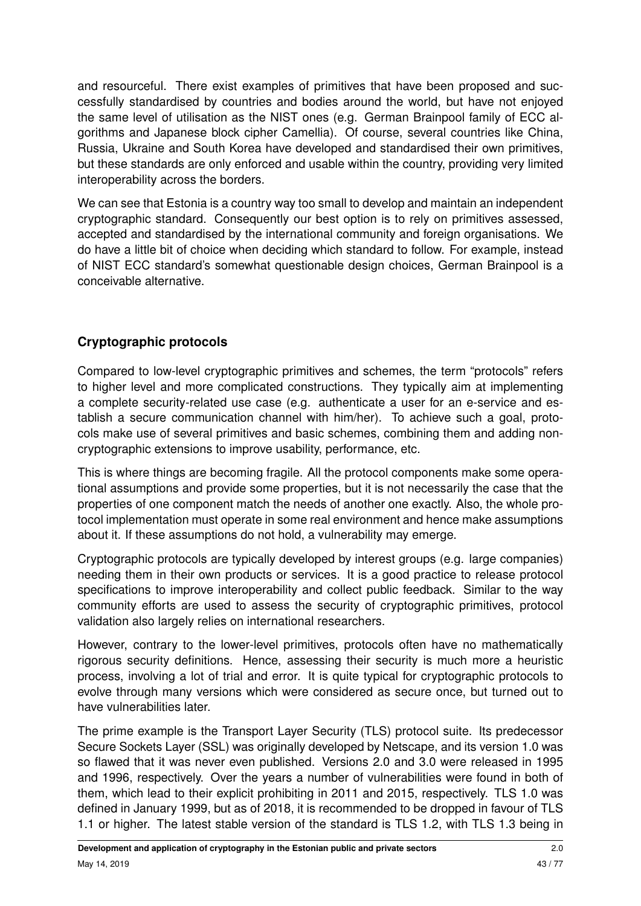and resourceful. There exist examples of primitives that have been proposed and successfully standardised by countries and bodies around the world, but have not enjoyed the same level of utilisation as the NIST ones (e.g. German Brainpool family of ECC algorithms and Japanese block cipher Camellia). Of course, several countries like China, Russia, Ukraine and South Korea have developed and standardised their own primitives, but these standards are only enforced and usable within the country, providing very limited interoperability across the borders.

We can see that Estonia is a country way too small to develop and maintain an independent cryptographic standard. Consequently our best option is to rely on primitives assessed, accepted and standardised by the international community and foreign organisations. We do have a little bit of choice when deciding which standard to follow. For example, instead of NIST ECC standard's somewhat questionable design choices, German Brainpool is a conceivable alternative.

### Cryptographic protocols

Compared to low-level cryptographic primitives and schemes, the term "protocols" refers to higher level and more complicated constructions. They typically aim at implementing a complete security-related use case (e.g. authenticate a user for an e-service and establish a secure communication channel with him/her). To achieve such a goal, protocols make use of several primitives and basic schemes, combining them and adding non-cryptographic extensions to improve usability, performance, etc.

This is where things are becoming fragile. All the protocol components make some operational assumptions and provide some properties, but it is not necessarily the case that the properties of one component match the needs of another one exactly. Also, the whole protocol implementation must operate in some real environment and hence make assumptions about it. If these assumptions do not hold, a vulnerability may emerge.

Cryptographic protocols are typically developed by interest groups (e.g. large companies) needing them in their own products or services. It is a good practice to release protocol specifications to improve interoperability and collect public feedback. Similar to the way community efforts are used to assess the security of cryptographic primitives, protocol validation also largely relies on international researchers.

However, contrary to the lower-level primitives, protocols often have no mathematically rigorous security definitions. Hence, assessing their security is much more a heuristic process, involving a lot of trial and error. It is quite typical for cryptographic protocols to evolve through many versions which were considered as secure once, but turned out to have vulnerabilities later.

The prime example is the Transport Layer Security (TLS) protocol suite. Its predecessor Secure Sockets Layer (SSL) was originally developed by Netscape, and its version 1.0 was so flawed that it was never even published. Versions 2.0 and 3.0 were released in 1995 and 1996, respectively. Over the years a number of vulnerabilities were found in both of them, which lead to their explicit prohibiting in 2011 and 2015, respectively. TLS 1.0 was defined in January 1999, but as of 2018, it is recommended to be dropped in favour of TLS 1.1 or higher. The latest stable version of the standard is TLS 1.2, with TLS 1.3 being in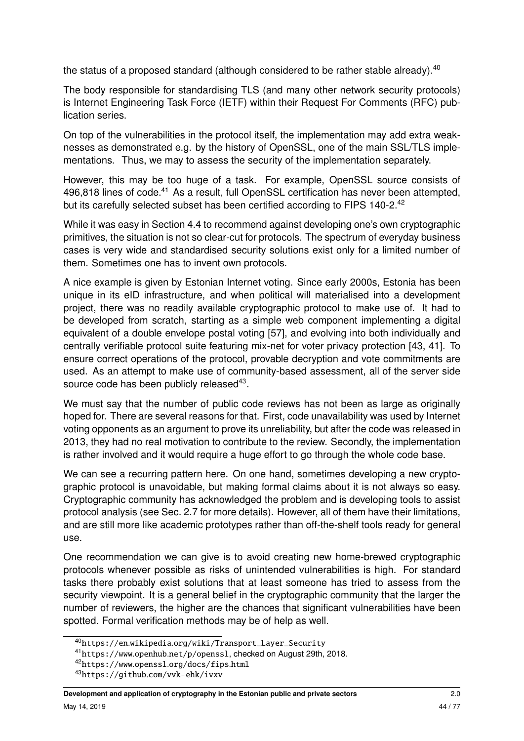the status of a proposed standard (although considered to be rather stable already).[40]

The body responsible for standardising TLS (and many other network security protocols) is Internet Engineering Task Force (IETF) within their Request For Comments (RFC) publication series.

On top of the vulnerabilities in the protocol itself, the implementation may add extra weaknesses as demonstrated e.g. by the history of OpenSSL, one of the main SSL/TLS implementations. Thus, we may to assess the security of the implementation separately.

However, this may be too huge of a task. For example, OpenSSL source consists of 496,818 lines of code.[41] As a result, full OpenSSL certification has never been attempted, but its carefully selected subset has been certified according to FIPS 140-2.[42]

While it was easy in Section 4.4 to recommend against developing one's own cryptographic primitives, the situation is not so clear-cut for protocols. The spectrum of everyday business cases is very wide and standardised security solutions exist only for a limited number of them. Sometimes one has to invent own protocols.

A nice example is given by Estonian Internet voting. Since early 2000s, Estonia has been unique in its eID infrastructure, and when political will materialised into a development project, there was no readily available cryptographic protocol to make use of. It had to be developed from scratch, starting as a simple web component implementing a digital equivalent of a double envelope postal voting [57], and evolving into both individually and centrally verifiable protocol suite featuring mix-net for voter privacy protection [43, 41]. To ensure correct operations of the protocol, provable decryption and vote commitments are used. As an attempt to make use of community-based assessment, all of the server side source code has been publicly released[43].

We must say that the number of public code reviews has not been as large as originally hoped for. There are several reasons for that. First, code unavailability was used by Internet voting opponents as an argument to prove its unreliability, but after the code was released in 2013, they had no real motivation to contribute to the review. Secondly, the implementation is rather involved and it would require a huge effort to go through the whole code base.

We can see a recurring pattern here. On one hand, sometimes developing a new cryptographic protocol is unavoidable, but making formal claims about it is not always so easy. Cryptographic community has acknowledged the problem and is developing tools to assist protocol analysis (see Sec. 2.7 for more details). However, all of them have their limitations, and are still more like academic prototypes rather than off-the-shelf tools ready for general use.

One recommendation we can give is to avoid creating new home-brewed cryptographic protocols whenever possible as risks of unintended vulnerabilities is high. For standard tasks there probably exist solutions that at least someone has tried to assess from the security viewpoint. It is a general belief in the cryptographic community that the larger the number of reviewers, the higher are the chances that significant vulnerabilities have been spotted. Formal verification methods may be of help as well.

---

[40] https://en.wikipedia.org/wiki/Transport_Layer_Security

[41] https://www.openhub.net/p/openssl, checked on August 29th, 2018.

[42] https://www.openssl.org/docs/fips.html

[43] https://github.com/vvk-ehk/ivxv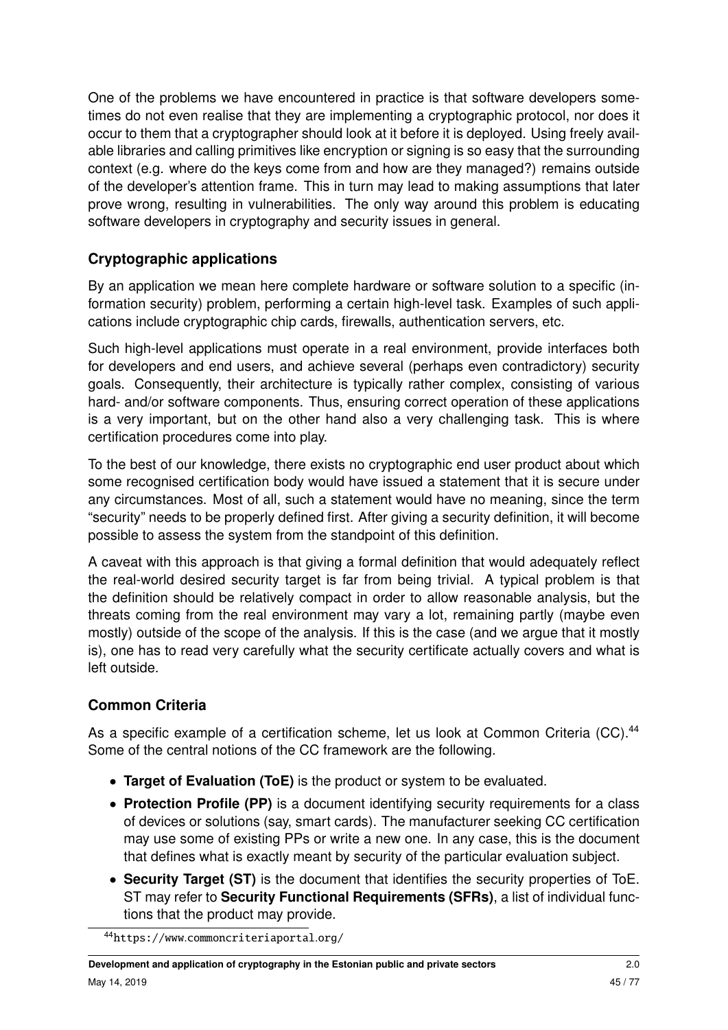One of the problems we have encountered in practice is that software developers sometimes do not even realise that they are implementing a cryptographic protocol, nor does it occur to them that a cryptographer should look at it before it is deployed. Using freely available libraries and calling primitives like encryption or signing is so easy that the surrounding context (e.g. where do the keys come from and how are they managed?) remains outside of the developer's attention frame. This in turn may lead to making assumptions that later prove wrong, resulting in vulnerabilities. The only way around this problem is educating software developers in cryptography and security issues in general.

### Cryptographic applications

By an application we mean here complete hardware or software solution to a specific (information security) problem, performing a certain high-level task. Examples of such applications include cryptographic chip cards, firewalls, authentication servers, etc.

Such high-level applications must operate in a real environment, provide interfaces both for developers and end users, and achieve several (perhaps even contradictory) security goals. Consequently, their architecture is typically rather complex, consisting of various hard- and/or software components. Thus, ensuring correct operation of these applications is a very important, but on the other hand also a very challenging task. This is where certification procedures come into play.

To the best of our knowledge, there exists no cryptographic end user product about which some recognised certification body would have issued a statement that it is secure under any circumstances. Most of all, such a statement would have no meaning, since the term "security" needs to be properly defined first. After giving a security definition, it will become possible to assess the system from the standpoint of this definition.

A caveat with this approach is that giving a formal definition that would adequately reflect the real-world desired security target is far from being trivial. A typical problem is that the definition should be relatively compact in order to allow reasonable analysis, but the threats coming from the real environment may vary a lot, remaining partly (maybe even mostly) outside of the scope of the analysis. If this is the case (and we argue that it mostly is), one has to read very carefully what the security certificate actually covers and what is left outside.

### Common Criteria

As a specific example of a certification scheme, let us look at Common Criteria (CC).[44] Some of the central notions of the CC framework are the following.

- **Target of Evaluation (ToE)** is the product or system to be evaluated.
- **Protection Profile (PP)** is a document identifying security requirements for a class of devices or solutions (say, smart cards). The manufacturer seeking CC certification may use some of existing PPs or write a new one. In any case, this is the document that defines what is exactly meant by security of the particular evaluation subject.
- **Security Target (ST)** is the document that identifies the security properties of ToE. ST may refer to **Security Functional Requirements (SFRs)**, a list of individual functions that the product may provide.

[44] https://www.commoncriteriaportal.org/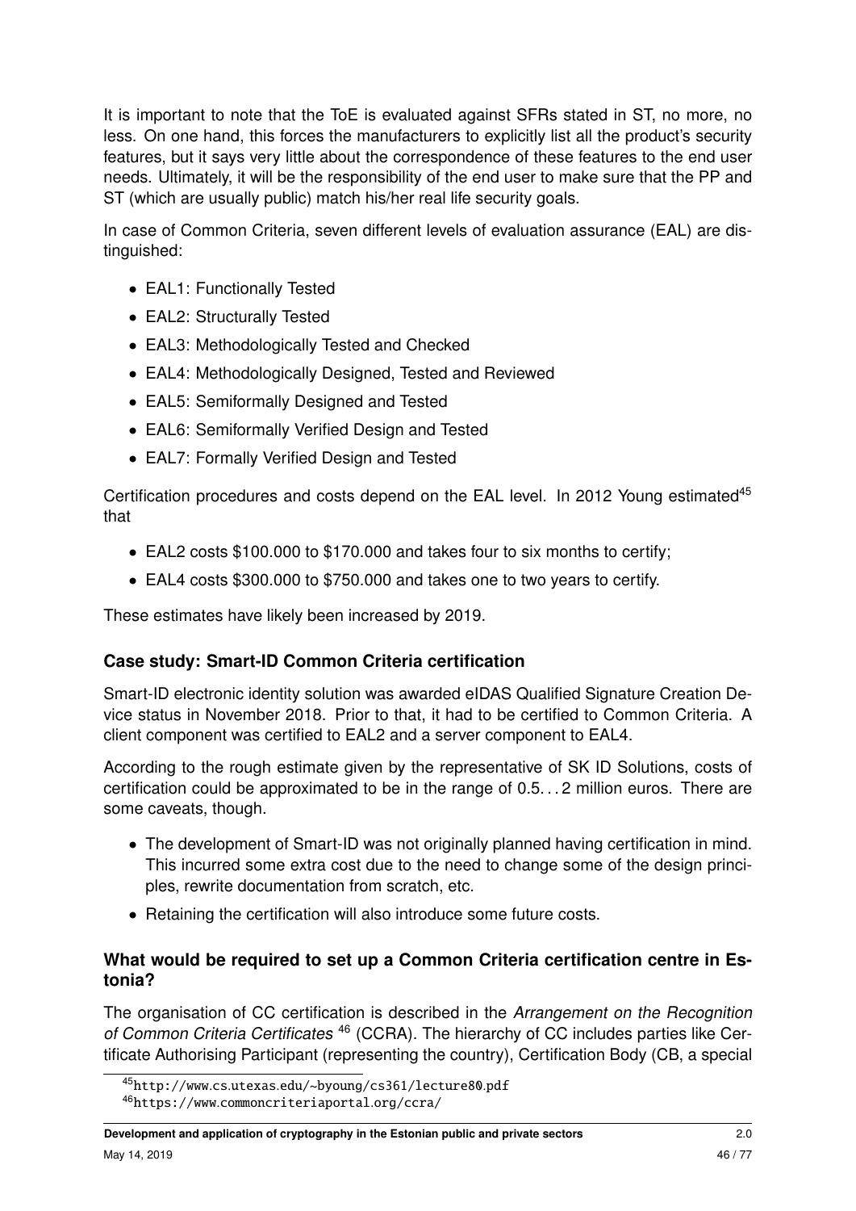It is important to note that the ToE is evaluated against SFRs stated in ST, no more, no less. On one hand, this forces the manufacturers to explicitly list all the product's security features, but it says very little about the correspondence of these features to the end user needs. Ultimately, it will be the responsibility of the end user to make sure that the PP and ST (which are usually public) match his/her real life security goals.

In case of Common Criteria, seven different levels of evaluation assurance (EAL) are distinguished:

- EAL1: Functionally Tested
- EAL2: Structurally Tested
- EAL3: Methodologically Tested and Checked
- EAL4: Methodologically Designed, Tested and Reviewed
- EAL5: Semiformally Designed and Tested
- EAL6: Semiformally Verified Design and Tested
- EAL7: Formally Verified Design and Tested

Certification procedures and costs depend on the EAL level. In 2012 Young estimated[45] that

- EAL2 costs \$100.000 to \$170.000 and takes four to six months to certify;
- EAL4 costs \$300.000 to \$750.000 and takes one to two years to certify.

These estimates have likely been increased by 2019.

### Case study: Smart-ID Common Criteria certification

Smart-ID electronic identity solution was awarded eIDAS Qualified Signature Creation Device status in November 2018. Prior to that, it had to be certified to Common Criteria. A client component was certified to EAL2 and a server component to EAL4.

According to the rough estimate given by the representative of SK ID Solutions, costs of certification could be approximated to be in the range of 0.5. . . 2 million euros. There are some caveats, though.

- The development of Smart-ID was not originally planned having certification in mind. This incurred some extra cost due to the need to change some of the design principles, rewrite documentation from scratch, etc.
- Retaining the certification will also introduce some future costs.

### What would be required to set up a Common Criteria certification centre in Estonia?

The organisation of CC certification is described in the *Arrangement on the Recognition of Common Criteria Certificates* [46] (CCRA). The hierarchy of CC includes parties like Certificate Authorising Participant (representing the country), Certification Body (CB, a special

---

[45] http://www.cs.utexas.edu/~byoung/cs361/lecture80.pdf

[46] https://www.commoncriteriaportal.org/ccra/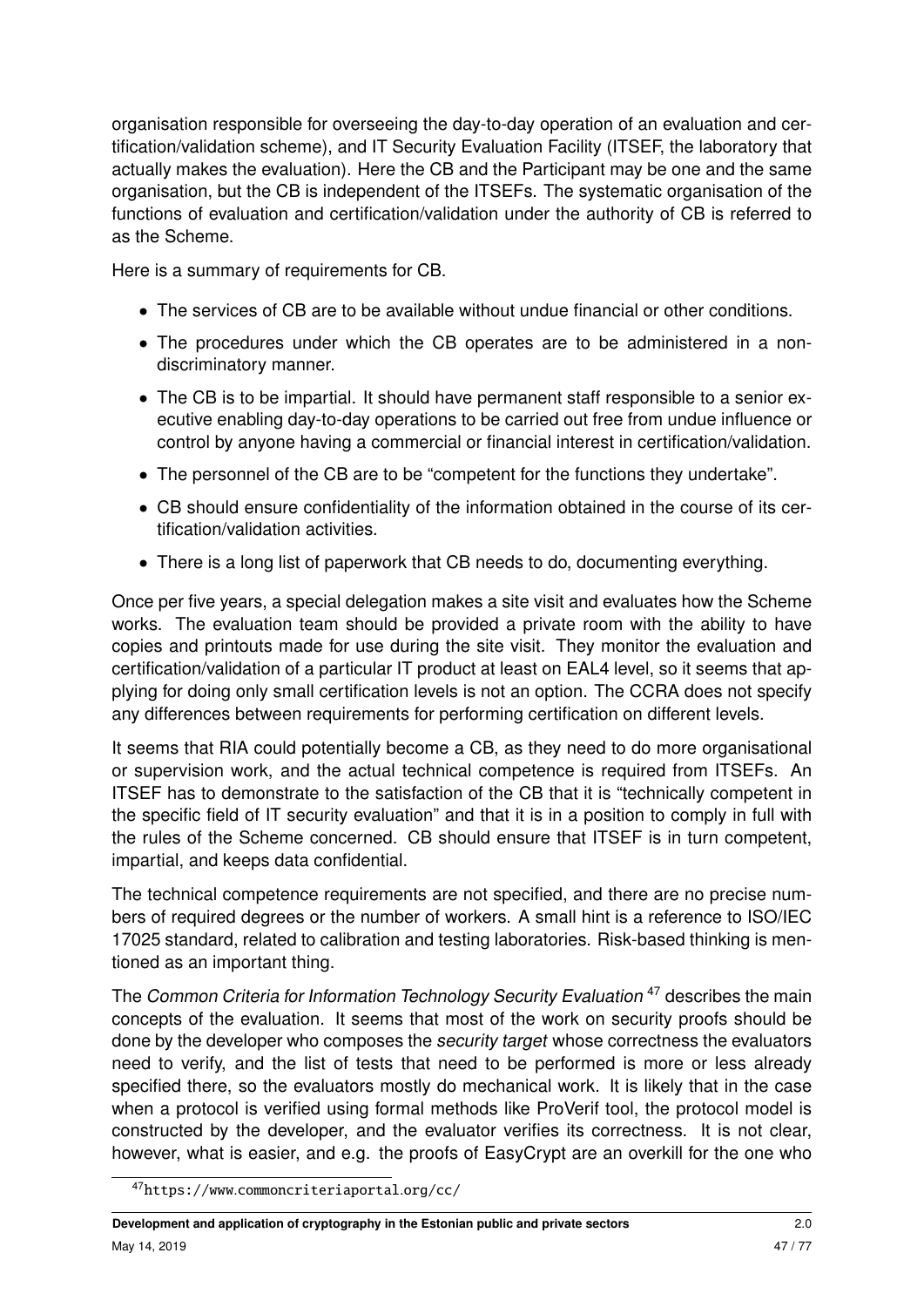organisation responsible for overseeing the day-to-day operation of an evaluation and certification/validation scheme), and IT Security Evaluation Facility (ITSEF, the laboratory that actually makes the evaluation). Here the CB and the Participant may be one and the same organisation, but the CB is independent of the ITSEFs. The systematic organisation of the functions of evaluation and certification/validation under the authority of CB is referred to as the Scheme.

Here is a summary of requirements for CB.

- The services of CB are to be available without undue financial or other conditions.
- The procedures under which the CB operates are to be administered in a non-discriminatory manner.
- The CB is to be impartial. It should have permanent staff responsible to a senior executive enabling day-to-day operations to be carried out free from undue influence or control by anyone having a commercial or financial interest in certification/validation.
- The personnel of the CB are to be "competent for the functions they undertake".
- CB should ensure confidentiality of the information obtained in the course of its certification/validation activities.
- There is a long list of paperwork that CB needs to do, documenting everything.

Once per five years, a special delegation makes a site visit and evaluates how the Scheme works. The evaluation team should be provided a private room with the ability to have copies and printouts made for use during the site visit. They monitor the evaluation and certification/validation of a particular IT product at least on EAL4 level, so it seems that applying for doing only small certification levels is not an option. The CCRA does not specify any differences between requirements for performing certification on different levels.

It seems that RIA could potentially become a CB, as they need to do more organisational or supervision work, and the actual technical competence is required from ITSEFs. An ITSEF has to demonstrate to the satisfaction of the CB that it is "technically competent in the specific field of IT security evaluation" and that it is in a position to comply in full with the rules of the Scheme concerned. CB should ensure that ITSEF is in turn competent, impartial, and keeps data confidential.

The technical competence requirements are not specified, and there are no precise numbers of required degrees or the number of workers. A small hint is a reference to ISO/IEC 17025 standard, related to calibration and testing laboratories. Risk-based thinking is mentioned as an important thing.

The *Common Criteria for Information Technology Security Evaluation* [47] describes the main concepts of the evaluation. It seems that most of the work on security proofs should be done by the developer who composes the *security target* whose correctness the evaluators need to verify, and the list of tests that need to be performed is more or less already specified there, so the evaluators mostly do mechanical work. It is likely that in the case when a protocol is verified using formal methods like ProVerif tool, the protocol model is constructed by the developer, and the evaluator verifies its correctness. It is not clear, however, what is easier, and e.g. the proofs of EasyCrypt are an overkill for the one who

[47] https://www.commoncriteriaportal.org/cc/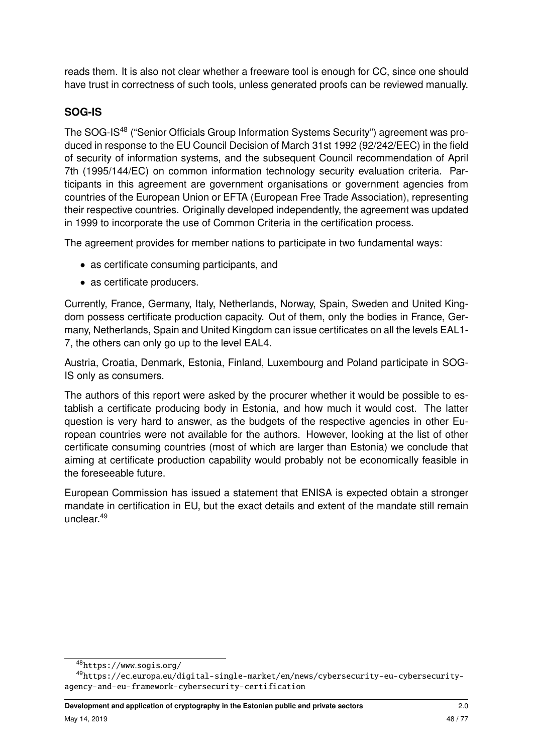reads them. It is also not clear whether a freeware tool is enough for CC, since one should have trust in correctness of such tools, unless generated proofs can be reviewed manually.

### SOG-IS

The SOG-IS[48] ("Senior Officials Group Information Systems Security") agreement was produced in response to the EU Council Decision of March 31st 1992 (92/242/EEC) in the field of security of information systems, and the subsequent Council recommendation of April 7th (1995/144/EC) on common information technology security evaluation criteria. Participants in this agreement are government organisations or government agencies from countries of the European Union or EFTA (European Free Trade Association), representing their respective countries. Originally developed independently, the agreement was updated in 1999 to incorporate the use of Common Criteria in the certification process.

The agreement provides for member nations to participate in two fundamental ways:

- as certificate consuming participants, and
- as certificate producers.

Currently, France, Germany, Italy, Netherlands, Norway, Spain, Sweden and United Kingdom possess certificate production capacity. Out of them, only the bodies in France, Germany, Netherlands, Spain and United Kingdom can issue certificates on all the levels EAL1-7, the others can only go up to the level EAL4.

Austria, Croatia, Denmark, Estonia, Finland, Luxembourg and Poland participate in SOG-IS only as consumers.

The authors of this report were asked by the procurer whether it would be possible to establish a certificate producing body in Estonia, and how much it would cost. The latter question is very hard to answer, as the budgets of the respective agencies in other European countries were not available for the authors. However, looking at the list of other certificate consuming countries (most of which are larger than Estonia) we conclude that aiming at certificate production capability would probably not be economically feasible in the foreseeable future.

European Commission has issued a statement that ENISA is expected obtain a stronger mandate in certification in EU, but the exact details and extent of the mandate still remain unclear.[49]

---

[48] https://www.sogis.org/

[49] https://ec.europa.eu/digital-single-market/en/news/cybersecurity-eu-cybersecurity-agency-and-eu-framework-cybersecurity-certification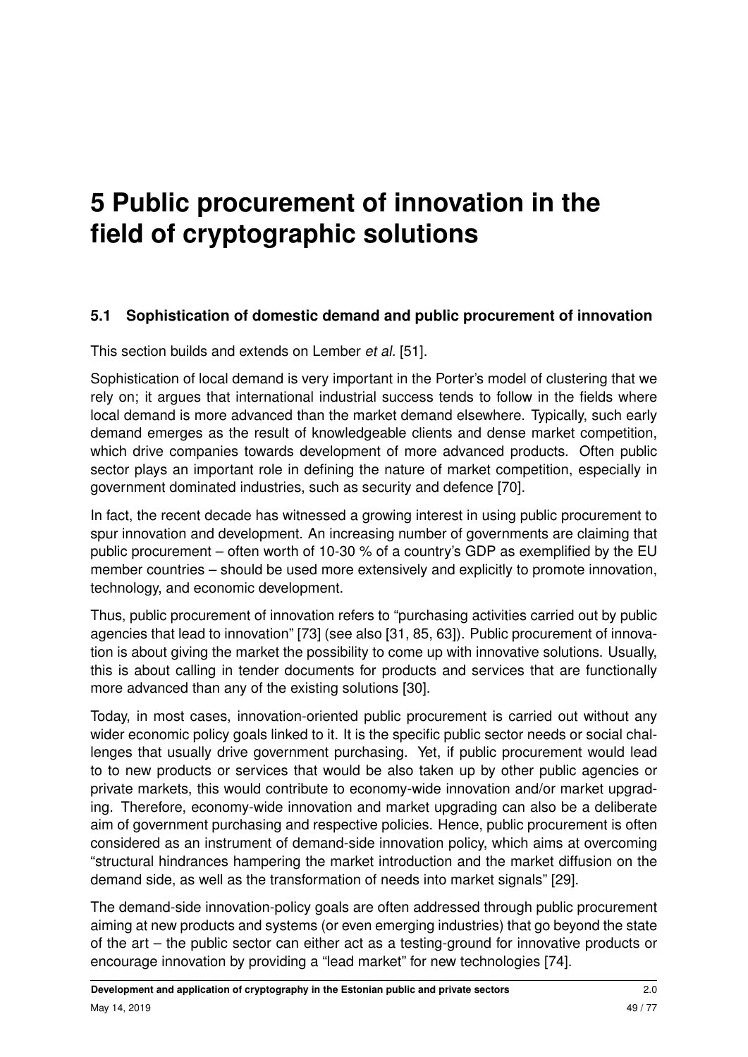# 5 Public procurement of innovation in the field of cryptographic solutions

## 5.1 Sophistication of domestic demand and public procurement of innovation

This section builds and extends on Lember *et al.* [51].

Sophistication of local demand is very important in the Porter's model of clustering that we rely on; it argues that international industrial success tends to follow in the fields where local demand is more advanced than the market demand elsewhere. Typically, such early demand emerges as the result of knowledgeable clients and dense market competition, which drive companies towards development of more advanced products. Often public sector plays an important role in defining the nature of market competition, especially in government dominated industries, such as security and defence [70].

In fact, the recent decade has witnessed a growing interest in using public procurement to spur innovation and development. An increasing number of governments are claiming that public procurement – often worth of 10-30 % of a country's GDP as exemplified by the EU member countries – should be used more extensively and explicitly to promote innovation, technology, and economic development.

Thus, public procurement of innovation refers to "purchasing activities carried out by public agencies that lead to innovation" [73] (see also [31, 85, 63]). Public procurement of innovation is about giving the market the possibility to come up with innovative solutions. Usually, this is about calling in tender documents for products and services that are functionally more advanced than any of the existing solutions [30].

Today, in most cases, innovation-oriented public procurement is carried out without any wider economic policy goals linked to it. It is the specific public sector needs or social challenges that usually drive government purchasing. Yet, if public procurement would lead to to new products or services that would be also taken up by other public agencies or private markets, this would contribute to economy-wide innovation and/or market upgrading. Therefore, economy-wide innovation and market upgrading can also be a deliberate aim of government purchasing and respective policies. Hence, public procurement is often considered as an instrument of demand-side innovation policy, which aims at overcoming "structural hindrances hampering the market introduction and the market diffusion on the demand side, as well as the transformation of needs into market signals" [29].

The demand-side innovation-policy goals are often addressed through public procurement aiming at new products and systems (or even emerging industries) that go beyond the state of the art – the public sector can either act as a testing-ground for innovative products or encourage innovation by providing a "lead market" for new technologies [74].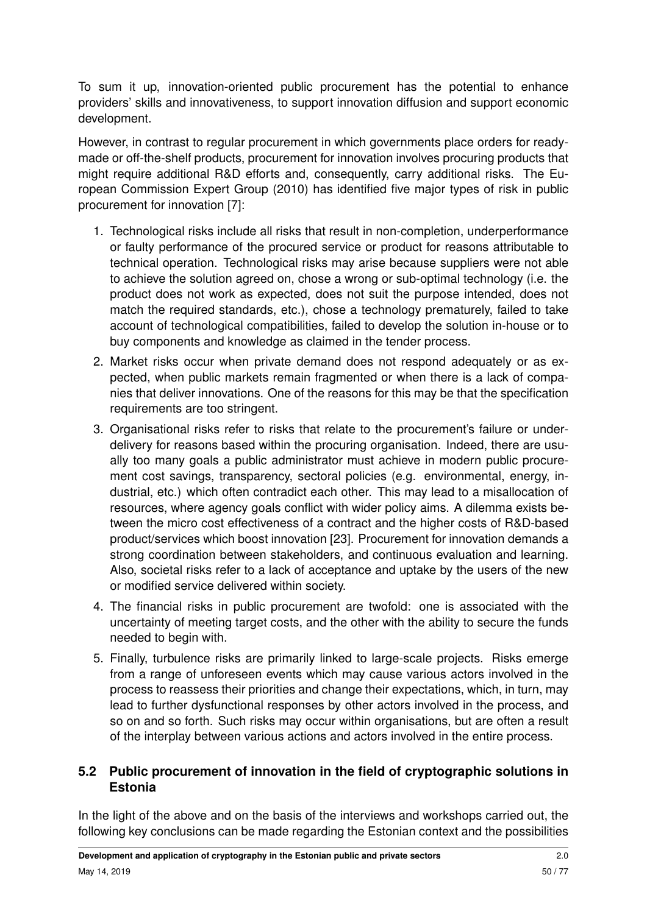To sum it up, innovation-oriented public procurement has the potential to enhance providers' skills and innovativeness, to support innovation diffusion and support economic development.

However, in contrast to regular procurement in which governments place orders for ready-made or off-the-shelf products, procurement for innovation involves procuring products that might require additional R&D efforts and, consequently, carry additional risks. The European Commission Expert Group (2010) has identified five major types of risk in public procurement for innovation [7]:

1. Technological risks include all risks that result in non-completion, underperformance or faulty performance of the procured service or product for reasons attributable to technical operation. Technological risks may arise because suppliers were not able to achieve the solution agreed on, chose a wrong or sub-optimal technology (i.e. the product does not work as expected, does not suit the purpose intended, does not match the required standards, etc.), chose a technology prematurely, failed to take account of technological compatibilities, failed to develop the solution in-house or to buy components and knowledge as claimed in the tender process.
2. Market risks occur when private demand does not respond adequately or as expected, when public markets remain fragmented or when there is a lack of companies that deliver innovations. One of the reasons for this may be that the specification requirements are too stringent.
3. Organisational risks refer to risks that relate to the procurement's failure or under-delivery for reasons based within the procuring organisation. Indeed, there are usually too many goals a public administrator must achieve in modern public procurement cost savings, transparency, sectoral policies (e.g. environmental, energy, industrial, etc.) which often contradict each other. This may lead to a misallocation of resources, where agency goals conflict with wider policy aims. A dilemma exists between the micro cost effectiveness of a contract and the higher costs of R&D-based product/services which boost innovation [23]. Procurement for innovation demands a strong coordination between stakeholders, and continuous evaluation and learning. Also, societal risks refer to a lack of acceptance and uptake by the users of the new or modified service delivered within society.
4. The financial risks in public procurement are twofold: one is associated with the uncertainty of meeting target costs, and the other with the ability to secure the funds needed to begin with.
5. Finally, turbulence risks are primarily linked to large-scale projects. Risks emerge from a range of unforeseen events which may cause various actors involved in the process to reassess their priorities and change their expectations, which, in turn, may lead to further dysfunctional responses by other actors involved in the process, and so on and so forth. Such risks may occur within organisations, but are often a result of the interplay between various actions and actors involved in the entire process.

## 5.2 Public procurement of innovation in the field of cryptographic solutions in Estonia

In the light of the above and on the basis of the interviews and workshops carried out, the following key conclusions can be made regarding the Estonian context and the possibilities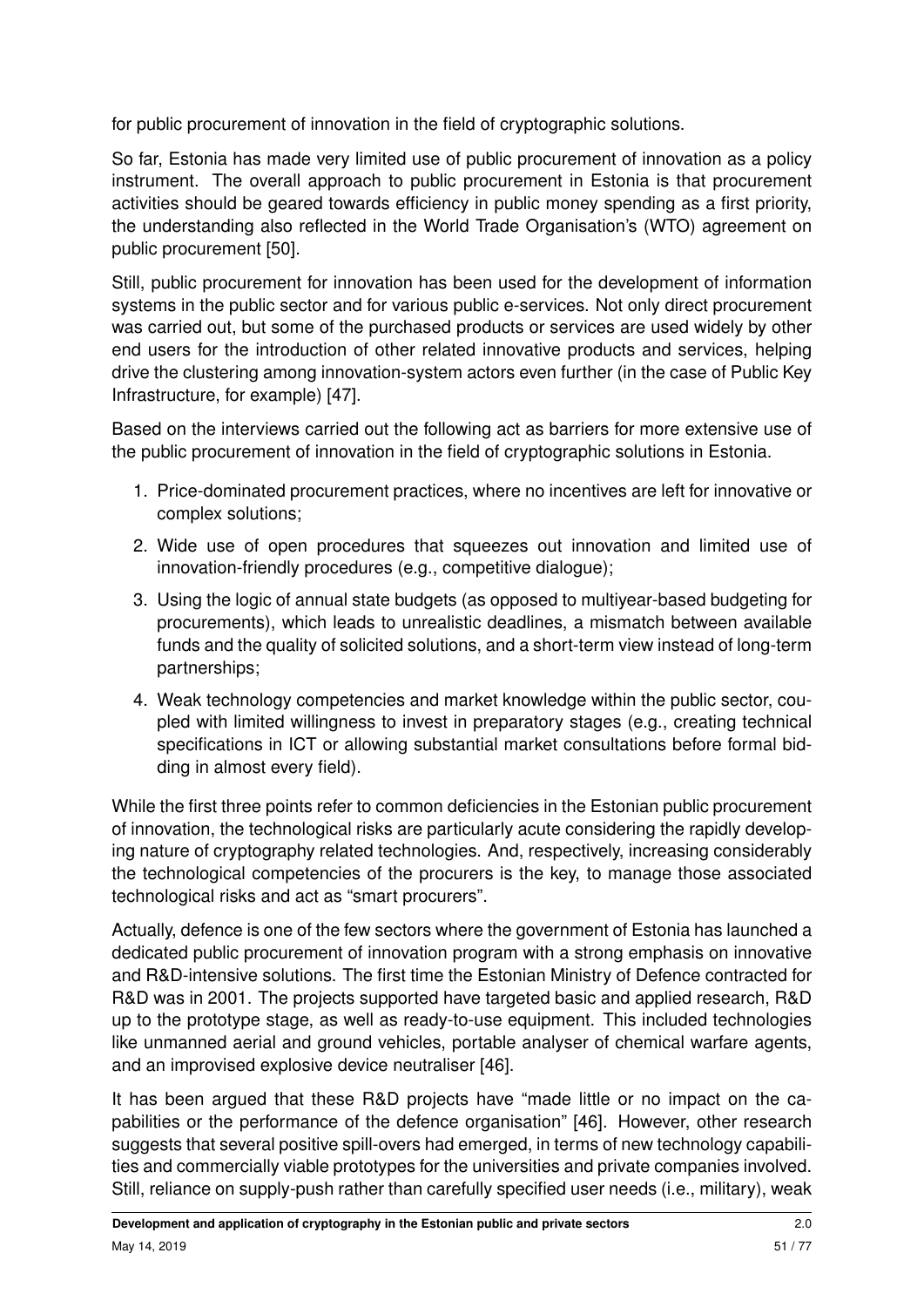for public procurement of innovation in the field of cryptographic solutions.

So far, Estonia has made very limited use of public procurement of innovation as a policy instrument. The overall approach to public procurement in Estonia is that procurement activities should be geared towards efficiency in public money spending as a first priority, the understanding also reflected in the World Trade Organisation's (WTO) agreement on public procurement [50].

Still, public procurement for innovation has been used for the development of information systems in the public sector and for various public e-services. Not only direct procurement was carried out, but some of the purchased products or services are used widely by other end users for the introduction of other related innovative products and services, helping drive the clustering among innovation-system actors even further (in the case of Public Key Infrastructure, for example) [47].

Based on the interviews carried out the following act as barriers for more extensive use of the public procurement of innovation in the field of cryptographic solutions in Estonia.

1. Price-dominated procurement practices, where no incentives are left for innovative or complex solutions;
2. Wide use of open procedures that squeezes out innovation and limited use of innovation-friendly procedures (e.g., competitive dialogue);
3. Using the logic of annual state budgets (as opposed to multiyear-based budgeting for procurements), which leads to unrealistic deadlines, a mismatch between available funds and the quality of solicited solutions, and a short-term view instead of long-term partnerships;
4. Weak technology competencies and market knowledge within the public sector, coupled with limited willingness to invest in preparatory stages (e.g., creating technical specifications in ICT or allowing substantial market consultations before formal bidding in almost every field).

While the first three points refer to common deficiencies in the Estonian public procurement of innovation, the technological risks are particularly acute considering the rapidly developing nature of cryptography related technologies. And, respectively, increasing considerably the technological competencies of the procurers is the key, to manage those associated technological risks and act as "smart procurers".

Actually, defence is one of the few sectors where the government of Estonia has launched a dedicated public procurement of innovation program with a strong emphasis on innovative and R&D-intensive solutions. The first time the Estonian Ministry of Defence contracted for R&D was in 2001. The projects supported have targeted basic and applied research, R&D up to the prototype stage, as well as ready-to-use equipment. This included technologies like unmanned aerial and ground vehicles, portable analyser of chemical warfare agents, and an improvised explosive device neutraliser [46].

It has been argued that these R&D projects have "made little or no impact on the capabilities or the performance of the defence organisation" [46]. However, other research suggests that several positive spill-overs had emerged, in terms of new technology capabilities and commercially viable prototypes for the universities and private companies involved. Still, reliance on supply-push rather than carefully specified user needs (i.e., military), weak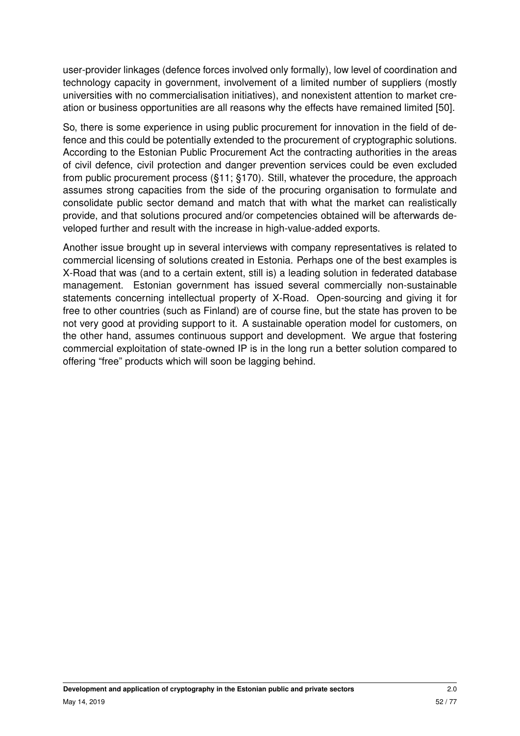user-provider linkages (defence forces involved only formally), low level of coordination and technology capacity in government, involvement of a limited number of suppliers (mostly universities with no commercialisation initiatives), and nonexistent attention to market creation or business opportunities are all reasons why the effects have remained limited [50].

So, there is some experience in using public procurement for innovation in the field of defence and this could be potentially extended to the procurement of cryptographic solutions. According to the Estonian Public Procurement Act the contracting authorities in the areas of civil defence, civil protection and danger prevention services could be even excluded from public procurement process (§11; §170). Still, whatever the procedure, the approach assumes strong capacities from the side of the procuring organisation to formulate and consolidate public sector demand and match that with what the market can realistically provide, and that solutions procured and/or competencies obtained will be afterwards developed further and result with the increase in high-value-added exports.

Another issue brought up in several interviews with company representatives is related to commercial licensing of solutions created in Estonia. Perhaps one of the best examples is X-Road that was (and to a certain extent, still is) a leading solution in federated database management. Estonian government has issued several commercially non-sustainable statements concerning intellectual property of X-Road. Open-sourcing and giving it for free to other countries (such as Finland) are of course fine, but the state has proven to be not very good at providing support to it. A sustainable operation model for customers, on the other hand, assumes continuous support and development. We argue that fostering commercial exploitation of state-owned IP is in the long run a better solution compared to offering "free" products which will soon be lagging behind.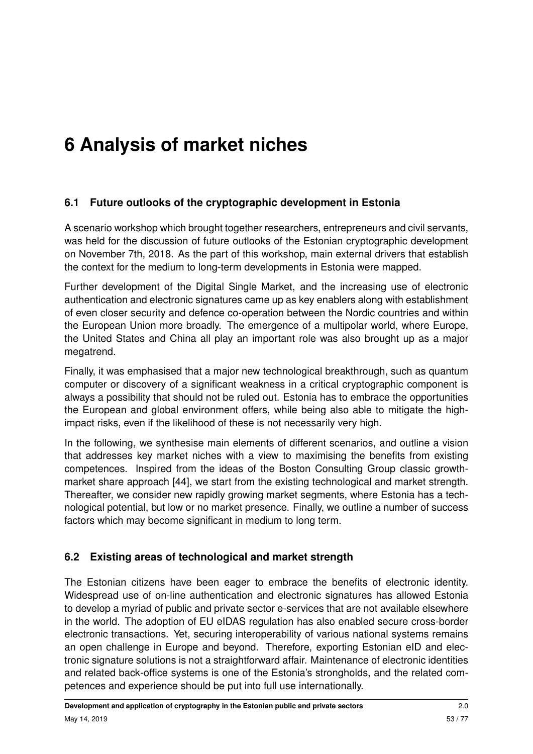# 6 Analysis of market niches

## 6.1 Future outlooks of the cryptographic development in Estonia

A scenario workshop which brought together researchers, entrepreneurs and civil servants, was held for the discussion of future outlooks of the Estonian cryptographic development on November 7th, 2018. As the part of this workshop, main external drivers that establish the context for the medium to long-term developments in Estonia were mapped.

Further development of the Digital Single Market, and the increasing use of electronic authentication and electronic signatures came up as key enablers along with establishment of even closer security and defence co-operation between the Nordic countries and within the European Union more broadly. The emergence of a multipolar world, where Europe, the United States and China all play an important role was also brought up as a major megatrend.

Finally, it was emphasised that a major new technological breakthrough, such as quantum computer or discovery of a significant weakness in a critical cryptographic component is always a possibility that should not be ruled out. Estonia has to embrace the opportunities the European and global environment offers, while being also able to mitigate the high-impact risks, even if the likelihood of these is not necessarily very high.

In the following, we synthesise main elements of different scenarios, and outline a vision that addresses key market niches with a view to maximising the benefits from existing competences. Inspired from the ideas of the Boston Consulting Group classic growth-market share approach [44], we start from the existing technological and market strength. Thereafter, we consider new rapidly growing market segments, where Estonia has a technological potential, but low or no market presence. Finally, we outline a number of success factors which may become significant in medium to long term.

## 6.2 Existing areas of technological and market strength

The Estonian citizens have been eager to embrace the benefits of electronic identity. Widespread use of on-line authentication and electronic signatures has allowed Estonia to develop a myriad of public and private sector e-services that are not available elsewhere in the world. The adoption of EU eIDAS regulation has also enabled secure cross-border electronic transactions. Yet, securing interoperability of various national systems remains an open challenge in Europe and beyond. Therefore, exporting Estonian eID and electronic signature solutions is not a straightforward affair. Maintenance of electronic identities and related back-office systems is one of the Estonia's strongholds, and the related competences and experience should be put into full use internationally.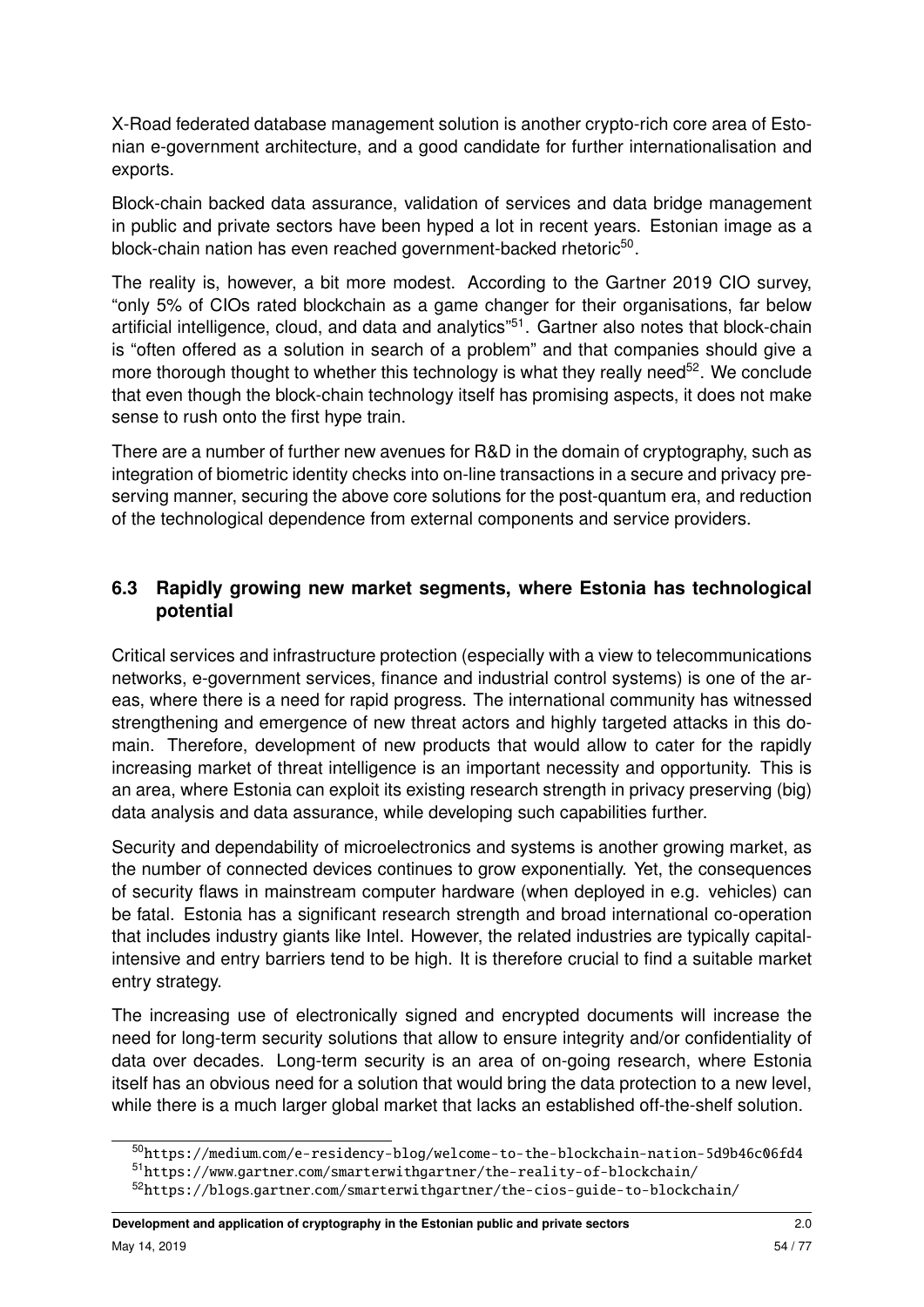X-Road federated database management solution is another crypto-rich core area of Estonian e-government architecture, and a good candidate for further internationalisation and exports.

Block-chain backed data assurance, validation of services and data bridge management in public and private sectors have been hyped a lot in recent years. Estonian image as a block-chain nation has even reached government-backed rhetoric[50].

The reality is, however, a bit more modest. According to the Gartner 2019 CIO survey, "only 5% of CIOs rated blockchain as a game changer for their organisations, far below artificial intelligence, cloud, and data and analytics"[51]. Gartner also notes that block-chain is "often offered as a solution in search of a problem" and that companies should give a more thorough thought to whether this technology is what they really need[52]. We conclude that even though the block-chain technology itself has promising aspects, it does not make sense to rush onto the first hype train.

There are a number of further new avenues for R&D in the domain of cryptography, such as integration of biometric identity checks into on-line transactions in a secure and privacy preserving manner, securing the above core solutions for the post-quantum era, and reduction of the technological dependence from external components and service providers.

### 6.3 Rapidly growing new market segments, where Estonia has technological potential

Critical services and infrastructure protection (especially with a view to telecommunications networks, e-government services, finance and industrial control systems) is one of the areas, where there is a need for rapid progress. The international community has witnessed strengthening and emergence of new threat actors and highly targeted attacks in this domain. Therefore, development of new products that would allow to cater for the rapidly increasing market of threat intelligence is an important necessity and opportunity. This is an area, where Estonia can exploit its existing research strength in privacy preserving (big) data analysis and data assurance, while developing such capabilities further.

Security and dependability of microelectronics and systems is another growing market, as the number of connected devices continues to grow exponentially. Yet, the consequences of security flaws in mainstream computer hardware (when deployed in e.g. vehicles) can be fatal. Estonia has a significant research strength and broad international co-operation that includes industry giants like Intel. However, the related industries are typically capital-intensive and entry barriers tend to be high. It is therefore crucial to find a suitable market entry strategy.

The increasing use of electronically signed and encrypted documents will increase the need for long-term security solutions that allow to ensure integrity and/or confidentiality of data over decades. Long-term security is an area of on-going research, where Estonia itself has an obvious need for a solution that would bring the data protection to a new level, while there is a much larger global market that lacks an established off-the-shelf solution.

[50] https://medium.com/e-residency-blog/welcome-to-the-blockchain-nation-5d9b46c06fd4

[51] https://www.gartner.com/smarterwithgartner/the-reality-of-blockchain/

[52] https://blogs.gartner.com/smarterwithgartner/the-cios-guide-to-blockchain/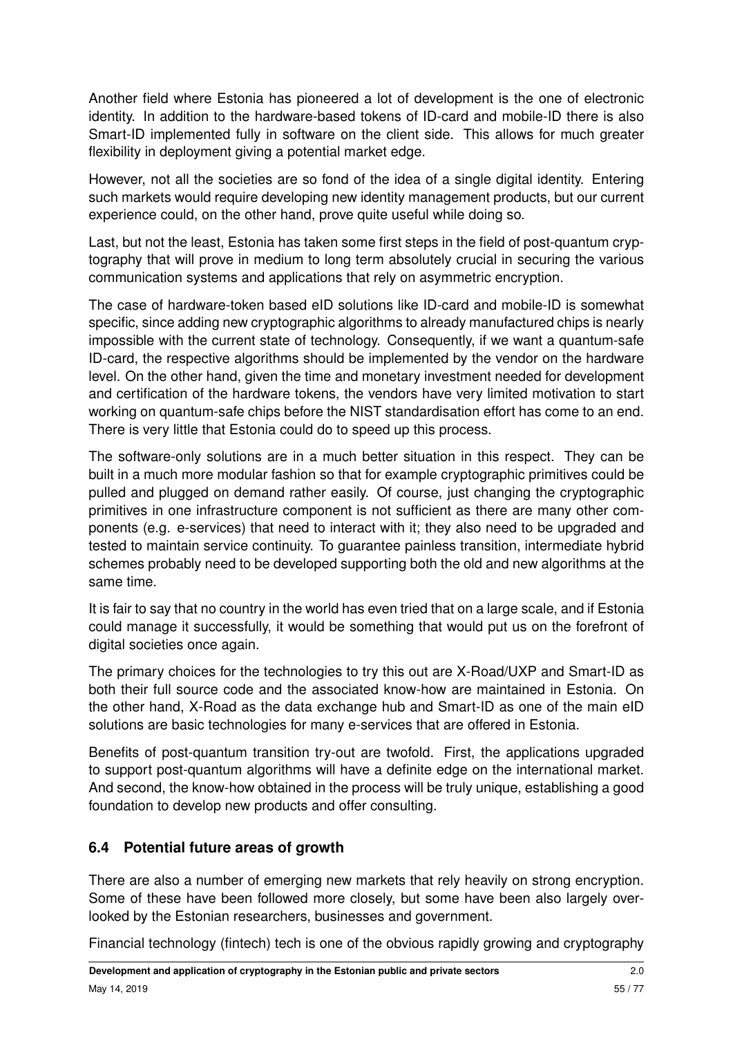Another field where Estonia has pioneered a lot of development is the one of electronic identity. In addition to the hardware-based tokens of ID-card and mobile-ID there is also Smart-ID implemented fully in software on the client side. This allows for much greater flexibility in deployment giving a potential market edge.

However, not all the societies are so fond of the idea of a single digital identity. Entering such markets would require developing new identity management products, but our current experience could, on the other hand, prove quite useful while doing so.

Last, but not the least, Estonia has taken some first steps in the field of post-quantum cryptography that will prove in medium to long term absolutely crucial in securing the various communication systems and applications that rely on asymmetric encryption.

The case of hardware-token based eID solutions like ID-card and mobile-ID is somewhat specific, since adding new cryptographic algorithms to already manufactured chips is nearly impossible with the current state of technology. Consequently, if we want a quantum-safe ID-card, the respective algorithms should be implemented by the vendor on the hardware level. On the other hand, given the time and monetary investment needed for development and certification of the hardware tokens, the vendors have very limited motivation to start working on quantum-safe chips before the NIST standardisation effort has come to an end. There is very little that Estonia could do to speed up this process.

The software-only solutions are in a much better situation in this respect. They can be built in a much more modular fashion so that for example cryptographic primitives could be pulled and plugged on demand rather easily. Of course, just changing the cryptographic primitives in one infrastructure component is not sufficient as there are many other components (e.g. e-services) that need to interact with it; they also need to be upgraded and tested to maintain service continuity. To guarantee painless transition, intermediate hybrid schemes probably need to be developed supporting both the old and new algorithms at the same time.

It is fair to say that no country in the world has even tried that on a large scale, and if Estonia could manage it successfully, it would be something that would put us on the forefront of digital societies once again.

The primary choices for the technologies to try this out are X-Road/UXP and Smart-ID as both their full source code and the associated know-how are maintained in Estonia. On the other hand, X-Road as the data exchange hub and Smart-ID as one of the main eID solutions are basic technologies for many e-services that are offered in Estonia.

Benefits of post-quantum transition try-out are twofold. First, the applications upgraded to support post-quantum algorithms will have a definite edge on the international market. And second, the know-how obtained in the process will be truly unique, establishing a good foundation to develop new products and offer consulting.

### 6.4 Potential future areas of growth

There are also a number of emerging new markets that rely heavily on strong encryption. Some of these have been followed more closely, but some have been also largely overlooked by the Estonian researchers, businesses and government.

Financial technology (fintech) tech is one of the obvious rapidly growing and cryptography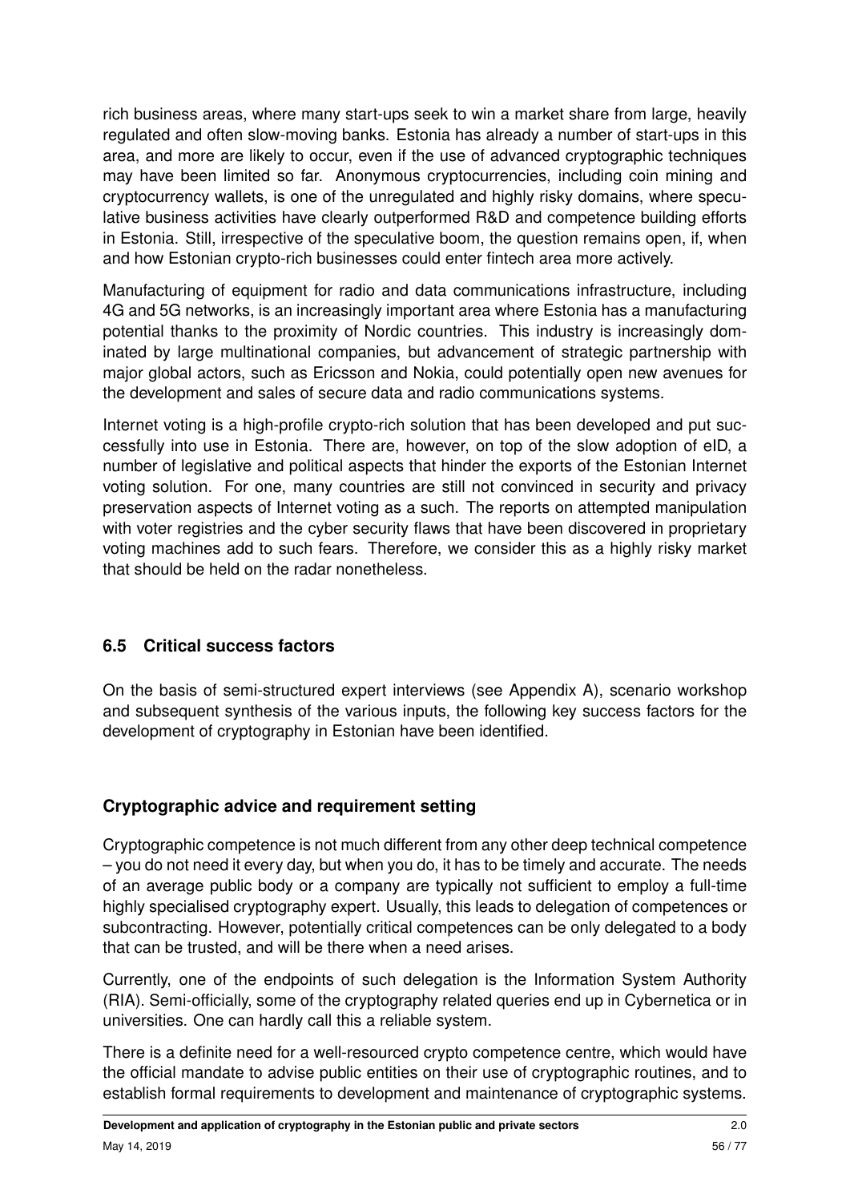rich business areas, where many start-ups seek to win a market share from large, heavily regulated and often slow-moving banks. Estonia has already a number of start-ups in this area, and more are likely to occur, even if the use of advanced cryptographic techniques may have been limited so far. Anonymous cryptocurrencies, including coin mining and cryptocurrency wallets, is one of the unregulated and highly risky domains, where speculative business activities have clearly outperformed R&D and competence building efforts in Estonia. Still, irrespective of the speculative boom, the question remains open, if, when and how Estonian crypto-rich businesses could enter fintech area more actively.

Manufacturing of equipment for radio and data communications infrastructure, including 4G and 5G networks, is an increasingly important area where Estonia has a manufacturing potential thanks to the proximity of Nordic countries. This industry is increasingly dominated by large multinational companies, but advancement of strategic partnership with major global actors, such as Ericsson and Nokia, could potentially open new avenues for the development and sales of secure data and radio communications systems.

Internet voting is a high-profile crypto-rich solution that has been developed and put successfully into use in Estonia. There are, however, on top of the slow adoption of eID, a number of legislative and political aspects that hinder the exports of the Estonian Internet voting solution. For one, many countries are still not convinced in security and privacy preservation aspects of Internet voting as a such. The reports on attempted manipulation with voter registries and the cyber security flaws that have been discovered in proprietary voting machines add to such fears. Therefore, we consider this as a highly risky market that should be held on the radar nonetheless.

## 6.5 Critical success factors

On the basis of semi-structured expert interviews (see Appendix A), scenario workshop and subsequent synthesis of the various inputs, the following key success factors for the development of cryptography in Estonian have been identified.

### Cryptographic advice and requirement setting

Cryptographic competence is not much different from any other deep technical competence – you do not need it every day, but when you do, it has to be timely and accurate. The needs of an average public body or a company are typically not sufficient to employ a full-time highly specialised cryptography expert. Usually, this leads to delegation of competences or subcontracting. However, potentially critical competences can be only delegated to a body that can be trusted, and will be there when a need arises.

Currently, one of the endpoints of such delegation is the Information System Authority (RIA). Semi-officially, some of the cryptography related queries end up in Cybernetica or in universities. One can hardly call this a reliable system.

There is a definite need for a well-resourced crypto competence centre, which would have the official mandate to advise public entities on their use of cryptographic routines, and to establish formal requirements to development and maintenance of cryptographic systems.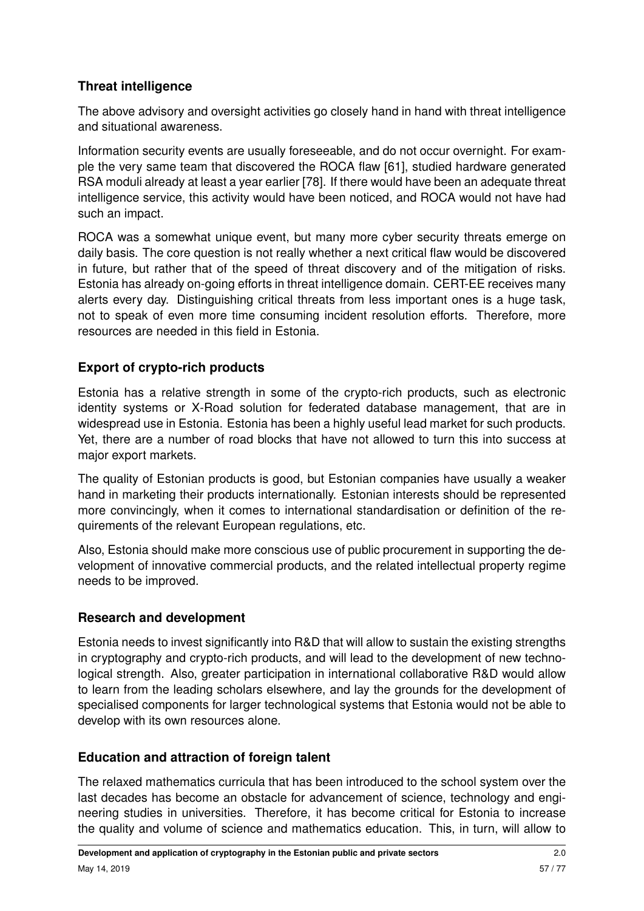### Threat intelligence

The above advisory and oversight activities go closely hand in hand with threat intelligence and situational awareness.

Information security events are usually foreseeable, and do not occur overnight. For example the very same team that discovered the ROCA flaw [61], studied hardware generated RSA moduli already at least a year earlier [78]. If there would have been an adequate threat intelligence service, this activity would have been noticed, and ROCA would not have had such an impact.

ROCA was a somewhat unique event, but many more cyber security threats emerge on daily basis. The core question is not really whether a next critical flaw would be discovered in future, but rather that of the speed of threat discovery and of the mitigation of risks. Estonia has already on-going efforts in threat intelligence domain. CERT-EE receives many alerts every day. Distinguishing critical threats from less important ones is a huge task, not to speak of even more time consuming incident resolution efforts. Therefore, more resources are needed in this field in Estonia.

### Export of crypto-rich products

Estonia has a relative strength in some of the crypto-rich products, such as electronic identity systems or X-Road solution for federated database management, that are in widespread use in Estonia. Estonia has been a highly useful lead market for such products. Yet, there are a number of road blocks that have not allowed to turn this into success at major export markets.

The quality of Estonian products is good, but Estonian companies have usually a weaker hand in marketing their products internationally. Estonian interests should be represented more convincingly, when it comes to international standardisation or definition of the requirements of the relevant European regulations, etc.

Also, Estonia should make more conscious use of public procurement in supporting the development of innovative commercial products, and the related intellectual property regime needs to be improved.

### Research and development

Estonia needs to invest significantly into R&D that will allow to sustain the existing strengths in cryptography and crypto-rich products, and will lead to the development of new technological strength. Also, greater participation in international collaborative R&D would allow to learn from the leading scholars elsewhere, and lay the grounds for the development of specialised components for larger technological systems that Estonia would not be able to develop with its own resources alone.

### Education and attraction of foreign talent

The relaxed mathematics curricula that has been introduced to the school system over the last decades has become an obstacle for advancement of science, technology and engineering studies in universities. Therefore, it has become critical for Estonia to increase the quality and volume of science and mathematics education. This, in turn, will allow to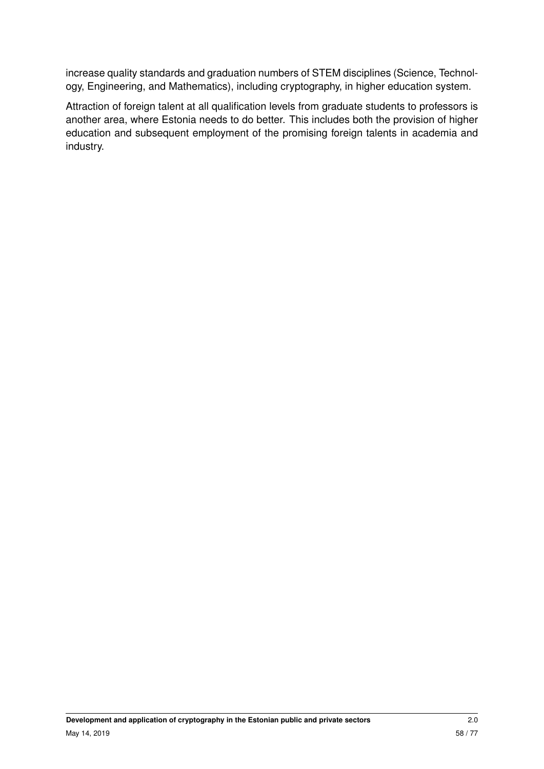increase quality standards and graduation numbers of STEM disciplines (Science, Technology, Engineering, and Mathematics), including cryptography, in higher education system.

Attraction of foreign talent at all qualification levels from graduate students to professors is another area, where Estonia needs to do better. This includes both the provision of higher education and subsequent employment of the promising foreign talents in academia and industry.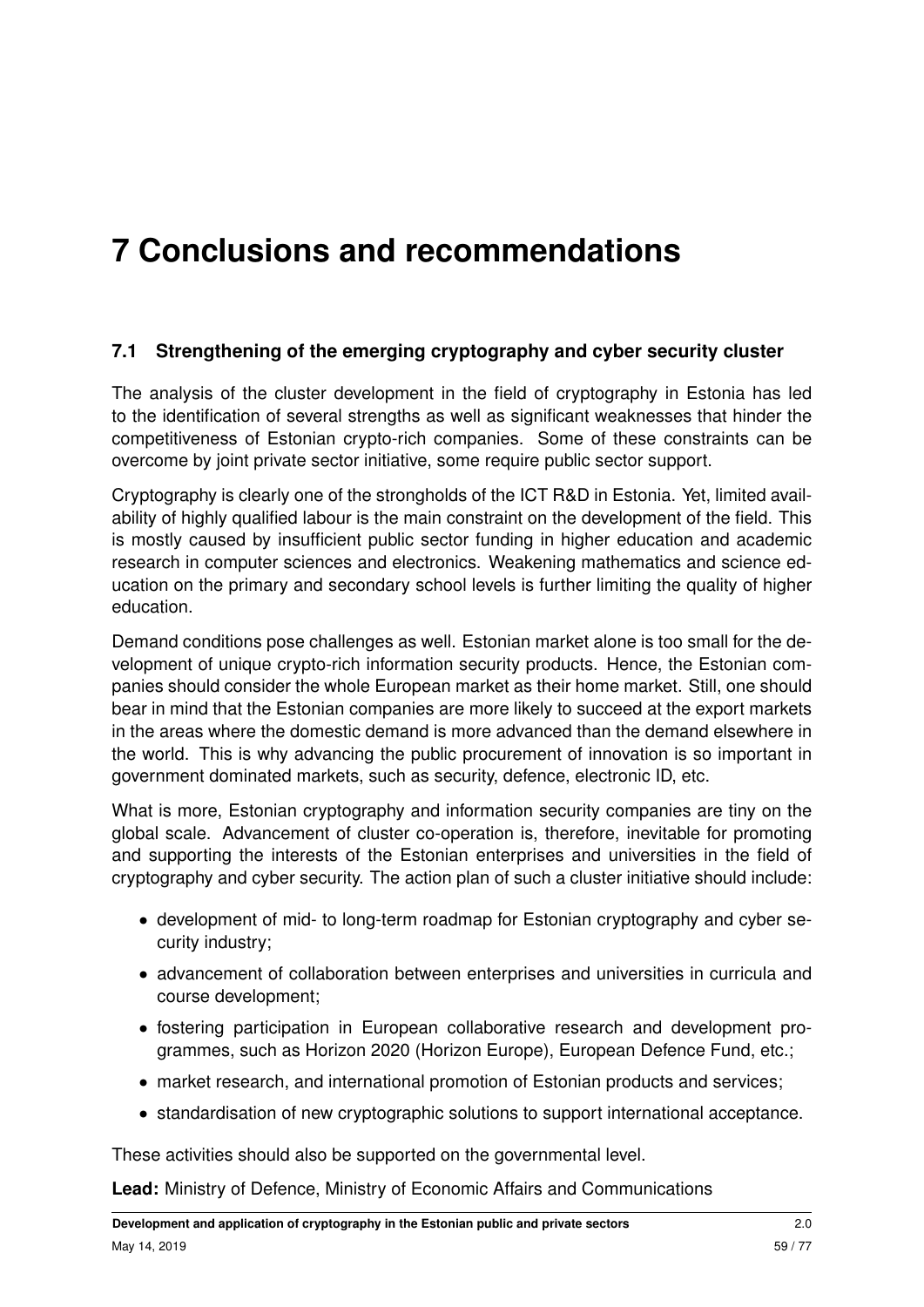# 7 Conclusions and recommendations

## 7.1 Strengthening of the emerging cryptography and cyber security cluster

The analysis of the cluster development in the field of cryptography in Estonia has led to the identification of several strengths as well as significant weaknesses that hinder the competitiveness of Estonian crypto-rich companies. Some of these constraints can be overcome by joint private sector initiative, some require public sector support.

Cryptography is clearly one of the strongholds of the ICT R&D in Estonia. Yet, limited availability of highly qualified labour is the main constraint on the development of the field. This is mostly caused by insufficient public sector funding in higher education and academic research in computer sciences and electronics. Weakening mathematics and science education on the primary and secondary school levels is further limiting the quality of higher education.

Demand conditions pose challenges as well. Estonian market alone is too small for the development of unique crypto-rich information security products. Hence, the Estonian companies should consider the whole European market as their home market. Still, one should bear in mind that the Estonian companies are more likely to succeed at the export markets in the areas where the domestic demand is more advanced than the demand elsewhere in the world. This is why advancing the public procurement of innovation is so important in government dominated markets, such as security, defence, electronic ID, etc.

What is more, Estonian cryptography and information security companies are tiny on the global scale. Advancement of cluster co-operation is, therefore, inevitable for promoting and supporting the interests of the Estonian enterprises and universities in the field of cryptography and cyber security. The action plan of such a cluster initiative should include:

- development of mid- to long-term roadmap for Estonian cryptography and cyber security industry;
- advancement of collaboration between enterprises and universities in curricula and course development;
- fostering participation in European collaborative research and development programmes, such as Horizon 2020 (Horizon Europe), European Defence Fund, etc.;
- market research, and international promotion of Estonian products and services;
- standardisation of new cryptographic solutions to support international acceptance.

These activities should also be supported on the governmental level.

**Lead:** Ministry of Defence, Ministry of Economic Affairs and Communications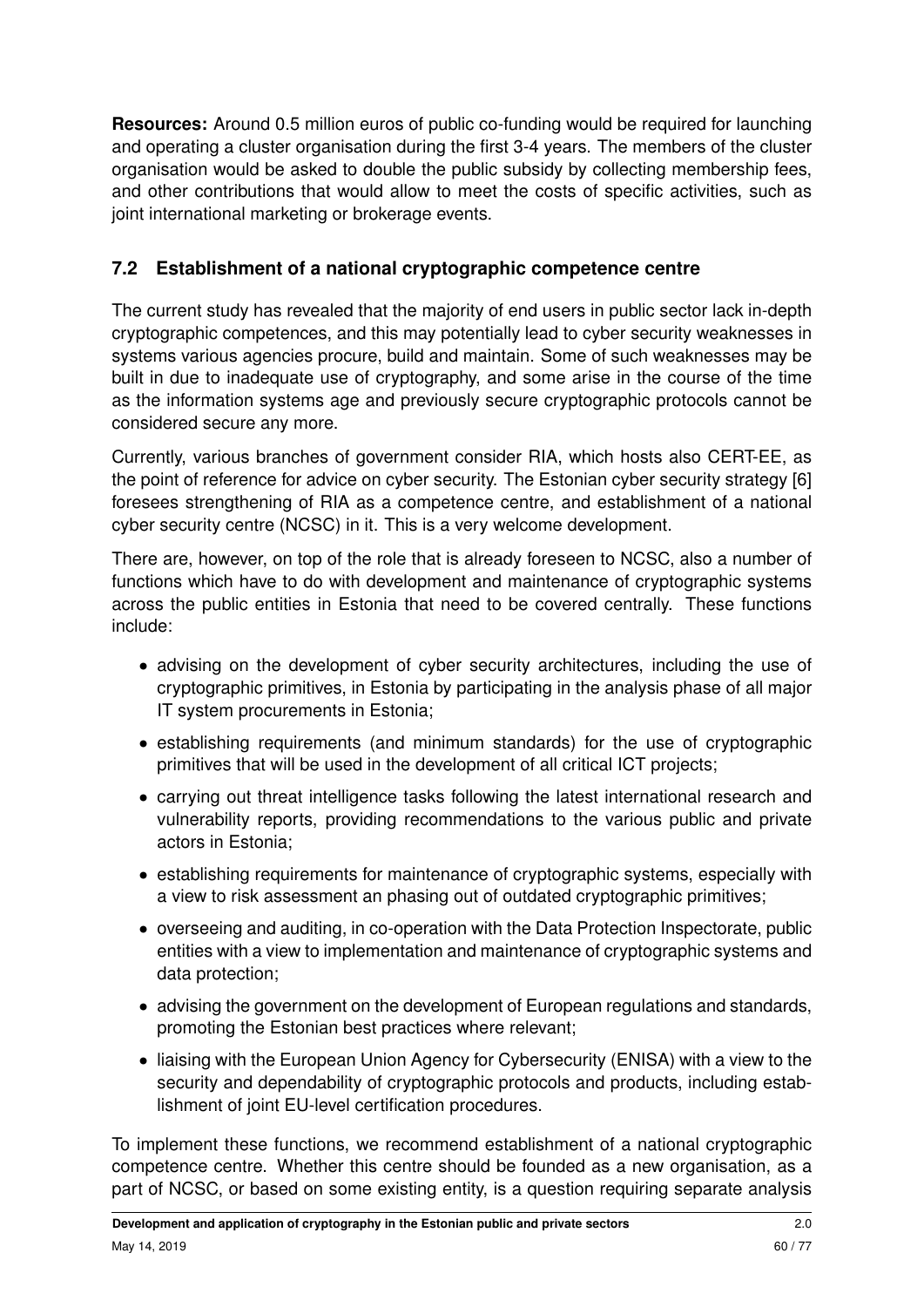**Resources:** Around 0.5 million euros of public co-funding would be required for launching and operating a cluster organisation during the first 3-4 years. The members of the cluster organisation would be asked to double the public subsidy by collecting membership fees, and other contributions that would allow to meet the costs of specific activities, such as joint international marketing or brokerage events.

## 7.2 Establishment of a national cryptographic competence centre

The current study has revealed that the majority of end users in public sector lack in-depth cryptographic competences, and this may potentially lead to cyber security weaknesses in systems various agencies procure, build and maintain. Some of such weaknesses may be built in due to inadequate use of cryptography, and some arise in the course of the time as the information systems age and previously secure cryptographic protocols cannot be considered secure any more.

Currently, various branches of government consider RIA, which hosts also CERT-EE, as the point of reference for advice on cyber security. The Estonian cyber security strategy [6] foresees strengthening of RIA as a competence centre, and establishment of a national cyber security centre (NCSC) in it. This is a very welcome development.

There are, however, on top of the role that is already foreseen to NCSC, also a number of functions which have to do with development and maintenance of cryptographic systems across the public entities in Estonia that need to be covered centrally. These functions include:

- advising on the development of cyber security architectures, including the use of cryptographic primitives, in Estonia by participating in the analysis phase of all major IT system procurements in Estonia;
- establishing requirements (and minimum standards) for the use of cryptographic primitives that will be used in the development of all critical ICT projects;
- carrying out threat intelligence tasks following the latest international research and vulnerability reports, providing recommendations to the various public and private actors in Estonia;
- establishing requirements for maintenance of cryptographic systems, especially with a view to risk assessment an phasing out of outdated cryptographic primitives;
- overseeing and auditing, in co-operation with the Data Protection Inspectorate, public entities with a view to implementation and maintenance of cryptographic systems and data protection;
- advising the government on the development of European regulations and standards, promoting the Estonian best practices where relevant;
- liaising with the European Union Agency for Cybersecurity (ENISA) with a view to the security and dependability of cryptographic protocols and products, including establishment of joint EU-level certification procedures.

To implement these functions, we recommend establishment of a national cryptographic competence centre. Whether this centre should be founded as a new organisation, as a part of NCSC, or based on some existing entity, is a question requiring separate analysis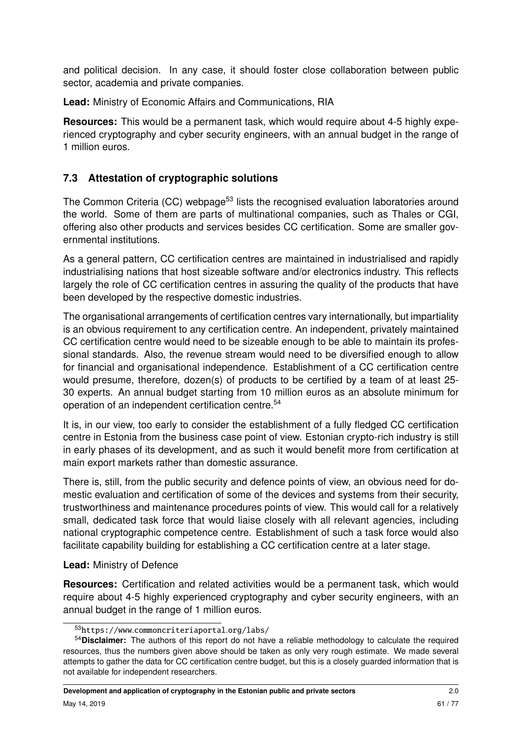and political decision. In any case, it should foster close collaboration between public sector, academia and private companies.

**Lead:** Ministry of Economic Affairs and Communications, RIA

**Resources:** This would be a permanent task, which would require about 4-5 highly experienced cryptography and cyber security engineers, with an annual budget in the range of 1 million euros.

### 7.3 Attestation of cryptographic solutions

The Common Criteria (CC) webpage[53] lists the recognised evaluation laboratories around the world. Some of them are parts of multinational companies, such as Thales or CGI, offering also other products and services besides CC certification. Some are smaller governmental institutions.

As a general pattern, CC certification centres are maintained in industrialised and rapidly industrialising nations that host sizeable software and/or electronics industry. This reflects largely the role of CC certification centres in assuring the quality of the products that have been developed by the respective domestic industries.

The organisational arrangements of certification centres vary internationally, but impartiality is an obvious requirement to any certification centre. An independent, privately maintained CC certification centre would need to be sizeable enough to be able to maintain its professional standards. Also, the revenue stream would need to be diversified enough to allow for financial and organisational independence. Establishment of a CC certification centre would presume, therefore, dozen(s) of products to be certified by a team of at least 25-30 experts. An annual budget starting from 10 million euros as an absolute minimum for operation of an independent certification centre.[54]

It is, in our view, too early to consider the establishment of a fully fledged CC certification centre in Estonia from the business case point of view. Estonian crypto-rich industry is still in early phases of its development, and as such it would benefit more from certification at main export markets rather than domestic assurance.

There is, still, from the public security and defence points of view, an obvious need for domestic evaluation and certification of some of the devices and systems from their security, trustworthiness and maintenance procedures points of view. This would call for a relatively small, dedicated task force that would liaise closely with all relevant agencies, including national cryptographic competence centre. Establishment of such a task force would also facilitate capability building for establishing a CC certification centre at a later stage.

**Lead:** Ministry of Defence

**Resources:** Certification and related activities would be a permanent task, which would require about 4-5 highly experienced cryptography and cyber security engineers, with an annual budget in the range of 1 million euros.

---

[53] https://www.commoncriteriaportal.org/labs/

[54] **Disclaimer:** The authors of this report do not have a reliable methodology to calculate the required resources, thus the numbers given above should be taken as only very rough estimate. We made several attempts to gather the data for CC certification centre budget, but this is a closely guarded information that is not available for independent researchers.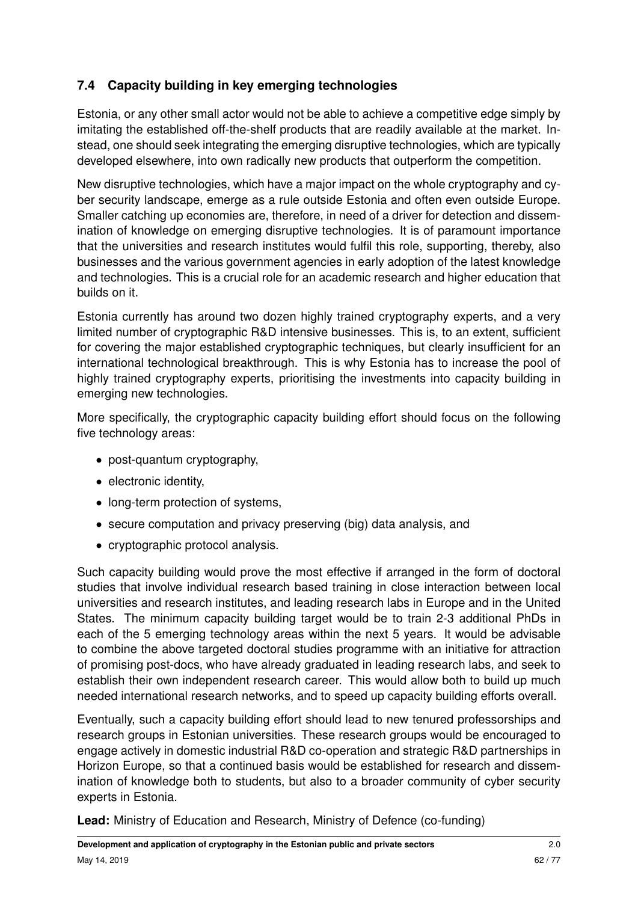### 7.4 Capacity building in key emerging technologies

Estonia, or any other small actor would not be able to achieve a competitive edge simply by imitating the established off-the-shelf products that are readily available at the market. Instead, one should seek integrating the emerging disruptive technologies, which are typically developed elsewhere, into own radically new products that outperform the competition.

New disruptive technologies, which have a major impact on the whole cryptography and cyber security landscape, emerge as a rule outside Estonia and often even outside Europe. Smaller catching up economies are, therefore, in need of a driver for detection and dissemination of knowledge on emerging disruptive technologies. It is of paramount importance that the universities and research institutes would fulfil this role, supporting, thereby, also businesses and the various government agencies in early adoption of the latest knowledge and technologies. This is a crucial role for an academic research and higher education that builds on it.

Estonia currently has around two dozen highly trained cryptography experts, and a very limited number of cryptographic R&D intensive businesses. This is, to an extent, sufficient for covering the major established cryptographic techniques, but clearly insufficient for an international technological breakthrough. This is why Estonia has to increase the pool of highly trained cryptography experts, prioritising the investments into capacity building in emerging new technologies.

More specifically, the cryptographic capacity building effort should focus on the following five technology areas:

- post-quantum cryptography,
- electronic identity,
- long-term protection of systems,
- secure computation and privacy preserving (big) data analysis, and
- cryptographic protocol analysis.

Such capacity building would prove the most effective if arranged in the form of doctoral studies that involve individual research based training in close interaction between local universities and research institutes, and leading research labs in Europe and in the United States. The minimum capacity building target would be to train 2-3 additional PhDs in each of the 5 emerging technology areas within the next 5 years. It would be advisable to combine the above targeted doctoral studies programme with an initiative for attraction of promising post-docs, who have already graduated in leading research labs, and seek to establish their own independent research career. This would allow both to build up much needed international research networks, and to speed up capacity building efforts overall.

Eventually, such a capacity building effort should lead to new tenured professorships and research groups in Estonian universities. These research groups would be encouraged to engage actively in domestic industrial R&D co-operation and strategic R&D partnerships in Horizon Europe, so that a continued basis would be established for research and dissemination of knowledge both to students, but also to a broader community of cyber security experts in Estonia.

**Lead:** Ministry of Education and Research, Ministry of Defence (co-funding)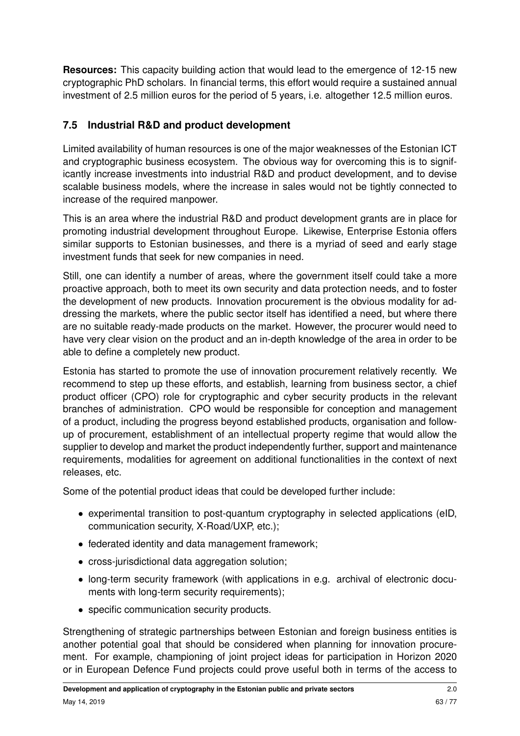**Resources:** This capacity building action that would lead to the emergence of 12-15 new cryptographic PhD scholars. In financial terms, this effort would require a sustained annual investment of 2.5 million euros for the period of 5 years, i.e. altogether 12.5 million euros.

### 7.5 Industrial R&D and product development

Limited availability of human resources is one of the major weaknesses of the Estonian ICT and cryptographic business ecosystem. The obvious way for overcoming this is to significantly increase investments into industrial R&D and product development, and to devise scalable business models, where the increase in sales would not be tightly connected to increase of the required manpower.

This is an area where the industrial R&D and product development grants are in place for promoting industrial development throughout Europe. Likewise, Enterprise Estonia offers similar supports to Estonian businesses, and there is a myriad of seed and early stage investment funds that seek for new companies in need.

Still, one can identify a number of areas, where the government itself could take a more proactive approach, both to meet its own security and data protection needs, and to foster the development of new products. Innovation procurement is the obvious modality for addressing the markets, where the public sector itself has identified a need, but where there are no suitable ready-made products on the market. However, the procurer would need to have very clear vision on the product and an in-depth knowledge of the area in order to be able to define a completely new product.

Estonia has started to promote the use of innovation procurement relatively recently. We recommend to step up these efforts, and establish, learning from business sector, a chief product officer (CPO) role for cryptographic and cyber security products in the relevant branches of administration. CPO would be responsible for conception and management of a product, including the progress beyond established products, organisation and follow-up of procurement, establishment of an intellectual property regime that would allow the supplier to develop and market the product independently further, support and maintenance requirements, modalities for agreement on additional functionalities in the context of next releases, etc.

Some of the potential product ideas that could be developed further include:

- experimental transition to post-quantum cryptography in selected applications (eID, communication security, X-Road/UXP, etc.);
- federated identity and data management framework;
- cross-jurisdictional data aggregation solution;
- long-term security framework (with applications in e.g. archival of electronic documents with long-term security requirements);
- specific communication security products.

Strengthening of strategic partnerships between Estonian and foreign business entities is another potential goal that should be considered when planning for innovation procurement. For example, championing of joint project ideas for participation in Horizon 2020 or in European Defence Fund projects could prove useful both in terms of the access to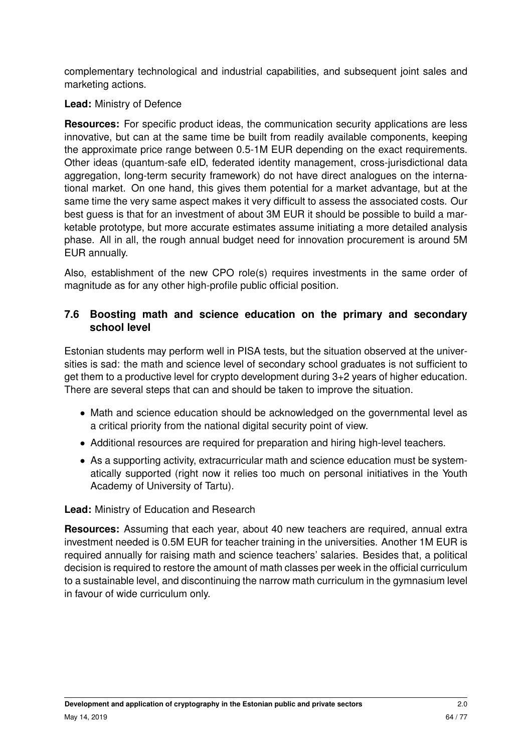complementary technological and industrial capabilities, and subsequent joint sales and marketing actions.

**Lead:** Ministry of Defence

**Resources:** For specific product ideas, the communication security applications are less innovative, but can at the same time be built from readily available components, keeping the approximate price range between 0.5-1M EUR depending on the exact requirements. Other ideas (quantum-safe eID, federated identity management, cross-jurisdictional data aggregation, long-term security framework) do not have direct analogues on the international market. On one hand, this gives them potential for a market advantage, but at the same time the very same aspect makes it very difficult to assess the associated costs. Our best guess is that for an investment of about 3M EUR it should be possible to build a marketable prototype, but more accurate estimates assume initiating a more detailed analysis phase. All in all, the rough annual budget need for innovation procurement is around 5M EUR annually.

Also, establishment of the new CPO role(s) requires investments in the same order of magnitude as for any other high-profile public official position.

### 7.6 Boosting math and science education on the primary and secondary school level

Estonian students may perform well in PISA tests, but the situation observed at the universities is sad: the math and science level of secondary school graduates is not sufficient to get them to a productive level for crypto development during 3+2 years of higher education. There are several steps that can and should be taken to improve the situation.

- Math and science education should be acknowledged on the governmental level as a critical priority from the national digital security point of view.
- Additional resources are required for preparation and hiring high-level teachers.
- As a supporting activity, extracurricular math and science education must be systematically supported (right now it relies too much on personal initiatives in the Youth Academy of University of Tartu).

**Lead:** Ministry of Education and Research

**Resources:** Assuming that each year, about 40 new teachers are required, annual extra investment needed is 0.5M EUR for teacher training in the universities. Another 1M EUR is required annually for raising math and science teachers' salaries. Besides that, a political decision is required to restore the amount of math classes per week in the official curriculum to a sustainable level, and discontinuing the narrow math curriculum in the gymnasium level in favour of wide curriculum only.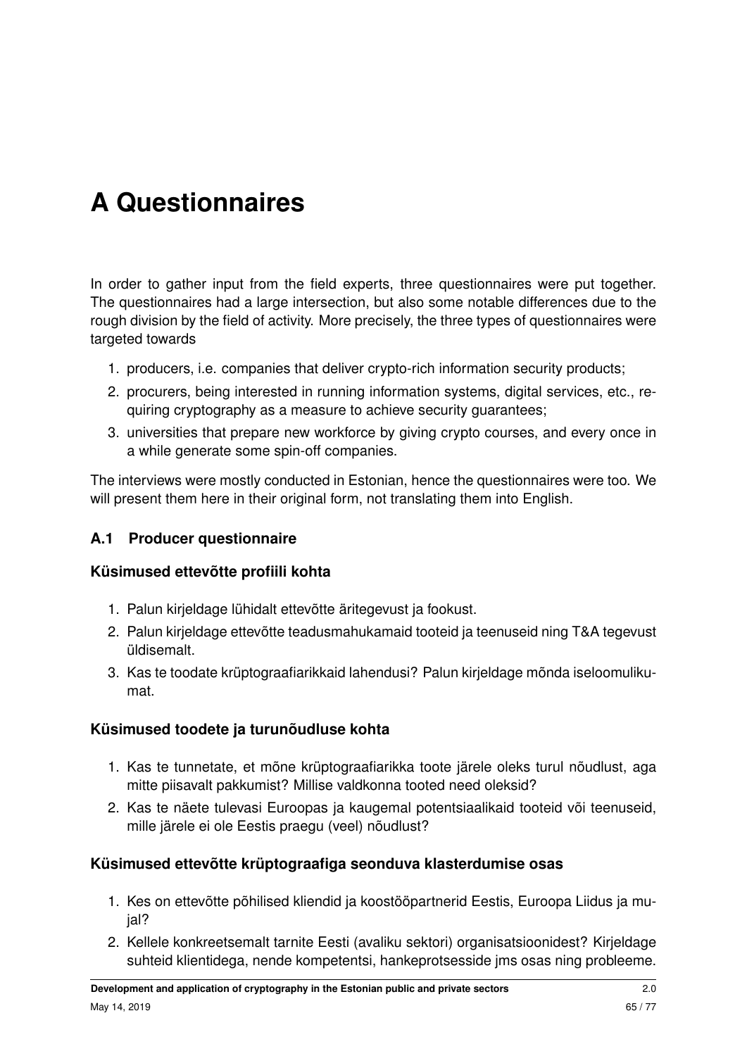# A Questionnaires

In order to gather input from the field experts, three questionnaires were put together. The questionnaires had a large intersection, but also some notable differences due to the rough division by the field of activity. More precisely, the three types of questionnaires were targeted towards

1. producers, i.e. companies that deliver crypto-rich information security products;
2. procurers, being interested in running information systems, digital services, etc., requiring cryptography as a measure to achieve security guarantees;
3. universities that prepare new workforce by giving crypto courses, and every once in a while generate some spin-off companies.

The interviews were mostly conducted in Estonian, hence the questionnaires were too. We will present them here in their original form, not translating them into English.

## A.1 Producer questionnaire

### Küsimused ettevõtte profiili kohta

1. Palun kirjeldage lühidalt ettevõtte äritegevust ja fookust.
2. Palun kirjeldage ettevõtte teadusmahukamaid tooteid ja teenuseid ning T&A tegevust üldisemalt.
3. Kas te toodate krüptograafiarikkaid lahendusi? Palun kirjeldage mõnda iseloomulikumat.

### Küsimused toodete ja turunõudluse kohta

1. Kas te tunnetate, et mõne krüptograafiarikka toote järele oleks turul nõudlust, aga mitte piisavalt pakkumist? Millise valdkonna tooted need oleksid?
2. Kas te näete tulevasi Euroopas ja kaugemal potentsiaalikaid tooteid või teenuseid, mille järele ei ole Eestis praegu (veel) nõudlust?

### Küsimused ettevõtte krüptograafiga seonduva klasterdumise osas

1. Kes on ettevõtte põhilised kliendid ja koostööpartnerid Eestis, Euroopa Liidus ja mujal?
2. Kellele konkreetsemalt tarnite Eesti (avaliku sektori) organisatsioonidest? Kirjeldage suhteid klientidega, nende kompetentsi, hankeprotsesside jms osas ning probleeme.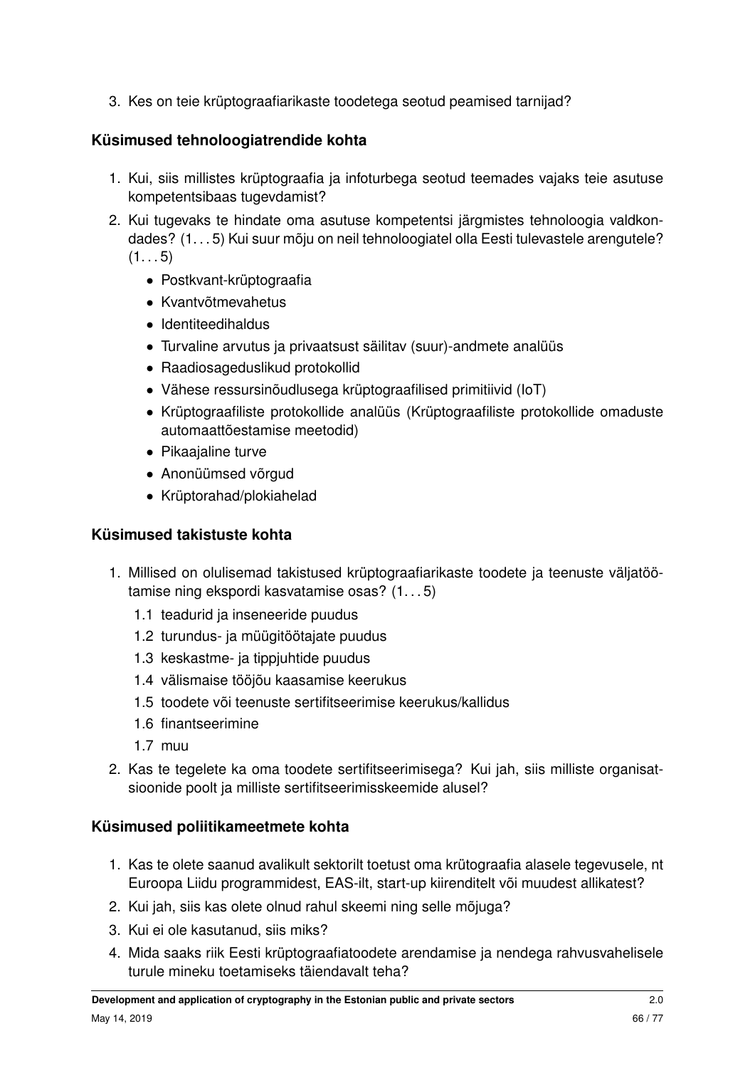3. Kes on teie krüptograafiarikaste toodetega seotud peamised tarnijad?

### Küsimused tehnoloogiatrendide kohta

1. Kui, siis millistes krüptograafia ja infoturbega seotud teemades vajaks teie asutuse kompetentsibaas tugevdamist?
2. Kui tugevaks te hindate oma asutuse kompetentsi järgmistes tehnoloogia valdkondades? (1. . . 5) Kui suur mõju on neil tehnoloogiatel olla Eesti tulevastele arengutele? (1. . . 5)
   - Postkvant-krüptograafia
   - Kvantvõtmevahetus
   - Identiteedihaldus
   - Turvaline arvutus ja privaatsust säilitav (suur)-andmete analüüs
   - Raadiosageduslikud protokollid
   - Vähese ressursinõudlusega krüptograafilised primitiivid (IoT)
   - Krüptograafiliste protokollide analüüs (Krüptograafiliste protokollide omaduste automaattõestamise meetodid)
   - Pikaajaline turve
   - Anonüümsed võrgud
   - Krüptorahad/plokiahelad

### Küsimused takistuste kohta

1. Millised on olulisemad takistused krüptograafiarikaste toodete ja teenuste väljatöötamise ning ekspordi kasvatamise osas? (1. . . 5)
   1.1 teadurid ja inseneeride puudus
   1.2 turundus- ja müügitöötajate puudus
   1.3 keskastme- ja tippjuhtide puudus
   1.4 välismaise tööjõu kaasamise keerukus
   1.5 toodete või teenuste sertifitseerimise keerukus/kallidus
   1.6 finantseerimine
   1.7 muu
2. Kas te tegelete ka oma toodete sertifitseerimisega? Kui jah, siis milliste organisatsioonide poolt ja milliste sertifitseerimisskeemide alusel?

### Küsimused poliitikameetmete kohta

1. Kas te olete saanud avalikult sektorilt toetust oma krütograafia alasele tegevusele, nt Euroopa Liidu programmidest, EAS-ilt, start-up kiirenditelt või muudest allikatest?
2. Kui jah, siis kas olete olnud rahul skeemi ning selle mõjuga?
3. Kui ei ole kasutanud, siis miks?
4. Mida saaks riik Eesti krüptograafiatoodete arendamise ja nendega rahvusvahelisele turule mineku toetamiseks täiendavalt teha?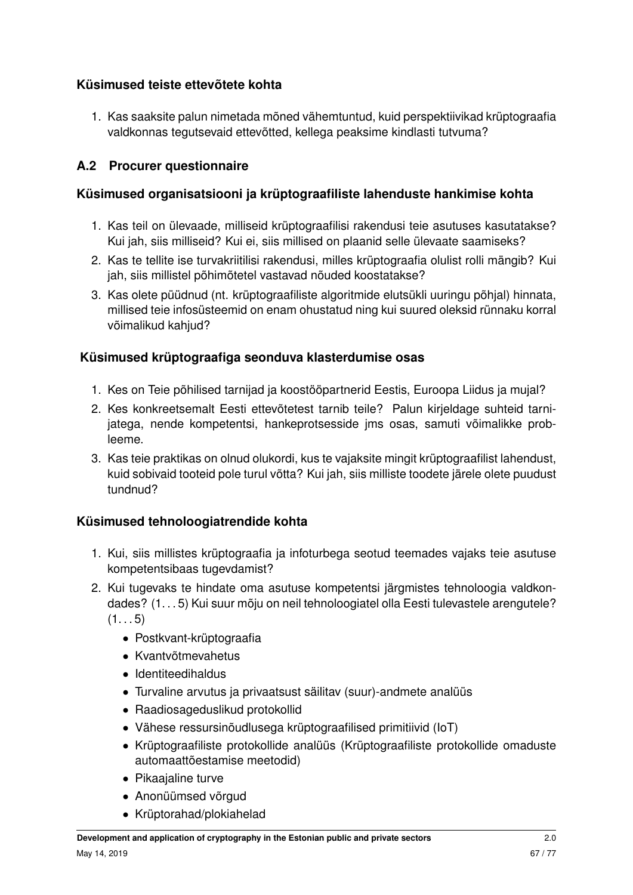### Küsimused teiste ettevõtete kohta

1. Kas saaksite palun nimetada mõned vähemtuntud, kuid perspektiivikad krüptograafia valdkonnas tegutsevaid ettevõtted, kellega peaksime kindlasti tutvuma?

## A.2 Procurer questionnaire

### Küsimused organisatsiooni ja krüptograafiliste lahenduste hankimise kohta

1. Kas teil on ülevaade, milliseid krüptograafilisi rakendusi teie asutuses kasutatakse? Kui jah, siis milliseid? Kui ei, siis millised on plaanid selle ülevaate saamiseks?
2. Kas te tellite ise turvakriitilisi rakendusi, milles krüptograafia olulist rolli mängib? Kui jah, siis millistel põhimõtetel vastavad nõuded koostatakse?
3. Kas olete püüdnud (nt. krüptograafiliste algoritmide elutsükli uuringu põhjal) hinnata, millised teie infosüsteemid on enam ohustatud ning kui suured oleksid rünnaku korral võimalikud kahjud?

### Küsimused krüptograafiga seonduva klasterdumise osas

1. Kes on Teie põhilised tarnijad ja koostööpartnerid Eestis, Euroopa Liidus ja mujal?
2. Kes konkreetsemalt Eesti ettevõtetest tarnib teile? Palun kirjeldage suhteid tarnijatega, nende kompetentsi, hankeprotsesside jms osas, samuti võimalikke probleeme.
3. Kas teie praktikas on olnud olukordi, kus te vajaksite mingit krüptograafilist lahendust, kuid sobivaid tooteid pole turul võtta? Kui jah, siis milliste toodete järele olete puudust tundnud?

### Küsimused tehnoloogiatrendide kohta

1. Kui, siis millistes krüptograafia ja infoturbega seotud teemades vajaks teie asutuse kompetentsibaas tugevdamist?
2. Kui tugevaks te hindate oma asutuse kompetentsi järgmistes tehnoloogia valdkondades? (1. . . 5) Kui suur mõju on neil tehnoloogiatel olla Eesti tulevastele arengutele? (1. . . 5)
   - Postkvant-krüptograafia
   - Kvantvõtmevahetus
   - Identiteedihaldus
   - Turvaline arvutus ja privaatsust säilitav (suur)-andmete analüüs
   - Raadiosageduslikud protokollid
   - Vähese ressursinõudlusega krüptograafilised primitiivid (IoT)
   - Krüptograafiliste protokollide analüüs (Krüptograafiliste protokollide omaduste automaattõestamise meetodid)
   - Pikaajaline turve
   - Anonüümsed võrgud
   - Krüptorahad/plokiahelad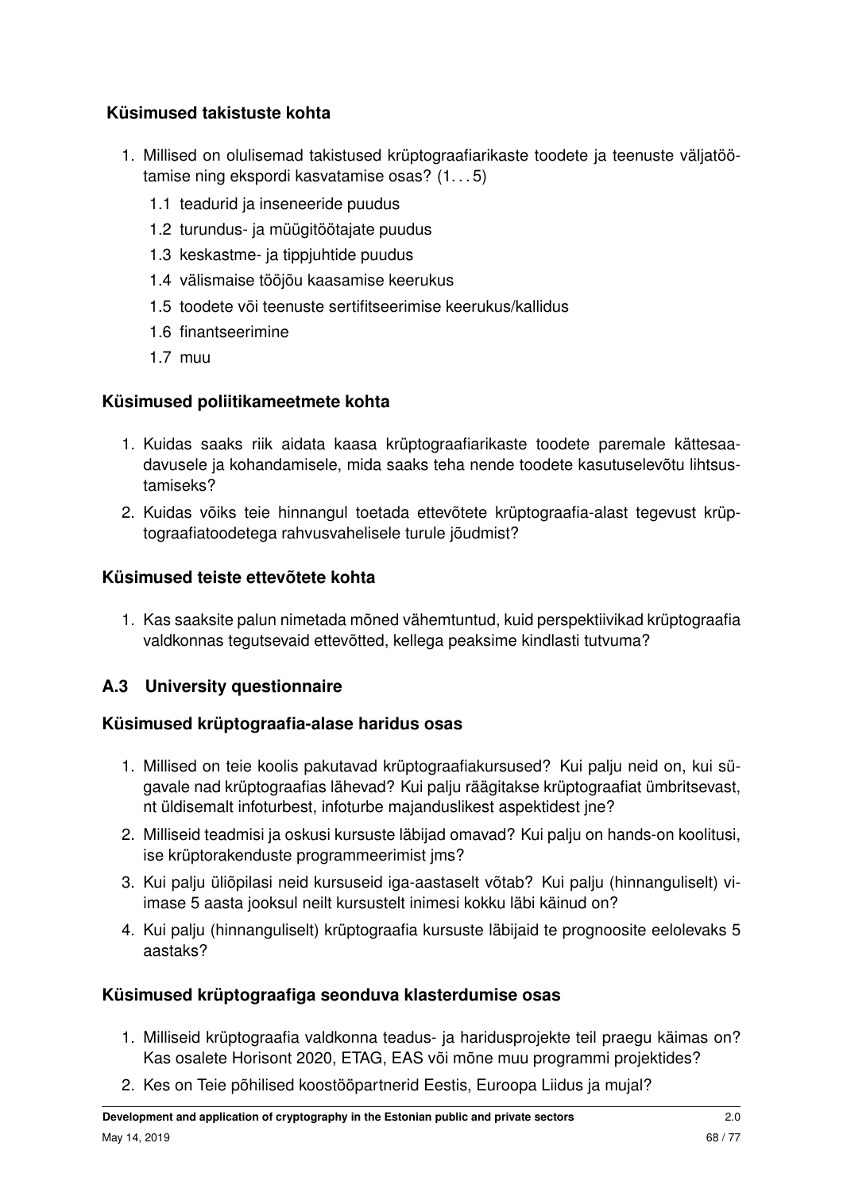### Küsimused takistuste kohta

1. Millised on olulisemad takistused krüptograafiarikaste toodete ja teenuste väljatöötamise ning ekspordi kasvatamise osas? (1. . . 5)
   1.1 teadurid ja inseneeride puudus
   1.2 turundus- ja müügitöötajate puudus
   1.3 keskastme- ja tippjuhtide puudus
   1.4 välismaise tööjõu kaasamise keerukus
   1.5 toodete või teenuste sertifitseerimise keerukus/kallidus
   1.6 finantseerimine
   1.7 muu

### Küsimused poliitikameetmete kohta

1. Kuidas saaks riik aidata kaasa krüptograafiarikaste toodete paremale kättesaadavusele ja kohandamisele, mida saaks teha nende toodete kasutuselevõtu lihtsustamiseks?
2. Kuidas võiks teie hinnangul toetada ettevõtete krüptograafia-alast tegevust krüptograafiatoodetega rahvusvahelisele turule jõudmist?

### Küsimused teiste ettevõtete kohta

1. Kas saaksite palun nimetada mõned vähemtuntud, kuid perspektiivikad krüptograafia valdkonnas tegutsevaid ettevõtted, kellega peaksime kindlasti tutvuma?

## A.3 University questionnaire

### Küsimused krüptograafia-alase haridus osas

1. Millised on teie koolis pakutavad krüptograafiakursused? Kui palju neid on, kui sügavale nad krüptograafias lähevad? Kui palju räägitakse krüptograafiat ümbritsevast, nt üldisemalt infoturbest, infoturbe majanduslikest aspektidest jne?
2. Milliseid teadmisi ja oskusi kursuste läbijad omavad? Kui palju on hands-on koolitusi, ise krüptorakenduste programmeerimist jms?
3. Kui palju üliõpilasi neid kursuseid iga-aastaselt võtab? Kui palju (hinnanguliselt) viimase 5 aasta jooksul neilt kursustelt inimesi kokku läbi käinud on?
4. Kui palju (hinnanguliselt) krüptograafia kursuste läbijaid te prognoosite eelolevaks 5 aastaks?

### Küsimused krüptograafiga seonduva klasterdumise osas

1. Milliseid krüptograafia valdkonna teadus- ja haridusprojekte teil praegu käimas on? Kas osalete Horisont 2020, ETAG, EAS või mõne muu programmi projektides?
2. Kes on Teie põhilised koostööpartnerid Eestis, Euroopa Liidus ja mujal?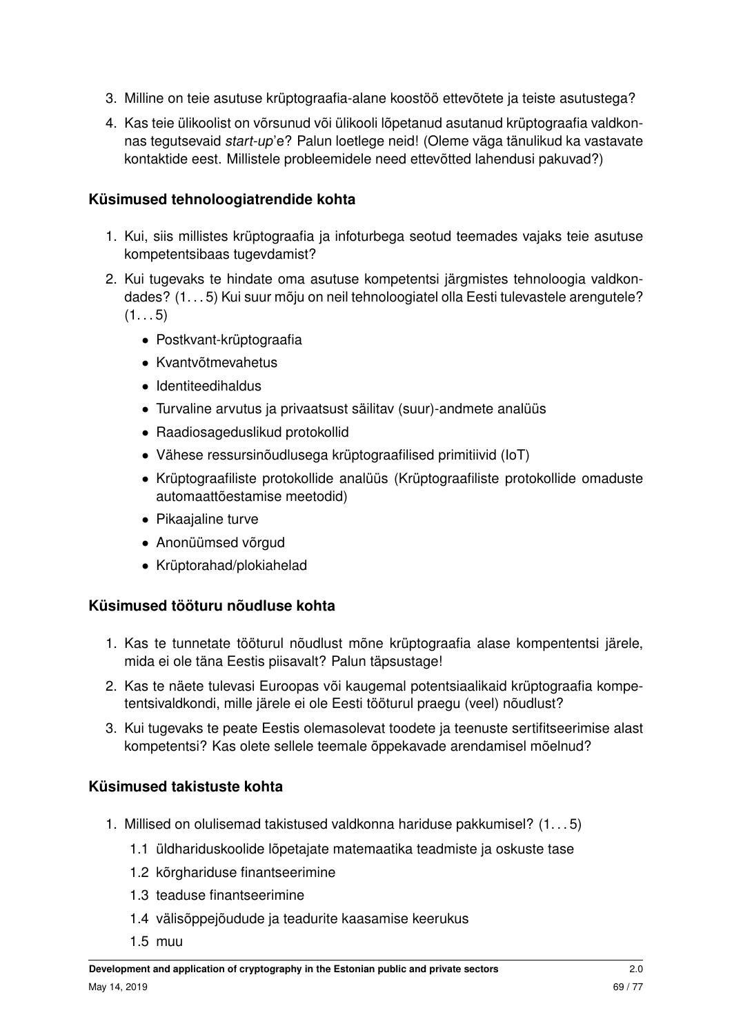3. Milline on teie asutuse krüptograafia-alane koostöö ettevõtete ja teiste asutustega?
4. Kas teie ülikoolist on võrsunud või ülikooli lõpetanud asutanud krüptograafia valdkonnas tegutsevaid *start-up*'e? Palun loetlege neid! (Oleme väga tänulikud ka vastavate kontaktide eest. Millistele probleemidele need ettevõtted lahendusi pakuvad?)

### Küsimused tehnoloogiatrendide kohta

1. Kui, siis millistes krüptograafia ja infoturbega seotud teemades vajaks teie asutuse kompetentsibaas tugevdamist?
2. Kui tugevaks te hindate oma asutuse kompetentsi järgmistes tehnoloogia valdkondades? (1. . . 5) Kui suur mõju on neil tehnoloogiatel olla Eesti tulevastele arengutele? (1. . . 5)
   - Postkvant-krüptograafia
   - Kvantvõtmevahetus
   - Identiteedihaldus
   - Turvaline arvutus ja privaatsust säilitav (suur)-andmete analüüs
   - Raadiosageduslikud protokollid
   - Vähese ressursinõudlusega krüptograafilised primitiivid (IoT)
   - Krüptograafiliste protokollide analüüs (Krüptograafiliste protokollide omaduste automaattõestamise meetodid)
   - Pikaajaline turve
   - Anonüümsed võrgud
   - Krüptorahad/plokiahelad

### Küsimused tööturu nõudluse kohta

1. Kas te tunnetate tööturul nõudlust mõne krüptograafia alase kompententsi järele, mida ei ole täna Eestis piisavalt? Palun täpsustage!
2. Kas te näete tulevasi Euroopas või kaugemal potentsiaalikaid krüptograafia kompetentsivaldkondi, mille järele ei ole Eesti tööturul praegu (veel) nõudlust?
3. Kui tugevaks te peate Eestis olemasolevat toodete ja teenuste sertifitseerimise alast kompetentsi? Kas olete sellele teemale õppekavade arendamisel mõelnud?

### Küsimused takistuste kohta

1. Millised on olulisemad takistused valdkonna hariduse pakkumisel? (1. . . 5)
   - 1.1 üldhariduskoolide lõpetajate matemaatika teadmiste ja oskuste tase
   - 1.2 kõrghariduse finantseerimine
   - 1.3 teaduse finantseerimine
   - 1.4 välisõppejõudude ja teadurite kaasamise keerukus
   - 1.5 muu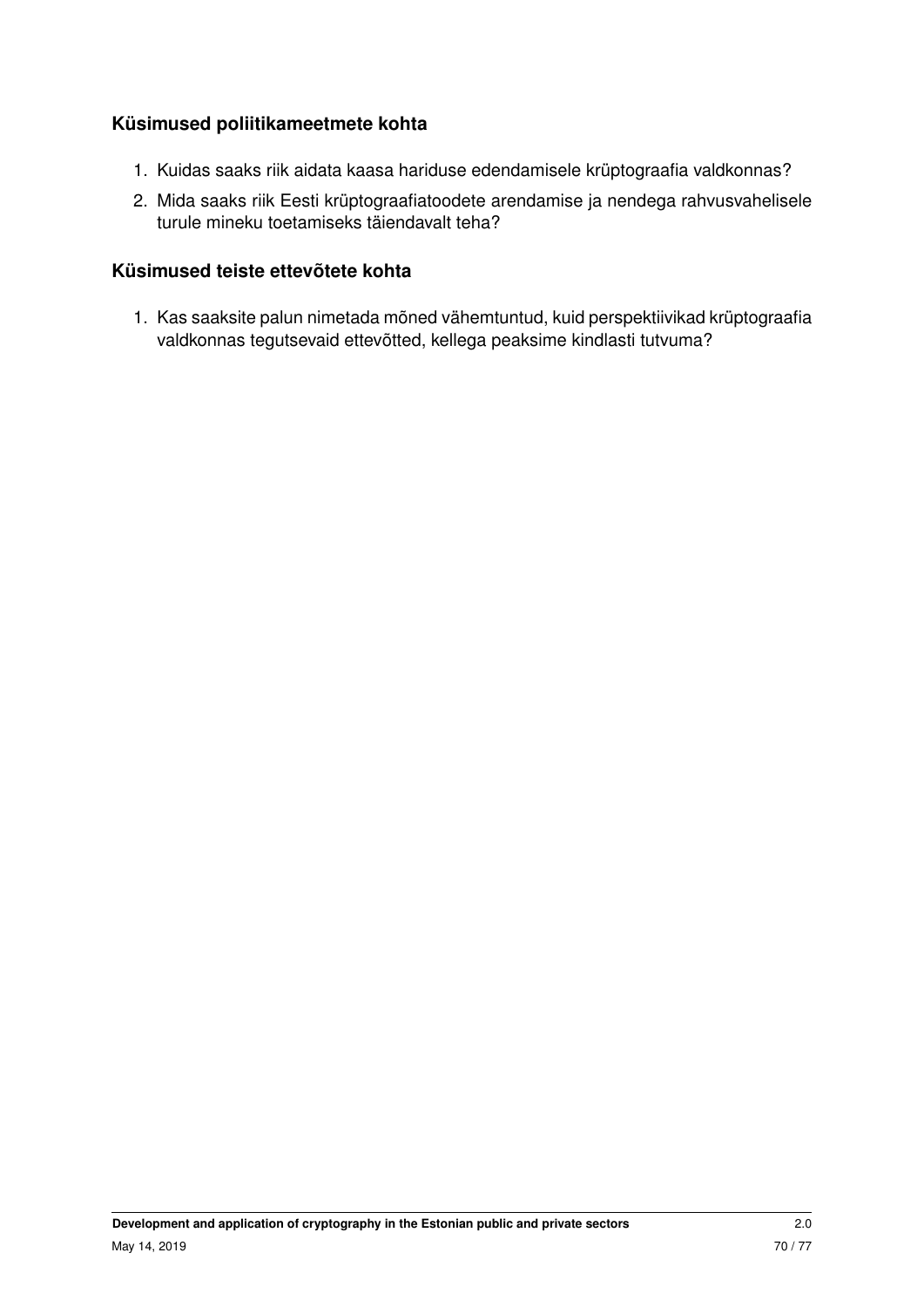### Küsimused poliitikameetmete kohta

1. Kuidas saaks riik aidata kaasa hariduse edendamisele krüptograafia valdkonnas?
2. Mida saaks riik Eesti krüptograafiatoodete arendamise ja nendega rahvusvahelisele turule mineku toetamiseks täiendavalt teha?

### Küsimused teiste ettevõtete kohta

1. Kas saaksite palun nimetada mõned vähemtuntud, kuid perspektiivikad krüptograafia valdkonnas tegutsevaid ettevõtted, kellega peaksime kindlasti tutvuma?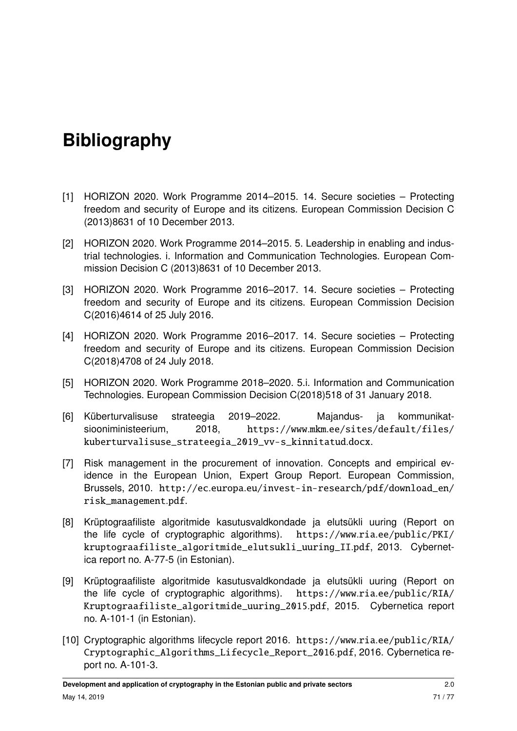# Bibliography

[1] HORIZON 2020. Work Programme 2014–2015. 14. Secure societies – Protecting freedom and security of Europe and its citizens. European Commission Decision C (2013)8631 of 10 December 2013.

[2] HORIZON 2020. Work Programme 2014–2015. 5. Leadership in enabling and industrial technologies. i. Information and Communication Technologies. European Commission Decision C (2013)8631 of 10 December 2013.

[3] HORIZON 2020. Work Programme 2016–2017. 14. Secure societies – Protecting freedom and security of Europe and its citizens. European Commission Decision C(2016)4614 of 25 July 2016.

[4] HORIZON 2020. Work Programme 2016–2017. 14. Secure societies – Protecting freedom and security of Europe and its citizens. European Commission Decision C(2018)4708 of 24 July 2018.

[5] HORIZON 2020. Work Programme 2018–2020. 5.i. Information and Communication Technologies. European Commission Decision C(2018)518 of 31 January 2018.

[6] Küberturvalisuse strateegia 2019–2022. Majandus- ja kommunikatsiooniministeerium, 2018, https://www.mkm.ee/sites/default/files/kuberturvalisuse_strateegia_2019_vv-s_kinnitatud.docx.

[7] Risk management in the procurement of innovation. Concepts and empirical evidence in the European Union, Expert Group Report. European Commission, Brussels, 2010. http://ec.europa.eu/invest-in-research/pdf/download_en/risk_management.pdf.

[8] Krüptograafiliste algoritmide kasutusvaldkondade ja elutsükli uuring (Report on the life cycle of cryptographic algorithms). https://www.ria.ee/public/PKI/kruptograafiliste_algoritmide_elutsukli_uuring_II.pdf, 2013. Cybernetica report no. A-77-5 (in Estonian).

[9] Krüptograafiliste algoritmide kasutusvaldkondade ja elutsükli uuring (Report on the life cycle of cryptographic algorithms). https://www.ria.ee/public/RIA/Kruptograafiliste_algoritmide_uuring_2015.pdf, 2015. Cybernetica report no. A-101-1 (in Estonian).

[10] Cryptographic algorithms lifecycle report 2016. https://www.ria.ee/public/RIA/Cryptographic_Algorithms_Lifecycle_Report_2016.pdf, 2016. Cybernetica report no. A-101-3.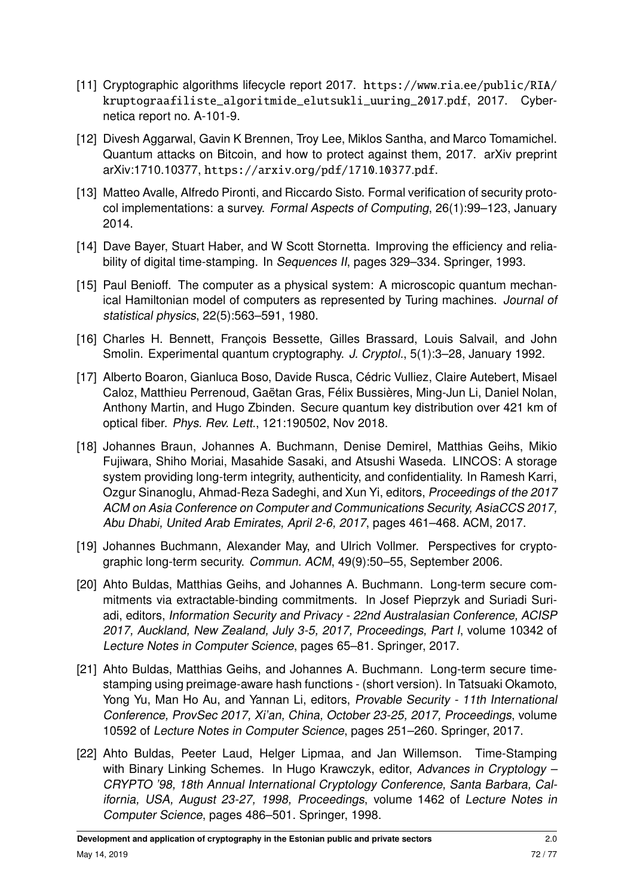[11] Cryptographic algorithms lifecycle report 2017. https://www.ria.ee/public/RIA/kruptograafiliste_algoritmide_elutsukli_uuring_2017.pdf, 2017. Cybernetica report no. A-101-9.

[12] Divesh Aggarwal, Gavin K Brennen, Troy Lee, Miklos Santha, and Marco Tomamichel. Quantum attacks on Bitcoin, and how to protect against them, 2017. arXiv preprint arXiv:1710.10377, https://arxiv.org/pdf/1710.10377.pdf.

[13] Matteo Avalle, Alfredo Pironti, and Riccardo Sisto. Formal verification of security protocol implementations: a survey. *Formal Aspects of Computing*, 26(1):99–123, January 2014.

[14] Dave Bayer, Stuart Haber, and W Scott Stornetta. Improving the efficiency and reliability of digital time-stamping. In *Sequences II*, pages 329–334. Springer, 1993.

[15] Paul Benioff. The computer as a physical system: A microscopic quantum mechanical Hamiltonian model of computers as represented by Turing machines. *Journal of statistical physics*, 22(5):563–591, 1980.

[16] Charles H. Bennett, François Bessette, Gilles Brassard, Louis Salvail, and John Smolin. Experimental quantum cryptography. *J. Cryptol.*, 5(1):3–28, January 1992.

[17] Alberto Boaron, Gianluca Boso, Davide Rusca, Cédric Vulliez, Claire Autebert, Misael Caloz, Matthieu Perrenoud, Gaëtan Gras, Félix Bussières, Ming-Jun Li, Daniel Nolan, Anthony Martin, and Hugo Zbinden. Secure quantum key distribution over 421 km of optical fiber. *Phys. Rev. Lett.*, 121:190502, Nov 2018.

[18] Johannes Braun, Johannes A. Buchmann, Denise Demirel, Matthias Geihs, Mikio Fujiwara, Shiho Moriai, Masahide Sasaki, and Atsushi Waseda. LINCOS: A storage system providing long-term integrity, authenticity, and confidentiality. In Ramesh Karri, Ozgur Sinanoglu, Ahmad-Reza Sadeghi, and Xun Yi, editors, *Proceedings of the 2017 ACM on Asia Conference on Computer and Communications Security, AsiaCCS 2017, Abu Dhabi, United Arab Emirates, April 2-6, 2017*, pages 461–468. ACM, 2017.

[19] Johannes Buchmann, Alexander May, and Ulrich Vollmer. Perspectives for cryptographic long-term security. *Commun. ACM*, 49(9):50–55, September 2006.

[20] Ahto Buldas, Matthias Geihs, and Johannes A. Buchmann. Long-term secure commitments via extractable-binding commitments. In Josef Pieprzyk and Suriadi Suriadi, editors, *Information Security and Privacy - 22nd Australasian Conference, ACISP 2017, Auckland, New Zealand, July 3-5, 2017, Proceedings, Part I*, volume 10342 of *Lecture Notes in Computer Science*, pages 65–81. Springer, 2017.

[21] Ahto Buldas, Matthias Geihs, and Johannes A. Buchmann. Long-term secure time-stamping using preimage-aware hash functions - (short version). In Tatsuaki Okamoto, Yong Yu, Man Ho Au, and Yannan Li, editors, *Provable Security - 11th International Conference, ProvSec 2017, Xi'an, China, October 23-25, 2017, Proceedings*, volume 10592 of *Lecture Notes in Computer Science*, pages 251–260. Springer, 2017.

[22] Ahto Buldas, Peeter Laud, Helger Lipmaa, and Jan Willemson. Time-Stamping with Binary Linking Schemes. In Hugo Krawczyk, editor, *Advances in Cryptology – CRYPTO '98, 18th Annual International Cryptology Conference, Santa Barbara, California, USA, August 23-27, 1998, Proceedings*, volume 1462 of *Lecture Notes in Computer Science*, pages 486–501. Springer, 1998.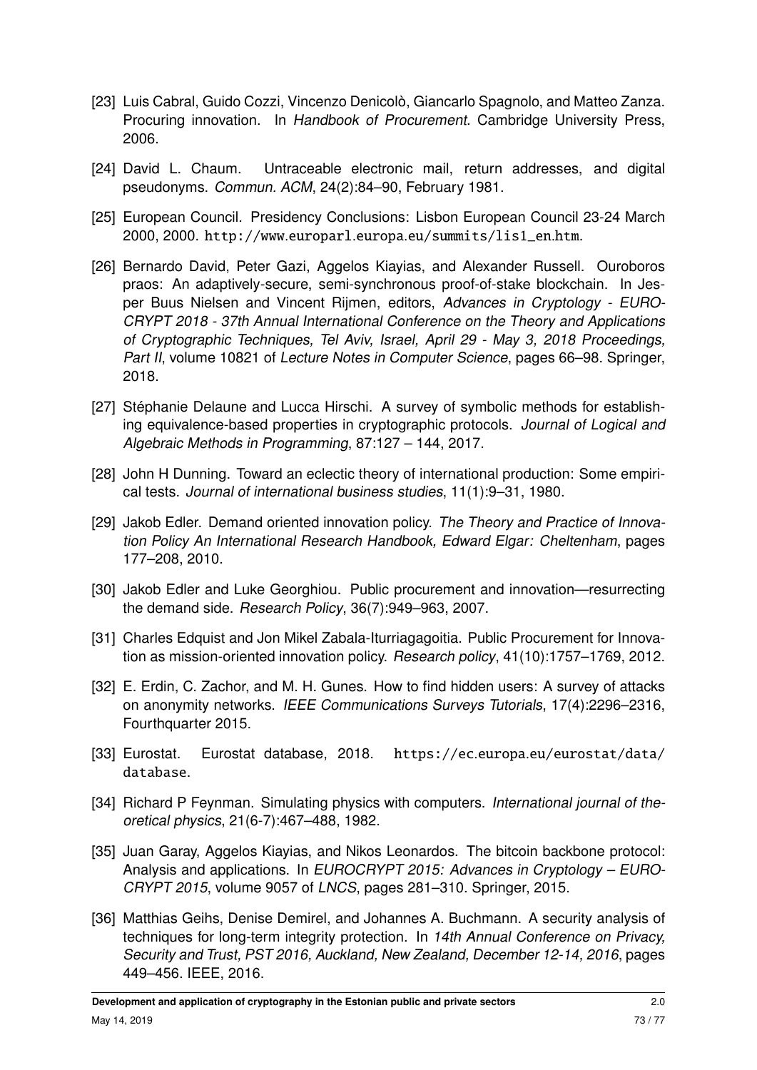[23] Luis Cabral, Guido Cozzi, Vincenzo Denicolò, Giancarlo Spagnolo, and Matteo Zanza. Procuring innovation. In *Handbook of Procurement*. Cambridge University Press, 2006.

[24] David L. Chaum. Untraceable electronic mail, return addresses, and digital pseudonyms. *Commun. ACM*, 24(2):84–90, February 1981.

[25] European Council. Presidency Conclusions: Lisbon European Council 23-24 March 2000, 2000. http://www.europarl.europa.eu/summits/lis1_en.htm.

[26] Bernardo David, Peter Gazi, Aggelos Kiayias, and Alexander Russell. Ouroboros praos: An adaptively-secure, semi-synchronous proof-of-stake blockchain. In Jesper Buus Nielsen and Vincent Rijmen, editors, *Advances in Cryptology - EUROCRYPT 2018 - 37th Annual International Conference on the Theory and Applications of Cryptographic Techniques, Tel Aviv, Israel, April 29 - May 3, 2018 Proceedings, Part II*, volume 10821 of *Lecture Notes in Computer Science*, pages 66–98. Springer, 2018.

[27] Stéphanie Delaune and Lucca Hirschi. A survey of symbolic methods for establishing equivalence-based properties in cryptographic protocols. *Journal of Logical and Algebraic Methods in Programming*, 87:127 – 144, 2017.

[28] John H Dunning. Toward an eclectic theory of international production: Some empirical tests. *Journal of international business studies*, 11(1):9–31, 1980.

[29] Jakob Edler. Demand oriented innovation policy. *The Theory and Practice of Innovation Policy An International Research Handbook, Edward Elgar: Cheltenham*, pages 177–208, 2010.

[30] Jakob Edler and Luke Georghiou. Public procurement and innovation—resurrecting the demand side. *Research Policy*, 36(7):949–963, 2007.

[31] Charles Edquist and Jon Mikel Zabala-Iturriagagoitia. Public Procurement for Innovation as mission-oriented innovation policy. *Research policy*, 41(10):1757–1769, 2012.

[32] E. Erdin, C. Zachor, and M. H. Gunes. How to find hidden users: A survey of attacks on anonymity networks. *IEEE Communications Surveys Tutorials*, 17(4):2296–2316, Fourthquarter 2015.

[33] Eurostat. Eurostat database, 2018. https://ec.europa.eu/eurostat/data/database.

[34] Richard P Feynman. Simulating physics with computers. *International journal of theoretical physics*, 21(6-7):467–488, 1982.

[35] Juan Garay, Aggelos Kiayias, and Nikos Leonardos. The bitcoin backbone protocol: Analysis and applications. In *EUROCRYPT 2015: Advances in Cryptology – EUROCRYPT 2015*, volume 9057 of *LNCS*, pages 281–310. Springer, 2015.

[36] Matthias Geihs, Denise Demirel, and Johannes A. Buchmann. A security analysis of techniques for long-term integrity protection. In *14th Annual Conference on Privacy, Security and Trust, PST 2016, Auckland, New Zealand, December 12-14, 2016*, pages 449–456. IEEE, 2016.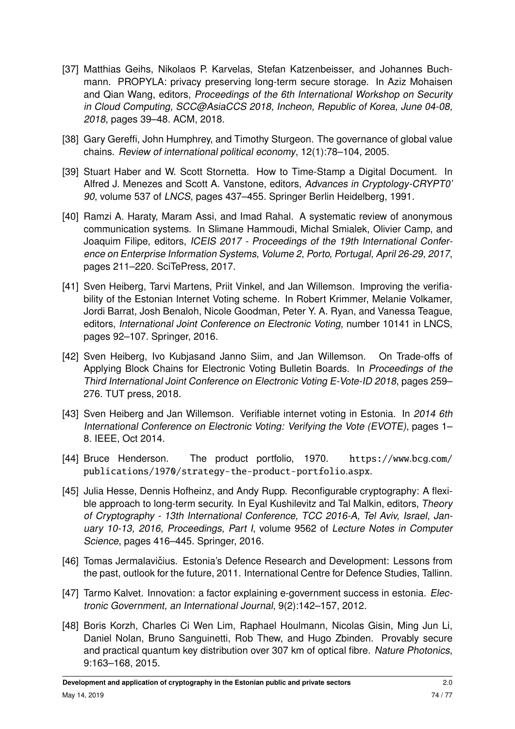[37] Matthias Geihs, Nikolaos P. Karvelas, Stefan Katzenbeisser, and Johannes Buchmann. PROPYLA: privacy preserving long-term secure storage. In Aziz Mohaisen and Qian Wang, editors, *Proceedings of the 6th International Workshop on Security in Cloud Computing, SCC@AsiaCCS 2018, Incheon, Republic of Korea, June 04-08, 2018*, pages 39–48. ACM, 2018.

[38] Gary Gereffi, John Humphrey, and Timothy Sturgeon. The governance of global value chains. *Review of international political economy*, 12(1):78–104, 2005.

[39] Stuart Haber and W. Scott Stornetta. How to Time-Stamp a Digital Document. In Alfred J. Menezes and Scott A. Vanstone, editors, *Advances in Cryptology-CRYPT0' 90*, volume 537 of *LNCS*, pages 437–455. Springer Berlin Heidelberg, 1991.

[40] Ramzi A. Haraty, Maram Assi, and Imad Rahal. A systematic review of anonymous communication systems. In Slimane Hammoudi, Michal Smialek, Olivier Camp, and Joaquim Filipe, editors, *ICEIS 2017 - Proceedings of the 19th International Conference on Enterprise Information Systems, Volume 2, Porto, Portugal, April 26-29, 2017*, pages 211–220. SciTePress, 2017.

[41] Sven Heiberg, Tarvi Martens, Priit Vinkel, and Jan Willemson. Improving the verifiability of the Estonian Internet Voting scheme. In Robert Krimmer, Melanie Volkamer, Jordi Barrat, Josh Benaloh, Nicole Goodman, Peter Y. A. Ryan, and Vanessa Teague, editors, *International Joint Conference on Electronic Voting*, number 10141 in LNCS, pages 92–107. Springer, 2016.

[42] Sven Heiberg, Ivo Kubjasand Janno Siim, and Jan Willemson. On Trade-offs of Applying Block Chains for Electronic Voting Bulletin Boards. In *Proceedings of the Third International Joint Conference on Electronic Voting E-Vote-ID 2018*, pages 259–276. TUT press, 2018.

[43] Sven Heiberg and Jan Willemson. Verifiable internet voting in Estonia. In *2014 6th International Conference on Electronic Voting: Verifying the Vote (EVOTE)*, pages 1–8. IEEE, Oct 2014.

[44] Bruce Henderson. The product portfolio, 1970. https://www.bcg.com/publications/1970/strategy-the-product-portfolio.aspx.

[45] Julia Hesse, Dennis Hofheinz, and Andy Rupp. Reconfigurable cryptography: A flexible approach to long-term security. In Eyal Kushilevitz and Tal Malkin, editors, *Theory of Cryptography - 13th International Conference, TCC 2016-A, Tel Aviv, Israel, January 10-13, 2016, Proceedings, Part I*, volume 9562 of *Lecture Notes in Computer Science*, pages 416–445. Springer, 2016.

[46] Tomas Jermalavičius. Estonia's Defence Research and Development: Lessons from the past, outlook for the future, 2011. International Centre for Defence Studies, Tallinn.

[47] Tarmo Kalvet. Innovation: a factor explaining e-government success in estonia. *Electronic Government, an International Journal*, 9(2):142–157, 2012.

[48] Boris Korzh, Charles Ci Wen Lim, Raphael Houlmann, Nicolas Gisin, Ming Jun Li, Daniel Nolan, Bruno Sanguinetti, Rob Thew, and Hugo Zbinden. Provably secure and practical quantum key distribution over 307 km of optical fibre. *Nature Photonics*, 9:163–168, 2015.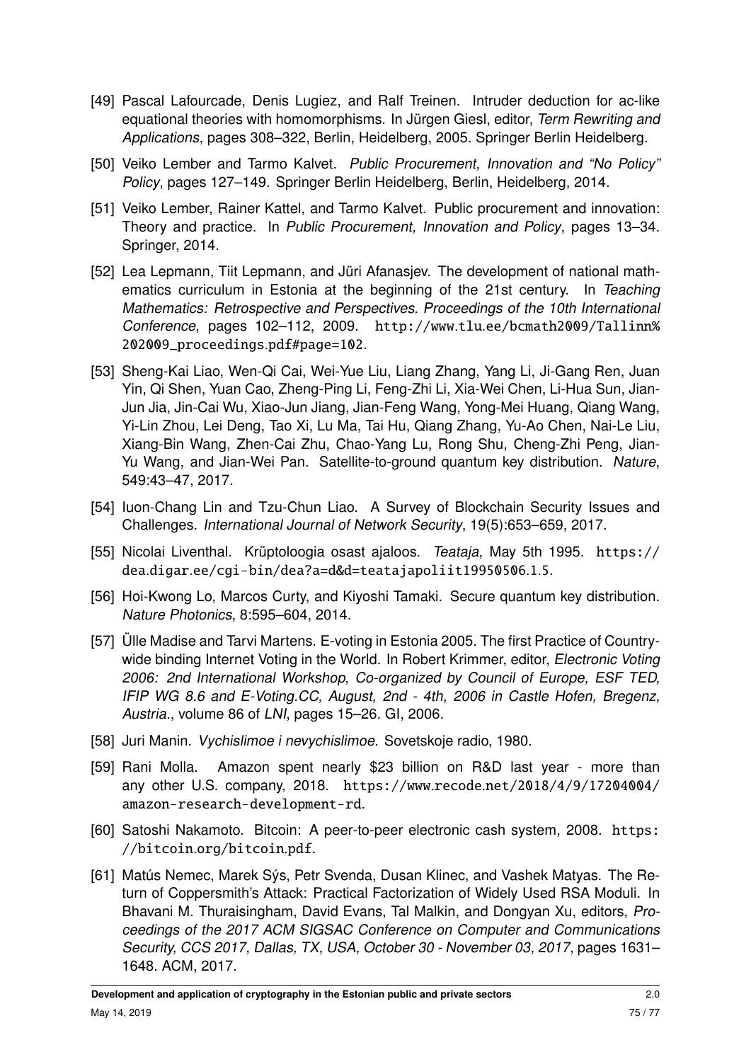[49] Pascal Lafourcade, Denis Lugiez, and Ralf Treinen. Intruder deduction for ac-like equational theories with homomorphisms. In Jürgen Giesl, editor, *Term Rewriting and Applications*, pages 308–322, Berlin, Heidelberg, 2005. Springer Berlin Heidelberg.

[50] Veiko Lember and Tarmo Kalvet. *Public Procurement, Innovation and "No Policy" Policy*, pages 127–149. Springer Berlin Heidelberg, Berlin, Heidelberg, 2014.

[51] Veiko Lember, Rainer Kattel, and Tarmo Kalvet. Public procurement and innovation: Theory and practice. In *Public Procurement, Innovation and Policy*, pages 13–34. Springer, 2014.

[52] Lea Lepmann, Tiit Lepmann, and Jüri Afanasjev. The development of national mathematics curriculum in Estonia at the beginning of the 21st century. In *Teaching Mathematics: Retrospective and Perspectives. Proceedings of the 10th International Conference*, pages 102–112, 2009. http://www.tlu.ee/bcmath2009/Tallinn%202009_proceedings.pdf#page=102.

[53] Sheng-Kai Liao, Wen-Qi Cai, Wei-Yue Liu, Liang Zhang, Yang Li, Ji-Gang Ren, Juan Yin, Qi Shen, Yuan Cao, Zheng-Ping Li, Feng-Zhi Li, Xia-Wei Chen, Li-Hua Sun, Jian-Jun Jia, Jin-Cai Wu, Xiao-Jun Jiang, Jian-Feng Wang, Yong-Mei Huang, Qiang Wang, Yi-Lin Zhou, Lei Deng, Tao Xi, Lu Ma, Tai Hu, Qiang Zhang, Yu-Ao Chen, Nai-Le Liu, Xiang-Bin Wang, Zhen-Cai Zhu, Chao-Yang Lu, Rong Shu, Cheng-Zhi Peng, Jian-Yu Wang, and Jian-Wei Pan. Satellite-to-ground quantum key distribution. *Nature*, 549:43–47, 2017.

[54] Iuon-Chang Lin and Tzu-Chun Liao. A Survey of Blockchain Security Issues and Challenges. *International Journal of Network Security*, 19(5):653–659, 2017.

[55] Nicolai Liventhal. Krüptoloogia osast ajaloos. *Teataja*, May 5th 1995. https://dea.digar.ee/cgi-bin/dea?a=d&d=teatajapoliit19950506.1.5.

[56] Hoi-Kwong Lo, Marcos Curty, and Kiyoshi Tamaki. Secure quantum key distribution. *Nature Photonics*, 8:595–604, 2014.

[57] Ülle Madise and Tarvi Martens. E-voting in Estonia 2005. The first Practice of Country-wide binding Internet Voting in the World. In Robert Krimmer, editor, *Electronic Voting 2006: 2nd International Workshop, Co-organized by Council of Europe, ESF TED, IFIP WG 8.6 and E-Voting.CC, August, 2nd - 4th, 2006 in Castle Hofen, Bregenz, Austria.*, volume 86 of *LNI*, pages 15–26. GI, 2006.

[58] Juri Manin. *Vychislimoe i nevychislimoe.* Sovetskoje radio, 1980.

[59] Rani Molla. Amazon spent nearly $23 billion on R&D last year - more than any other U.S. company, 2018. https://www.recode.net/2018/4/9/17204004/amazon-research-development-rd.

[60] Satoshi Nakamoto. Bitcoin: A peer-to-peer electronic cash system, 2008. https://bitcoin.org/bitcoin.pdf.

[61] Matús Nemec, Marek Sýs, Petr Svenda, Dusan Klinec, and Vashek Matyas. The Return of Coppersmith's Attack: Practical Factorization of Widely Used RSA Moduli. In Bhavani M. Thuraisingham, David Evans, Tal Malkin, and Dongyan Xu, editors, *Proceedings of the 2017 ACM SIGSAC Conference on Computer and Communications Security, CCS 2017, Dallas, TX, USA, October 30 - November 03, 2017*, pages 1631–1648. ACM, 2017.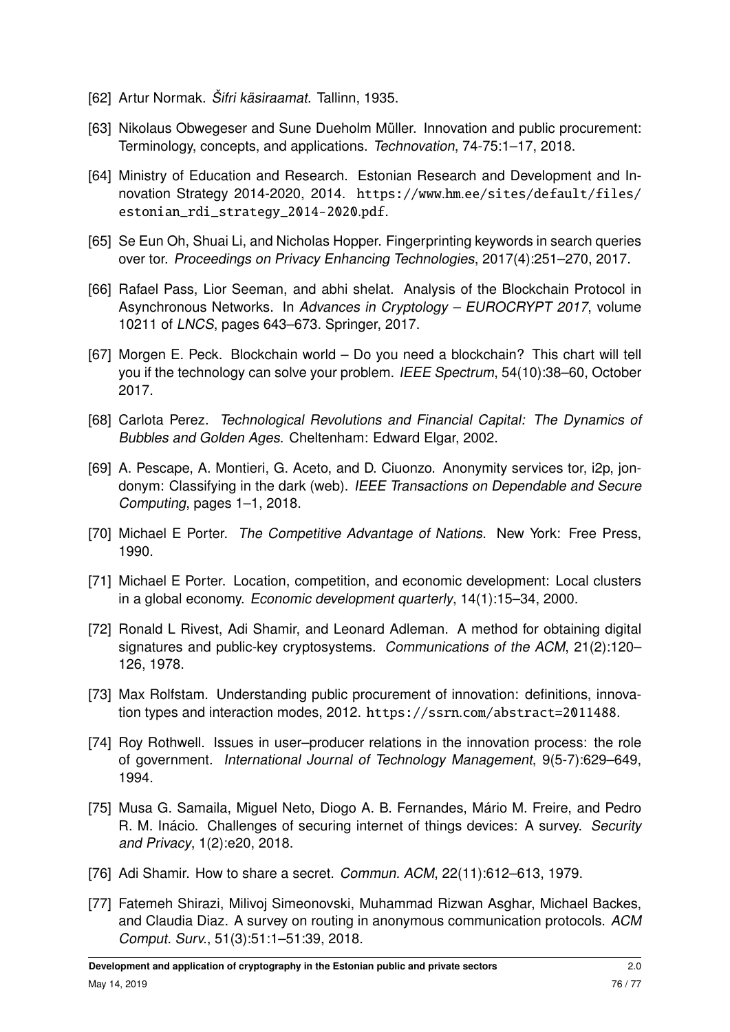[62] Artur Normak. *Šifri käsiraamat*. Tallinn, 1935.

[63] Nikolaus Obwegeser and Sune Dueholm Müller. Innovation and public procurement: Terminology, concepts, and applications. *Technovation*, 74-75:1–17, 2018.

[64] Ministry of Education and Research. Estonian Research and Development and Innovation Strategy 2014-2020, 2014. https://www.hm.ee/sites/default/files/estonian_rdi_strategy_2014-2020.pdf.

[65] Se Eun Oh, Shuai Li, and Nicholas Hopper. Fingerprinting keywords in search queries over tor. *Proceedings on Privacy Enhancing Technologies*, 2017(4):251–270, 2017.

[66] Rafael Pass, Lior Seeman, and abhi shelat. Analysis of the Blockchain Protocol in Asynchronous Networks. In *Advances in Cryptology – EUROCRYPT 2017*, volume 10211 of *LNCS*, pages 643–673. Springer, 2017.

[67] Morgen E. Peck. Blockchain world – Do you need a blockchain? This chart will tell you if the technology can solve your problem. *IEEE Spectrum*, 54(10):38–60, October 2017.

[68] Carlota Perez. *Technological Revolutions and Financial Capital: The Dynamics of Bubbles and Golden Ages*. Cheltenham: Edward Elgar, 2002.

[69] A. Pescape, A. Montieri, G. Aceto, and D. Ciuonzo. Anonymity services tor, i2p, jondonym: Classifying in the dark (web). *IEEE Transactions on Dependable and Secure Computing*, pages 1–1, 2018.

[70] Michael E Porter. *The Competitive Advantage of Nations*. New York: Free Press, 1990.

[71] Michael E Porter. Location, competition, and economic development: Local clusters in a global economy. *Economic development quarterly*, 14(1):15–34, 2000.

[72] Ronald L Rivest, Adi Shamir, and Leonard Adleman. A method for obtaining digital signatures and public-key cryptosystems. *Communications of the ACM*, 21(2):120–126, 1978.

[73] Max Rolfstam. Understanding public procurement of innovation: definitions, innovation types and interaction modes, 2012. https://ssrn.com/abstract=2011488.

[74] Roy Rothwell. Issues in user–producer relations in the innovation process: the role of government. *International Journal of Technology Management*, 9(5-7):629–649, 1994.

[75] Musa G. Samaila, Miguel Neto, Diogo A. B. Fernandes, Mário M. Freire, and Pedro R. M. Inácio. Challenges of securing internet of things devices: A survey. *Security and Privacy*, 1(2):e20, 2018.

[76] Adi Shamir. How to share a secret. *Commun. ACM*, 22(11):612–613, 1979.

[77] Fatemeh Shirazi, Milivoj Simeonovski, Muhammad Rizwan Asghar, Michael Backes, and Claudia Diaz. A survey on routing in anonymous communication protocols. *ACM Comput. Surv.*, 51(3):51:1–51:39, 2018.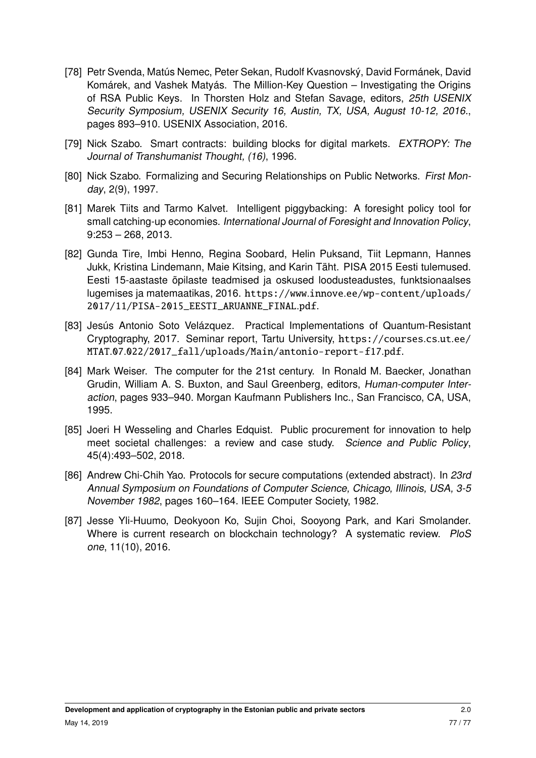[78] Petr Svenda, Matús Nemec, Peter Sekan, Rudolf Kvasnovský, David Formánek, David Komárek, and Vashek Matyás. The Million-Key Question – Investigating the Origins of RSA Public Keys. In Thorsten Holz and Stefan Savage, editors, *25th USENIX Security Symposium, USENIX Security 16, Austin, TX, USA, August 10-12, 2016.*, pages 893–910. USENIX Association, 2016.

[79] Nick Szabo. Smart contracts: building blocks for digital markets. *EXTROPY: The Journal of Transhumanist Thought, (16)*, 1996.

[80] Nick Szabo. Formalizing and Securing Relationships on Public Networks. *First Monday*, 2(9), 1997.

[81] Marek Tiits and Tarmo Kalvet. Intelligent piggybacking: A foresight policy tool for small catching-up economies. *International Journal of Foresight and Innovation Policy*, 9:253 – 268, 2013.

[82] Gunda Tire, Imbi Henno, Regina Soobard, Helin Puksand, Tiit Lepmann, Hannes Jukk, Kristina Lindemann, Maie Kitsing, and Karin Täht. PISA 2015 Eesti tulemused. Eesti 15-aastaste õpilaste teadmised ja oskused loodusteadustes, funktsionaalses lugemises ja matemaatikas, 2016. https://www.innove.ee/wp-content/uploads/2017/11/PISA-2015_EESTI_ARUANNE_FINAL.pdf.

[83] Jesús Antonio Soto Velázquez. Practical Implementations of Quantum-Resistant Cryptography, 2017. Seminar report, Tartu University, https://courses.cs.ut.ee/MTAT.07.022/2017_fall/uploads/Main/antonio-report-f17.pdf.

[84] Mark Weiser. The computer for the 21st century. In Ronald M. Baecker, Jonathan Grudin, William A. S. Buxton, and Saul Greenberg, editors, *Human-computer Interaction*, pages 933–940. Morgan Kaufmann Publishers Inc., San Francisco, CA, USA, 1995.

[85] Joeri H Wesseling and Charles Edquist. Public procurement for innovation to help meet societal challenges: a review and case study. *Science and Public Policy*, 45(4):493–502, 2018.

[86] Andrew Chi-Chih Yao. Protocols for secure computations (extended abstract). In *23rd Annual Symposium on Foundations of Computer Science, Chicago, Illinois, USA, 3-5 November 1982*, pages 160–164. IEEE Computer Society, 1982.

[87] Jesse Yli-Huumo, Deokyoon Ko, Sujin Choi, Sooyong Park, and Kari Smolander. Where is current research on blockchain technology? A systematic review. *PloS one*, 11(10), 2016.